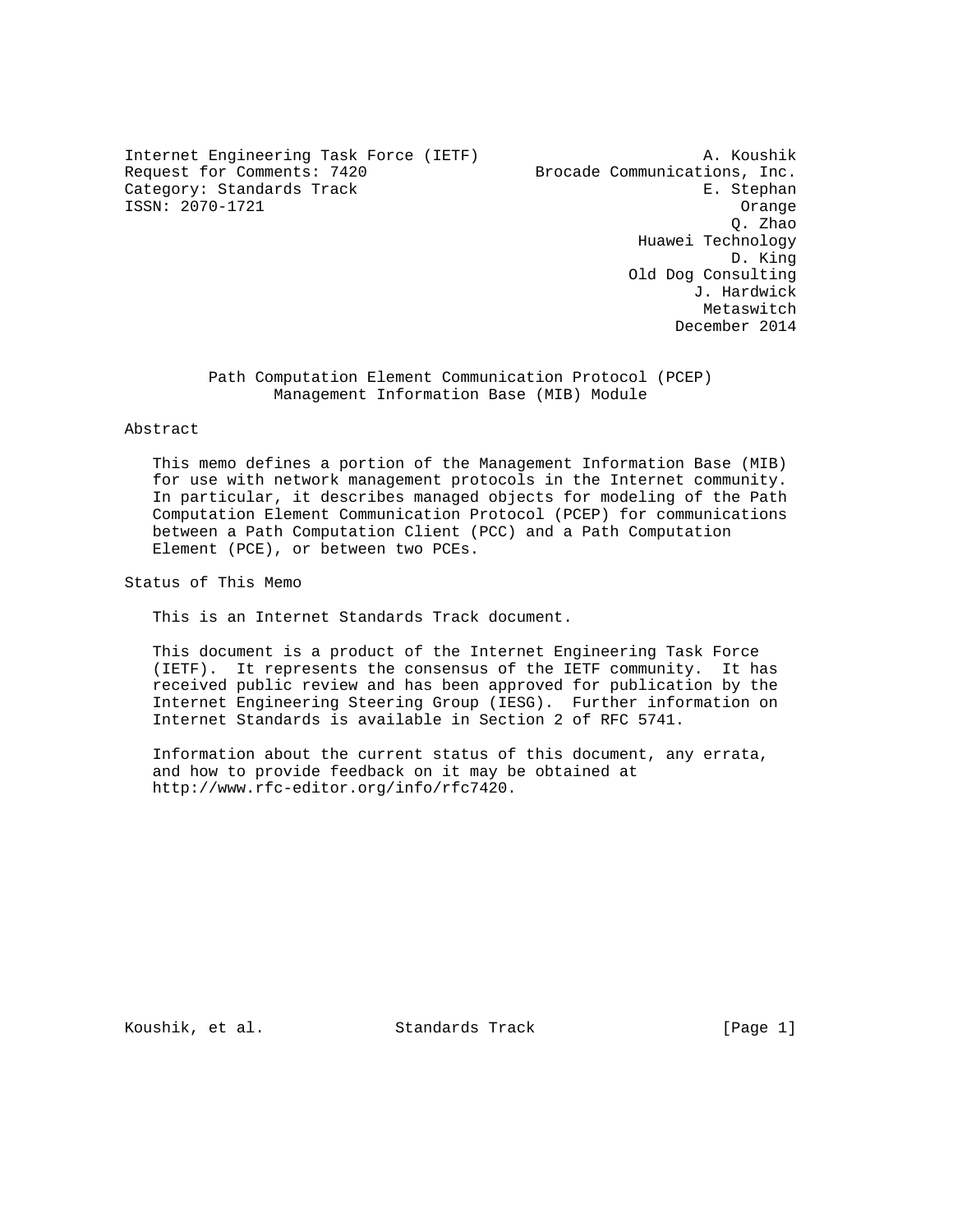Internet Engineering Task Force (IETF)
Request for Comments: 7420
Category: Standards Track
ISSN: 2070-1721

A. Koushik
Brocade Communications, Inc.
E. Stephan
Orange
Q. Zhao
Huawei Technology
D. King
Old Dog Consulting
J. Hardwick
Metaswitch
December 2014

# Path Computation Element Communication Protocol (PCEP) Management Information Base (MIB) Module

## Abstract

This memo defines a portion of the Management Information Base (MIB) for use with network management protocols in the Internet community. In particular, it describes managed objects for modeling of the Path Computation Element Communication Protocol (PCEP) for communications between a Path Computation Client (PCC) and a Path Computation Element (PCE), or between two PCEs.

## Status of This Memo

This is an Internet Standards Track document.

This document is a product of the Internet Engineering Task Force (IETF). It represents the consensus of the IETF community. It has received public review and has been approved for publication by the Internet Engineering Steering Group (IESG). Further information on Internet Standards is available in Section 2 of RFC 5741.

Information about the current status of this document, any errata, and how to provide feedback on it may be obtained at http://www.rfc-editor.org/info/rfc7420.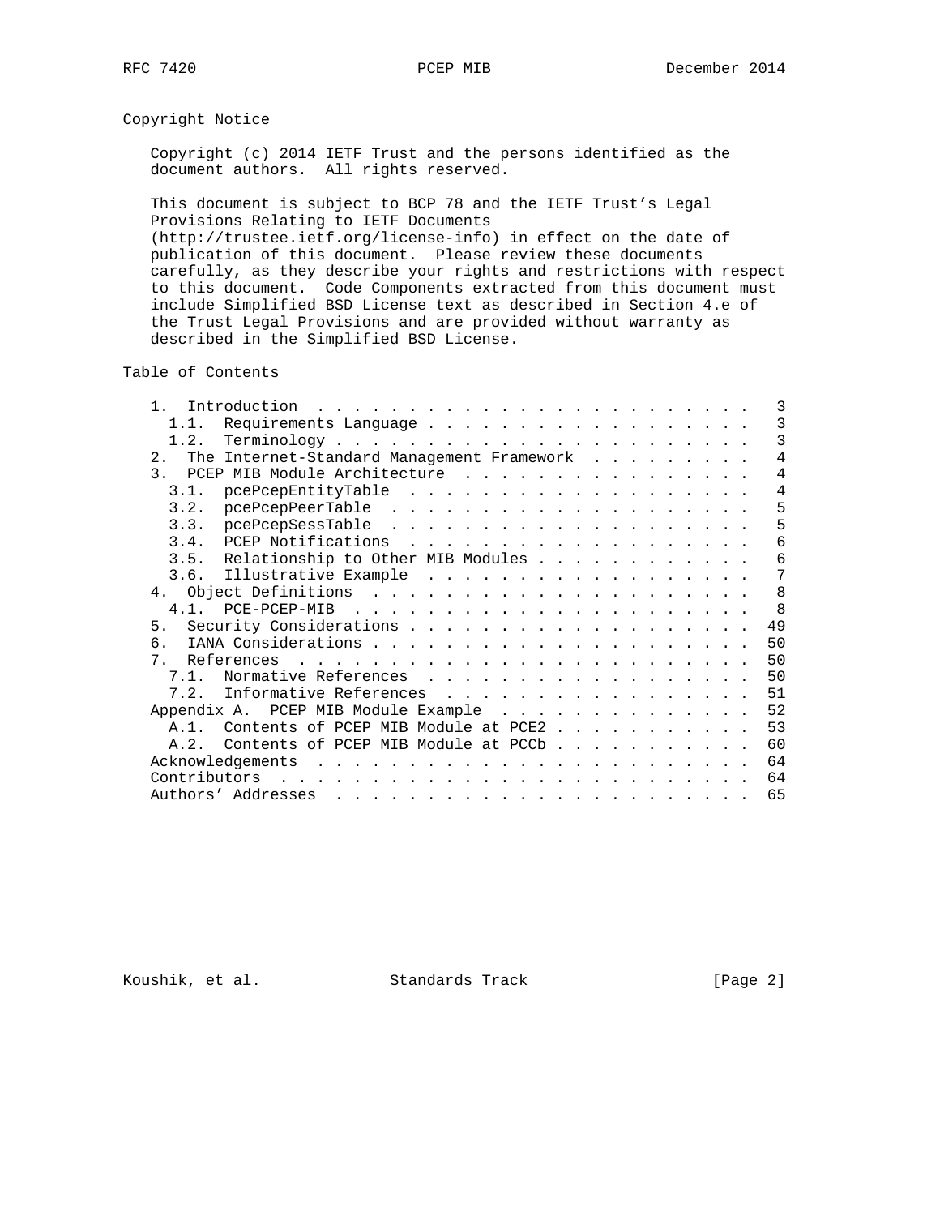## Copyright Notice

Copyright (c) 2014 IETF Trust and the persons identified as the document authors. All rights reserved.

This document is subject to BCP 78 and the IETF Trust's Legal Provisions Relating to IETF Documents (http://trustee.ietf.org/license-info) in effect on the date of publication of this document. Please review these documents carefully, as they describe your rights and restrictions with respect to this document. Code Components extracted from this document must include Simplified BSD License text as described in Section 4.e of the Trust Legal Provisions and are provided without warranty as described in the Simplified BSD License.

## Table of Contents

```
   1.  Introduction . . . . . . . . . . . . . . . . . . . . . . . .   3
     1.1.  Requirements Language  . . . . . . . . . . . . . . . . .   3
     1.2.  Terminology  . . . . . . . . . . . . . . . . . . . . . .   3
   2.  The Internet-Standard Management Framework . . . . . . . . .   4
   3.  PCEP MIB Module Architecture . . . . . . . . . . . . . . . .   4
     3.1.  pcePcepEntityTable . . . . . . . . . . . . . . . . . . .   4
     3.2.  pcePcepPeerTable . . . . . . . . . . . . . . . . . . . .   5
     3.3.  pcePcepSessTable . . . . . . . . . . . . . . . . . . . .   5
     3.4.  PCEP Notifications . . . . . . . . . . . . . . . . . . .   6
     3.5.  Relationship to Other MIB Modules  . . . . . . . . . . .   6
     3.6.  Illustrative Example . . . . . . . . . . . . . . . . . .   7
   4.  Object Definitions . . . . . . . . . . . . . . . . . . . . .   8
     4.1.  PCE-PCEP-MIB . . . . . . . . . . . . . . . . . . . . . .   8
   5.  Security Considerations  . . . . . . . . . . . . . . . . . .  49
   6.  IANA Considerations  . . . . . . . . . . . . . . . . . . . .  50
   7.  References . . . . . . . . . . . . . . . . . . . . . . . . .  50
     7.1.  Normative References . . . . . . . . . . . . . . . . . .  50
     7.2.  Informative References . . . . . . . . . . . . . . . . .  51
   Appendix A.  PCEP MIB Module Example . . . . . . . . . . . . . .  52
     A.1.  Contents of PCEP MIB Module at PCE2  . . . . . . . . . .  53
     A.2.  Contents of PCEP MIB Module at PCCb  . . . . . . . . . .  60
   Acknowledgements . . . . . . . . . . . . . . . . . . . . . . . .  64
   Contributors . . . . . . . . . . . . . . . . . . . . . . . . . .  64
   Authors' Addresses . . . . . . . . . . . . . . . . . . . . . . .  65
```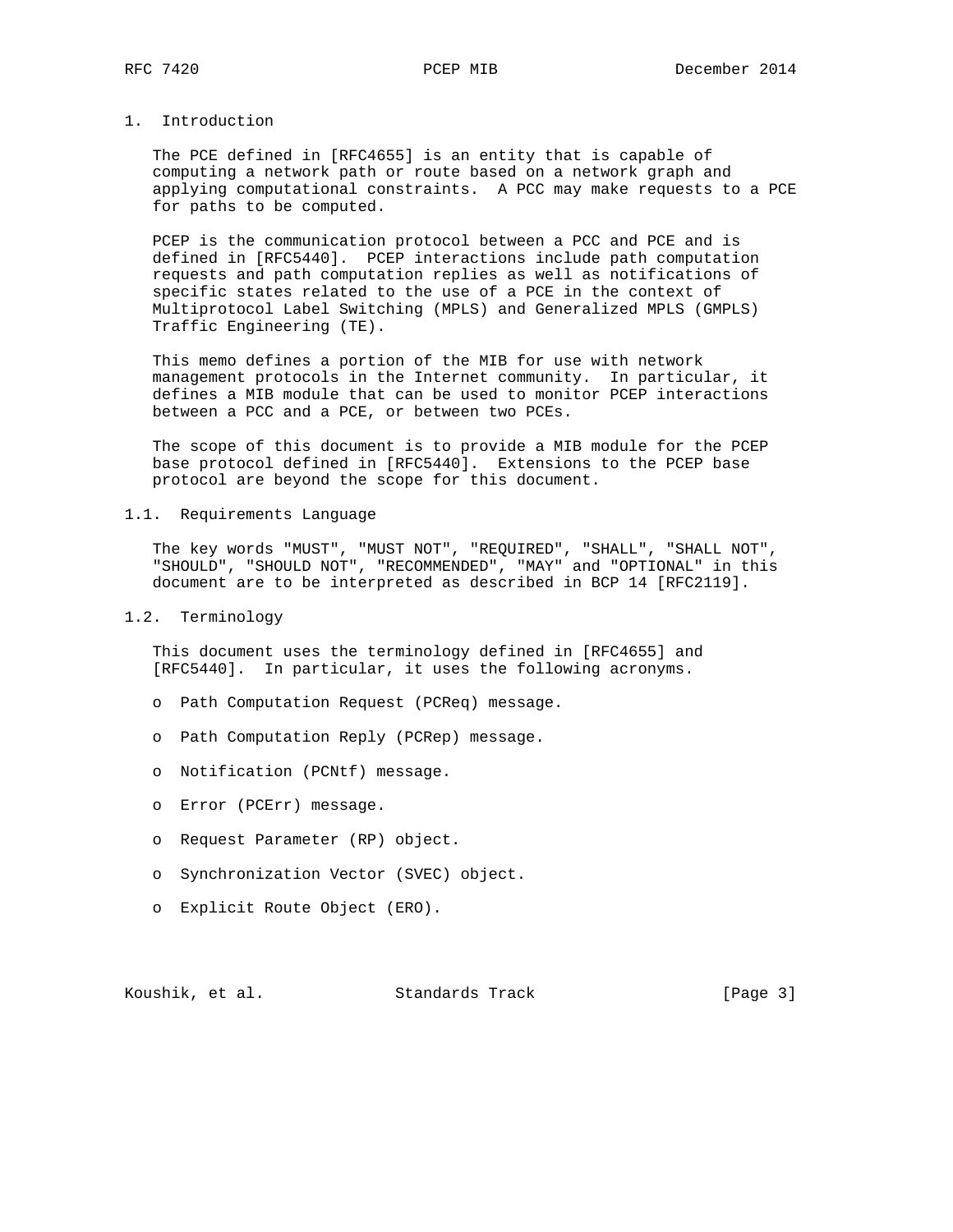# 1. Introduction

The PCE defined in [RFC4655] is an entity that is capable of computing a network path or route based on a network graph and applying computational constraints. A PCC may make requests to a PCE for paths to be computed.

PCEP is the communication protocol between a PCC and PCE and is defined in [RFC5440]. PCEP interactions include path computation requests and path computation replies as well as notifications of specific states related to the use of a PCE in the context of Multiprotocol Label Switching (MPLS) and Generalized MPLS (GMPLS) Traffic Engineering (TE).

This memo defines a portion of the MIB for use with network management protocols in the Internet community. In particular, it defines a MIB module that can be used to monitor PCEP interactions between a PCC and a PCE, or between two PCEs.

The scope of this document is to provide a MIB module for the PCEP base protocol defined in [RFC5440]. Extensions to the PCEP base protocol are beyond the scope for this document.

## 1.1. Requirements Language

The key words "MUST", "MUST NOT", "REQUIRED", "SHALL", "SHALL NOT", "SHOULD", "SHOULD NOT", "RECOMMENDED", "MAY" and "OPTIONAL" in this document are to be interpreted as described in BCP 14 [RFC2119].

## 1.2. Terminology

This document uses the terminology defined in [RFC4655] and [RFC5440]. In particular, it uses the following acronyms.

- Path Computation Request (PCReq) message.
- Path Computation Reply (PCRep) message.
- Notification (PCNtf) message.
- Error (PCErr) message.
- Request Parameter (RP) object.
- Synchronization Vector (SVEC) object.
- Explicit Route Object (ERO).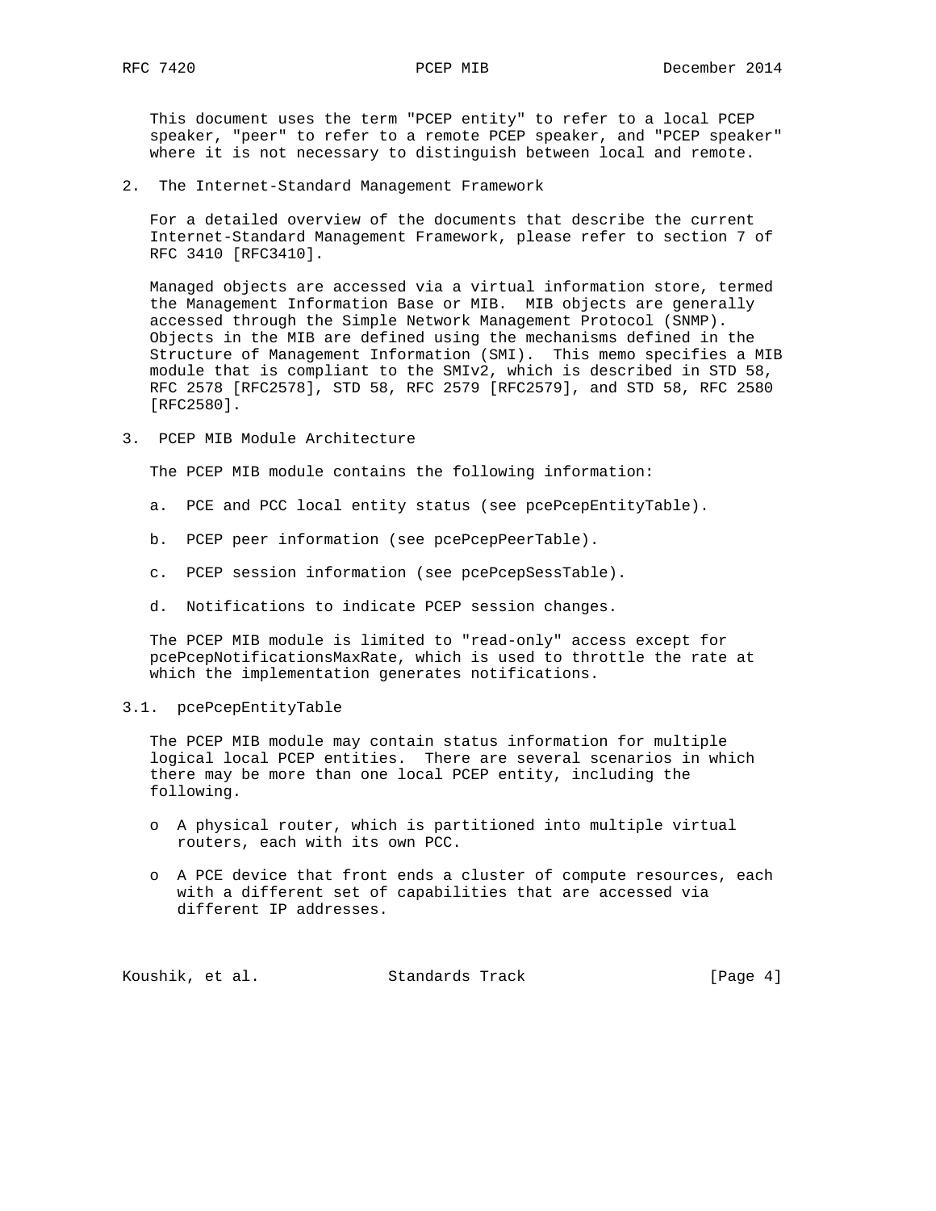This document uses the term "PCEP entity" to refer to a local PCEP speaker, "peer" to refer to a remote PCEP speaker, and "PCEP speaker" where it is not necessary to distinguish between local and remote.

## 2. The Internet-Standard Management Framework

For a detailed overview of the documents that describe the current Internet-Standard Management Framework, please refer to section 7 of RFC 3410 [RFC3410].

Managed objects are accessed via a virtual information store, termed the Management Information Base or MIB. MIB objects are generally accessed through the Simple Network Management Protocol (SNMP). Objects in the MIB are defined using the mechanisms defined in the Structure of Management Information (SMI). This memo specifies a MIB module that is compliant to the SMIv2, which is described in STD 58, RFC 2578 [RFC2578], STD 58, RFC 2579 [RFC2579], and STD 58, RFC 2580 [RFC2580].

## 3. PCEP MIB Module Architecture

The PCEP MIB module contains the following information:

a. PCE and PCC local entity status (see pcePcepEntityTable).

b. PCEP peer information (see pcePcepPeerTable).

c. PCEP session information (see pcePcepSessTable).

d. Notifications to indicate PCEP session changes.

The PCEP MIB module is limited to "read-only" access except for pcePcepNotificationsMaxRate, which is used to throttle the rate at which the implementation generates notifications.

### 3.1. pcePcepEntityTable

The PCEP MIB module may contain status information for multiple logical local PCEP entities. There are several scenarios in which there may be more than one local PCEP entity, including the following.

- A physical router, which is partitioned into multiple virtual routers, each with its own PCC.
- A PCE device that front ends a cluster of compute resources, each with a different set of capabilities that are accessed via different IP addresses.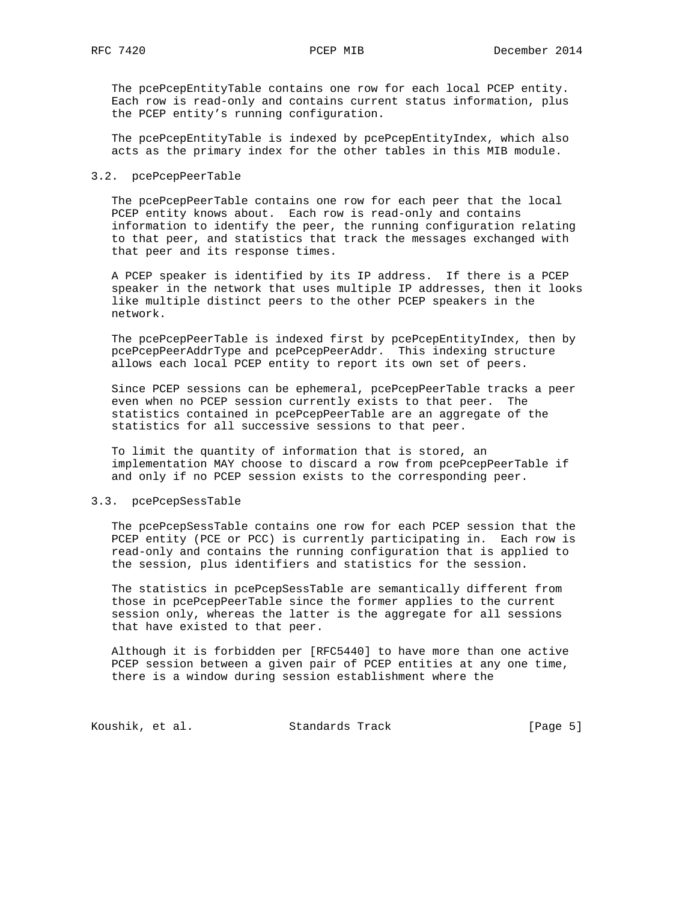The pcePcepEntityTable contains one row for each local PCEP entity. Each row is read-only and contains current status information, plus the PCEP entity's running configuration.

The pcePcepEntityTable is indexed by pcePcepEntityIndex, which also acts as the primary index for the other tables in this MIB module.

### 3.2. pcePcepPeerTable

The pcePcepPeerTable contains one row for each peer that the local PCEP entity knows about. Each row is read-only and contains information to identify the peer, the running configuration relating to that peer, and statistics that track the messages exchanged with that peer and its response times.

A PCEP speaker is identified by its IP address. If there is a PCEP speaker in the network that uses multiple IP addresses, then it looks like multiple distinct peers to the other PCEP speakers in the network.

The pcePcepPeerTable is indexed first by pcePcepEntityIndex, then by pcePcepPeerAddrType and pcePcepPeerAddr. This indexing structure allows each local PCEP entity to report its own set of peers.

Since PCEP sessions can be ephemeral, pcePcepPeerTable tracks a peer even when no PCEP session currently exists to that peer. The statistics contained in pcePcepPeerTable are an aggregate of the statistics for all successive sessions to that peer.

To limit the quantity of information that is stored, an implementation MAY choose to discard a row from pcePcepPeerTable if and only if no PCEP session exists to the corresponding peer.

### 3.3. pcePcepSessTable

The pcePcepSessTable contains one row for each PCEP session that the PCEP entity (PCE or PCC) is currently participating in. Each row is read-only and contains the running configuration that is applied to the session, plus identifiers and statistics for the session.

The statistics in pcePcepSessTable are semantically different from those in pcePcepPeerTable since the former applies to the current session only, whereas the latter is the aggregate for all sessions that have existed to that peer.

Although it is forbidden per [RFC5440] to have more than one active PCEP session between a given pair of PCEP entities at any one time, there is a window during session establishment where the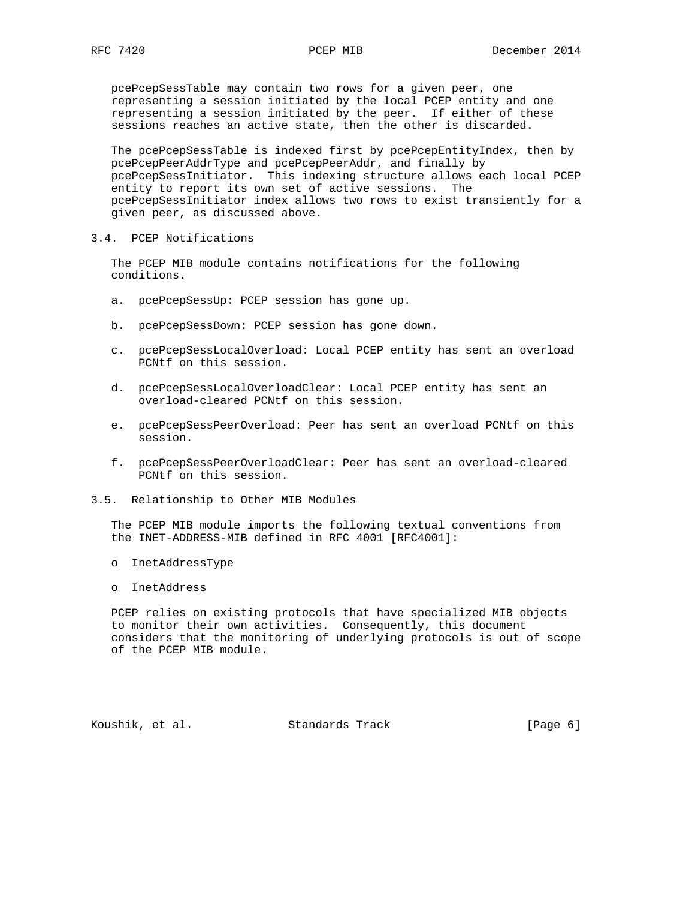pcePcepSessTable may contain two rows for a given peer, one representing a session initiated by the local PCEP entity and one representing a session initiated by the peer. If either of these sessions reaches an active state, then the other is discarded.

The pcePcepSessTable is indexed first by pcePcepEntityIndex, then by pcePcepPeerAddrType and pcePcepPeerAddr, and finally by pcePcepSessInitiator. This indexing structure allows each local PCEP entity to report its own set of active sessions. The pcePcepSessInitiator index allows two rows to exist transiently for a given peer, as discussed above.

### 3.4. PCEP Notifications

The PCEP MIB module contains notifications for the following conditions.

a. pcePcepSessUp: PCEP session has gone up.

b. pcePcepSessDown: PCEP session has gone down.

c. pcePcepSessLocalOverload: Local PCEP entity has sent an overload PCNtf on this session.

d. pcePcepSessLocalOverloadClear: Local PCEP entity has sent an overload-cleared PCNtf on this session.

e. pcePcepSessPeerOverload: Peer has sent an overload PCNtf on this session.

f. pcePcepSessPeerOverloadClear: Peer has sent an overload-cleared PCNtf on this session.

### 3.5. Relationship to Other MIB Modules

The PCEP MIB module imports the following textual conventions from the INET-ADDRESS-MIB defined in RFC 4001 [RFC4001]:

- InetAddressType
- InetAddress

PCEP relies on existing protocols that have specialized MIB objects to monitor their own activities. Consequently, this document considers that the monitoring of underlying protocols is out of scope of the PCEP MIB module.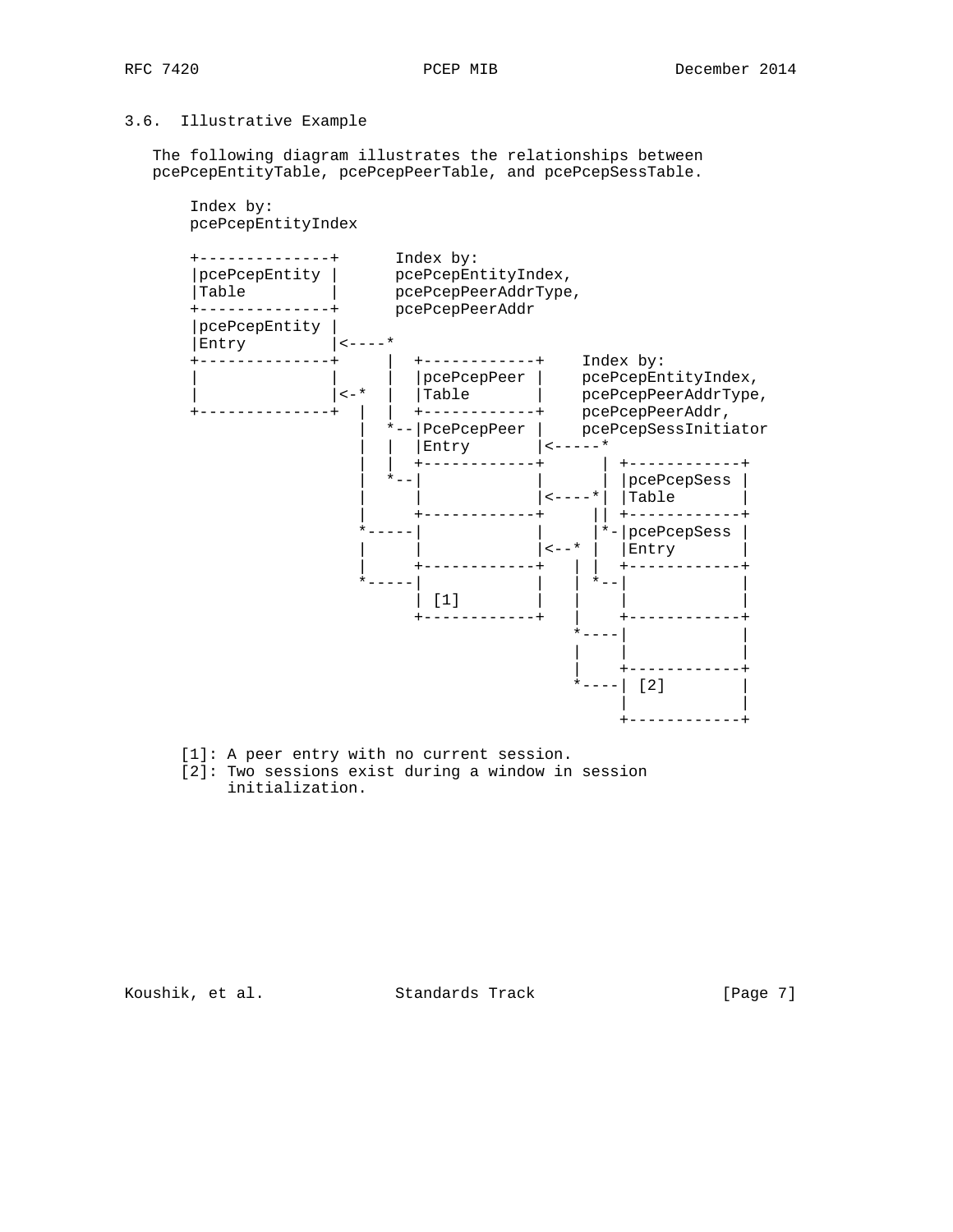### 3.6. Illustrative Example

The following diagram illustrates the relationships between pcePcepEntityTable, pcePcepPeerTable, and pcePcepSessTable.

```
   Index by:
   pcePcepEntityIndex

   +--------------+      Index by:
   |pcePcepEntity |      pcePcepEntityIndex,
   |Table         |      pcePcepPeerAddrType,
   +--------------+      pcePcepPeerAddr
   |pcePcepEntity |
   |Entry         |<----*
   +--------------+     |  +------------+    Index by:
   |              |     |  |pcePcepPeer |    pcePcepEntityIndex,
   |              |<-*  |  |Table       |    pcePcepPeerAddrType,
   +--------------+  |  |  +------------+    pcePcepPeerAddr,
                     |  *--|PcePcepPeer |    pcePcepSessInitiator
                     |  |  |Entry       |<-----*
                     |  |  +------------+      | +------------+
                     |  *--|            |      | |pcePcepSess |
                     |     |            |<----*| |Table       |
                     |     +------------+     || +------------+
                     *-----|            |     |*-|pcePcepSess |
                     |     |            |<--* |  |Entry       |
                     |     +------------+   | |  +------------+
                     *-----|            |   | *--|            |
                           | [1]        |   |    |            |
                           +------------+   |    +------------+
                                            *----|            |
                                            |    |            |
                                            |    +------------+
                                            *----| [2]        |
                                                 |            |
                                                 +------------+
```

[1]: A peer entry with no current session.
[2]: Two sessions exist during a window in session initialization.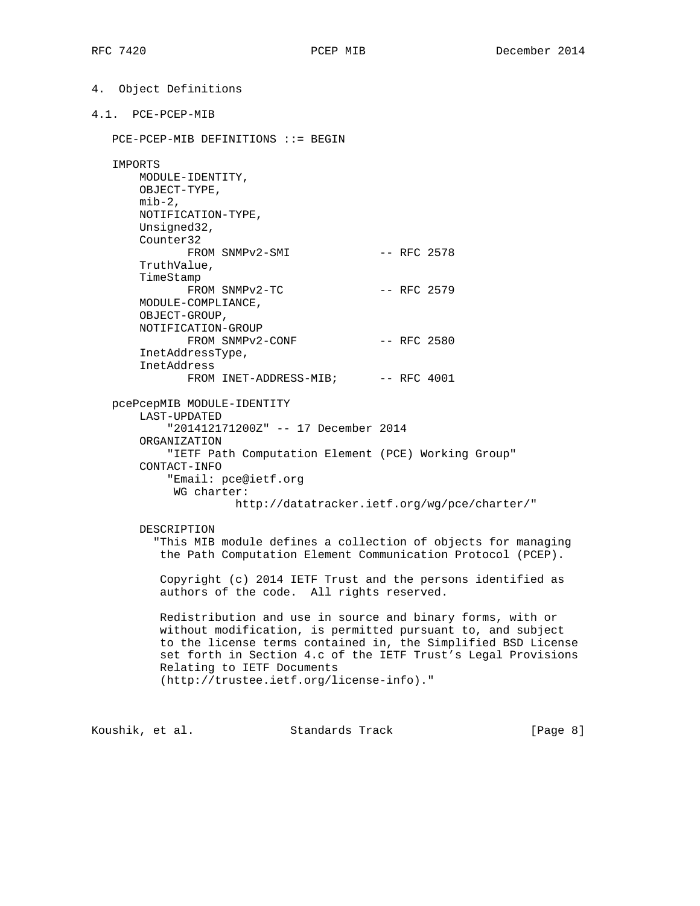## 4. Object Definitions

### 4.1. PCE-PCEP-MIB

```
   PCE-PCEP-MIB DEFINITIONS ::= BEGIN

   IMPORTS
       MODULE-IDENTITY,
       OBJECT-TYPE,
       mib-2,
       NOTIFICATION-TYPE,
       Unsigned32,
       Counter32
              FROM SNMPv2-SMI              -- RFC 2578
       TruthValue,
       TimeStamp
              FROM SNMPv2-TC               -- RFC 2579
       MODULE-COMPLIANCE,
       OBJECT-GROUP,
       NOTIFICATION-GROUP
              FROM SNMPv2-CONF             -- RFC 2580
       InetAddressType,
       InetAddress
              FROM INET-ADDRESS-MIB;       -- RFC 4001

   pcePcepMIB MODULE-IDENTITY
       LAST-UPDATED
           "201412171200Z" -- 17 December 2014
       ORGANIZATION
           "IETF Path Computation Element (PCE) Working Group"
       CONTACT-INFO
           "Email: pce@ietf.org
            WG charter:
                     http://datatracker.ietf.org/wg/pce/charter/"

       DESCRIPTION
         "This MIB module defines a collection of objects for managing
          the Path Computation Element Communication Protocol (PCEP).

          Copyright (c) 2014 IETF Trust and the persons identified as
          authors of the code.  All rights reserved.

          Redistribution and use in source and binary forms, with or
          without modification, is permitted pursuant to, and subject
          to the license terms contained in, the Simplified BSD License
          set forth in Section 4.c of the IETF Trust's Legal Provisions
          Relating to IETF Documents
          (http://trustee.ietf.org/license-info)."
```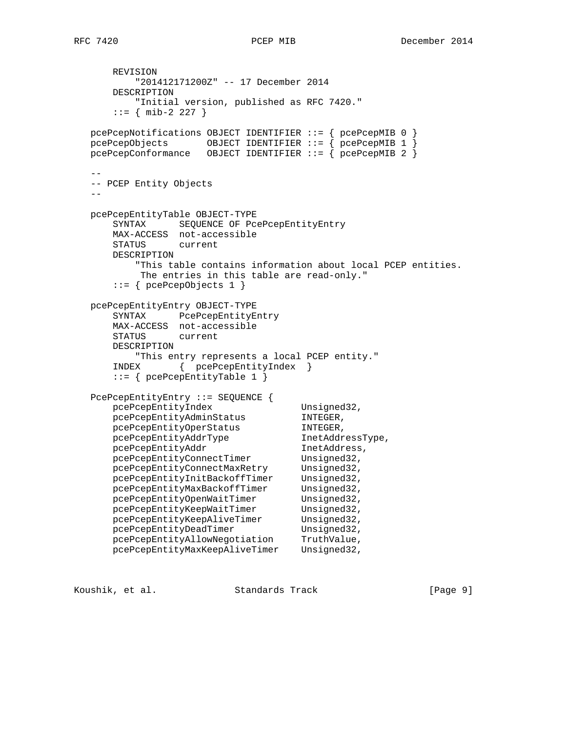```
       REVISION
           "201412171200Z" -- 17 December 2014
       DESCRIPTION
           "Initial version, published as RFC 7420."
       ::= { mib-2 227 }

   pcePcepNotifications OBJECT IDENTIFIER ::= { pcePcepMIB 0 }
   pcePcepObjects       OBJECT IDENTIFIER ::= { pcePcepMIB 1 }
   pcePcepConformance   OBJECT IDENTIFIER ::= { pcePcepMIB 2 }

   --
   -- PCEP Entity Objects
   --

   pcePcepEntityTable OBJECT-TYPE
       SYNTAX      SEQUENCE OF PcePcepEntityEntry
       MAX-ACCESS  not-accessible
       STATUS      current
       DESCRIPTION
           "This table contains information about local PCEP entities.
            The entries in this table are read-only."
       ::= { pcePcepObjects 1 }

   pcePcepEntityEntry OBJECT-TYPE
       SYNTAX      PcePcepEntityEntry
       MAX-ACCESS  not-accessible
       STATUS      current
       DESCRIPTION
           "This entry represents a local PCEP entity."
       INDEX       {  pcePcepEntityIndex  }
       ::= { pcePcepEntityTable 1 }

   PcePcepEntityEntry ::= SEQUENCE {
       pcePcepEntityIndex                Unsigned32,
       pcePcepEntityAdminStatus          INTEGER,
       pcePcepEntityOperStatus           INTEGER,
       pcePcepEntityAddrType             InetAddressType,
       pcePcepEntityAddr                 InetAddress,
       pcePcepEntityConnectTimer         Unsigned32,
       pcePcepEntityConnectMaxRetry      Unsigned32,
       pcePcepEntityInitBackoffTimer     Unsigned32,
       pcePcepEntityMaxBackoffTimer      Unsigned32,
       pcePcepEntityOpenWaitTimer        Unsigned32,
       pcePcepEntityKeepWaitTimer        Unsigned32,
       pcePcepEntityKeepAliveTimer       Unsigned32,
       pcePcepEntityDeadTimer            Unsigned32,
       pcePcepEntityAllowNegotiation     TruthValue,
       pcePcepEntityMaxKeepAliveTimer    Unsigned32,
```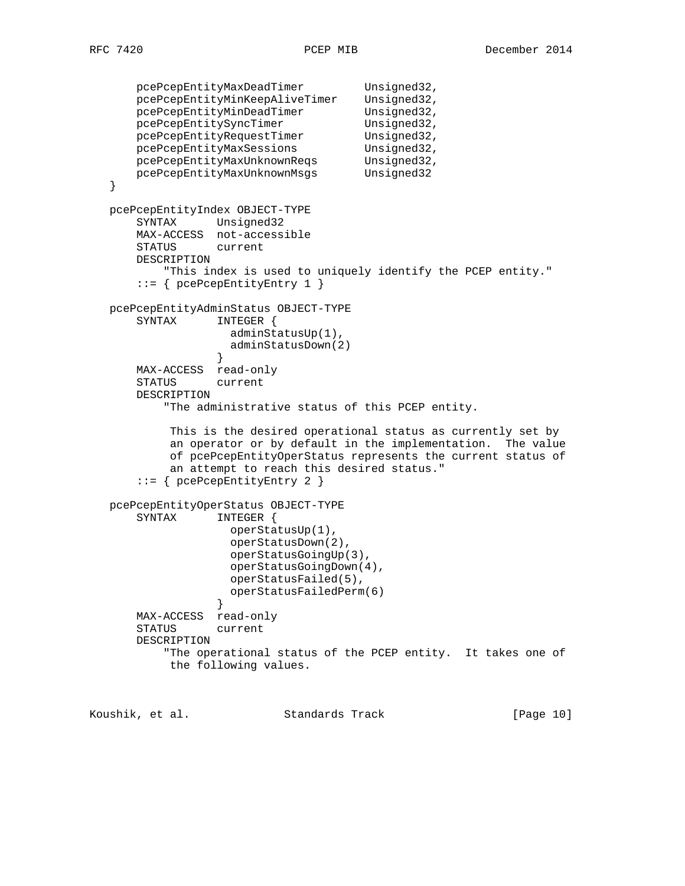```
       pcePcepEntityMaxDeadTimer         Unsigned32,
       pcePcepEntityMinKeepAliveTimer    Unsigned32,
       pcePcepEntityMinDeadTimer         Unsigned32,
       pcePcepEntitySyncTimer            Unsigned32,
       pcePcepEntityRequestTimer         Unsigned32,
       pcePcepEntityMaxSessions          Unsigned32,
       pcePcepEntityMaxUnknownReqs       Unsigned32,
       pcePcepEntityMaxUnknownMsgs       Unsigned32
   }

   pcePcepEntityIndex OBJECT-TYPE
       SYNTAX      Unsigned32
       MAX-ACCESS  not-accessible
       STATUS      current
       DESCRIPTION
           "This index is used to uniquely identify the PCEP entity."
       ::= { pcePcepEntityEntry 1 }

   pcePcepEntityAdminStatus OBJECT-TYPE
       SYNTAX      INTEGER {
                     adminStatusUp(1),
                     adminStatusDown(2)
                   }
       MAX-ACCESS  read-only
       STATUS      current
       DESCRIPTION
           "The administrative status of this PCEP entity.

            This is the desired operational status as currently set by
            an operator or by default in the implementation.  The value
            of pcePcepEntityOperStatus represents the current status of
            an attempt to reach this desired status."
       ::= { pcePcepEntityEntry 2 }

   pcePcepEntityOperStatus OBJECT-TYPE
       SYNTAX      INTEGER {
                     operStatusUp(1),
                     operStatusDown(2),
                     operStatusGoingUp(3),
                     operStatusGoingDown(4),
                     operStatusFailed(5),
                     operStatusFailedPerm(6)
                   }
       MAX-ACCESS  read-only
       STATUS      current
       DESCRIPTION
           "The operational status of the PCEP entity.  It takes one of
            the following values.
```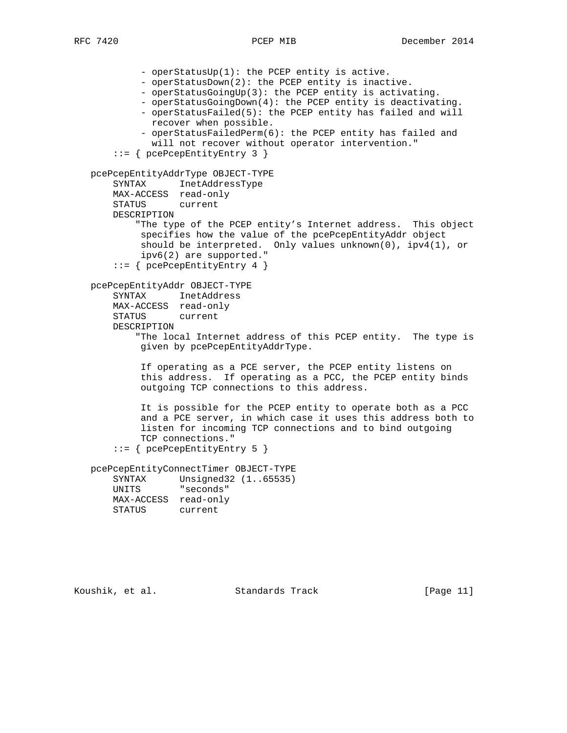```
          - operStatusUp(1): the PCEP entity is active.
          - operStatusDown(2): the PCEP entity is inactive.
          - operStatusGoingUp(3): the PCEP entity is activating.
          - operStatusGoingDown(4): the PCEP entity is deactivating.
          - operStatusFailed(5): the PCEP entity has failed and will
            recover when possible.
          - operStatusFailedPerm(6): the PCEP entity has failed and
            will not recover without operator intervention."
      ::= { pcePcepEntityEntry 3 }

  pcePcepEntityAddrType OBJECT-TYPE
      SYNTAX      InetAddressType
      MAX-ACCESS  read-only
      STATUS      current
      DESCRIPTION
          "The type of the PCEP entity's Internet address.  This object
           specifies how the value of the pcePcepEntityAddr object
           should be interpreted.  Only values unknown(0), ipv4(1), or
           ipv6(2) are supported."
      ::= { pcePcepEntityEntry 4 }

  pcePcepEntityAddr OBJECT-TYPE
      SYNTAX      InetAddress
      MAX-ACCESS  read-only
      STATUS      current
      DESCRIPTION
          "The local Internet address of this PCEP entity.  The type is
           given by pcePcepEntityAddrType.

           If operating as a PCE server, the PCEP entity listens on
           this address.  If operating as a PCC, the PCEP entity binds
           outgoing TCP connections to this address.

           It is possible for the PCEP entity to operate both as a PCC
           and a PCE server, in which case it uses this address both to
           listen for incoming TCP connections and to bind outgoing
           TCP connections."
      ::= { pcePcepEntityEntry 5 }

  pcePcepEntityConnectTimer OBJECT-TYPE
      SYNTAX      Unsigned32 (1..65535)
      UNITS       "seconds"
      MAX-ACCESS  read-only
      STATUS      current
```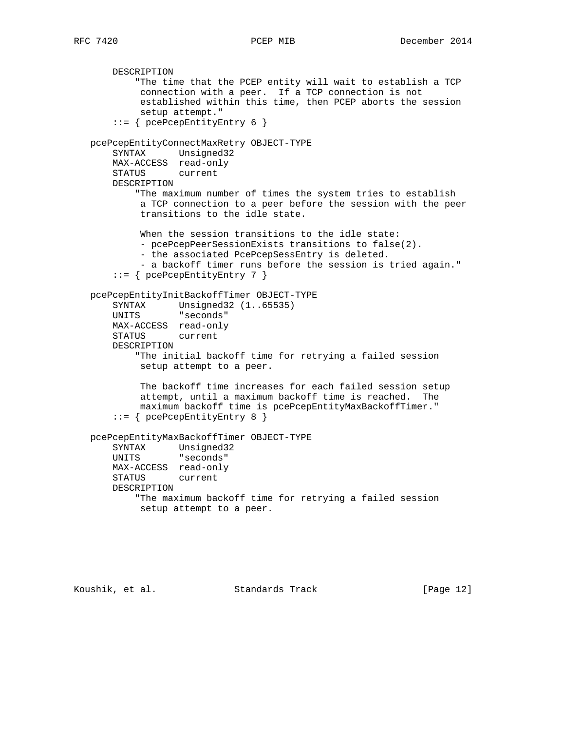```
       DESCRIPTION
           "The time that the PCEP entity will wait to establish a TCP
            connection with a peer.  If a TCP connection is not
            established within this time, then PCEP aborts the session
            setup attempt."
       ::= { pcePcepEntityEntry 6 }

   pcePcepEntityConnectMaxRetry OBJECT-TYPE
       SYNTAX      Unsigned32
       MAX-ACCESS  read-only
       STATUS      current
       DESCRIPTION
           "The maximum number of times the system tries to establish
            a TCP connection to a peer before the session with the peer
            transitions to the idle state.

            When the session transitions to the idle state:
            - pcePcepPeerSessionExists transitions to false(2).
            - the associated PcePcepSessEntry is deleted.
            - a backoff timer runs before the session is tried again."
       ::= { pcePcepEntityEntry 7 }

   pcePcepEntityInitBackoffTimer OBJECT-TYPE
       SYNTAX      Unsigned32 (1..65535)
       UNITS       "seconds"
       MAX-ACCESS  read-only
       STATUS      current
       DESCRIPTION
           "The initial backoff time for retrying a failed session
            setup attempt to a peer.

            The backoff time increases for each failed session setup
            attempt, until a maximum backoff time is reached.  The
            maximum backoff time is pcePcepEntityMaxBackoffTimer."
       ::= { pcePcepEntityEntry 8 }

   pcePcepEntityMaxBackoffTimer OBJECT-TYPE
       SYNTAX      Unsigned32
       UNITS       "seconds"
       MAX-ACCESS  read-only
       STATUS      current
       DESCRIPTION
           "The maximum backoff time for retrying a failed session
            setup attempt to a peer.
```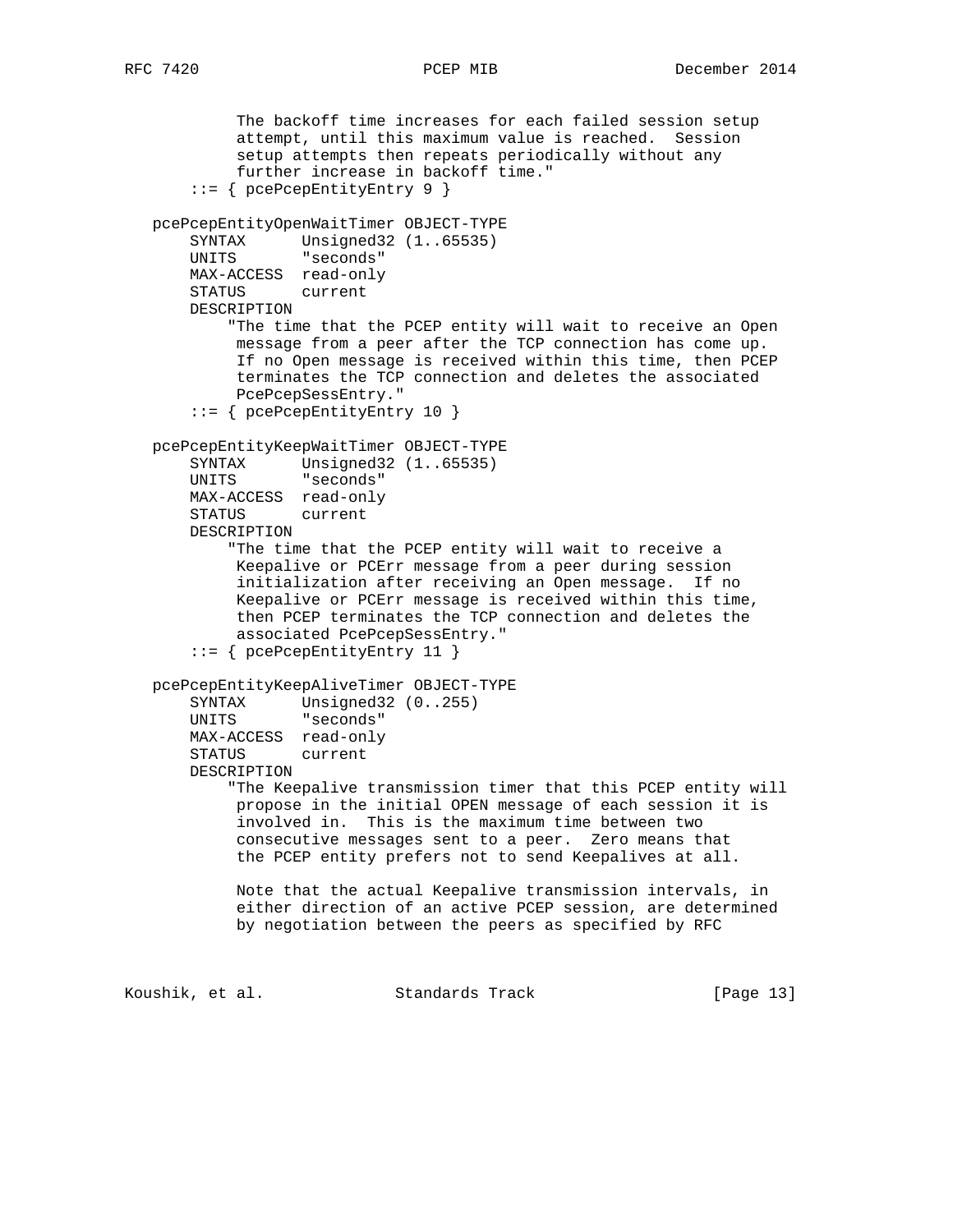```
            The backoff time increases for each failed session setup
            attempt, until this maximum value is reached.  Session
            setup attempts then repeats periodically without any
            further increase in backoff time."
       ::= { pcePcepEntityEntry 9 }

   pcePcepEntityOpenWaitTimer OBJECT-TYPE
       SYNTAX      Unsigned32 (1..65535)
       UNITS       "seconds"
       MAX-ACCESS  read-only
       STATUS      current
       DESCRIPTION
           "The time that the PCEP entity will wait to receive an Open
            message from a peer after the TCP connection has come up.
            If no Open message is received within this time, then PCEP
            terminates the TCP connection and deletes the associated
            PcePcepSessEntry."
       ::= { pcePcepEntityEntry 10 }

   pcePcepEntityKeepWaitTimer OBJECT-TYPE
       SYNTAX      Unsigned32 (1..65535)
       UNITS       "seconds"
       MAX-ACCESS  read-only
       STATUS      current
       DESCRIPTION
          "The time that the PCEP entity will wait to receive a
            Keepalive or PCErr message from a peer during session
            initialization after receiving an Open message.  If no
            Keepalive or PCErr message is received within this time,
            then PCEP terminates the TCP connection and deletes the
            associated PcePcepSessEntry."
       ::= { pcePcepEntityEntry 11 }

   pcePcepEntityKeepAliveTimer OBJECT-TYPE
       SYNTAX      Unsigned32 (0..255)
       UNITS       "seconds"
       MAX-ACCESS  read-only
       STATUS      current
       DESCRIPTION
          "The Keepalive transmission timer that this PCEP entity will
            propose in the initial OPEN message of each session it is
            involved in.  This is the maximum time between two
            consecutive messages sent to a peer.  Zero means that
            the PCEP entity prefers not to send Keepalives at all.

            Note that the actual Keepalive transmission intervals, in
            either direction of an active PCEP session, are determined
            by negotiation between the peers as specified by RFC
```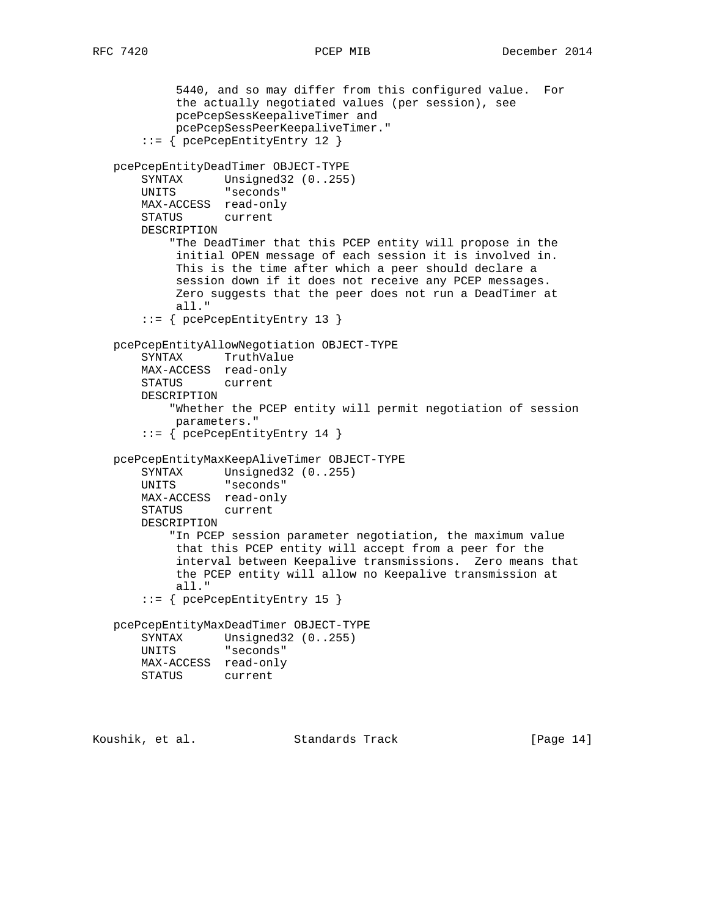```
           5440, and so may differ from this configured value.  For
           the actually negotiated values (per session), see
           pcePcepSessKeepaliveTimer and
           pcePcepSessPeerKeepaliveTimer."
       ::= { pcePcepEntityEntry 12 }

   pcePcepEntityDeadTimer OBJECT-TYPE
       SYNTAX      Unsigned32 (0..255)
       UNITS       "seconds"
       MAX-ACCESS  read-only
       STATUS      current
       DESCRIPTION
          "The DeadTimer that this PCEP entity will propose in the
           initial OPEN message of each session it is involved in.
           This is the time after which a peer should declare a
           session down if it does not receive any PCEP messages.
           Zero suggests that the peer does not run a DeadTimer at
           all."
       ::= { pcePcepEntityEntry 13 }

   pcePcepEntityAllowNegotiation OBJECT-TYPE
       SYNTAX      TruthValue
       MAX-ACCESS  read-only
       STATUS      current
       DESCRIPTION
          "Whether the PCEP entity will permit negotiation of session
           parameters."
       ::= { pcePcepEntityEntry 14 }

   pcePcepEntityMaxKeepAliveTimer OBJECT-TYPE
       SYNTAX      Unsigned32 (0..255)
       UNITS       "seconds"
       MAX-ACCESS  read-only
       STATUS      current
       DESCRIPTION
          "In PCEP session parameter negotiation, the maximum value
           that this PCEP entity will accept from a peer for the
           interval between Keepalive transmissions.  Zero means that
           the PCEP entity will allow no Keepalive transmission at
           all."
       ::= { pcePcepEntityEntry 15 }

   pcePcepEntityMaxDeadTimer OBJECT-TYPE
       SYNTAX      Unsigned32 (0..255)
       UNITS       "seconds"
       MAX-ACCESS  read-only
       STATUS      current
```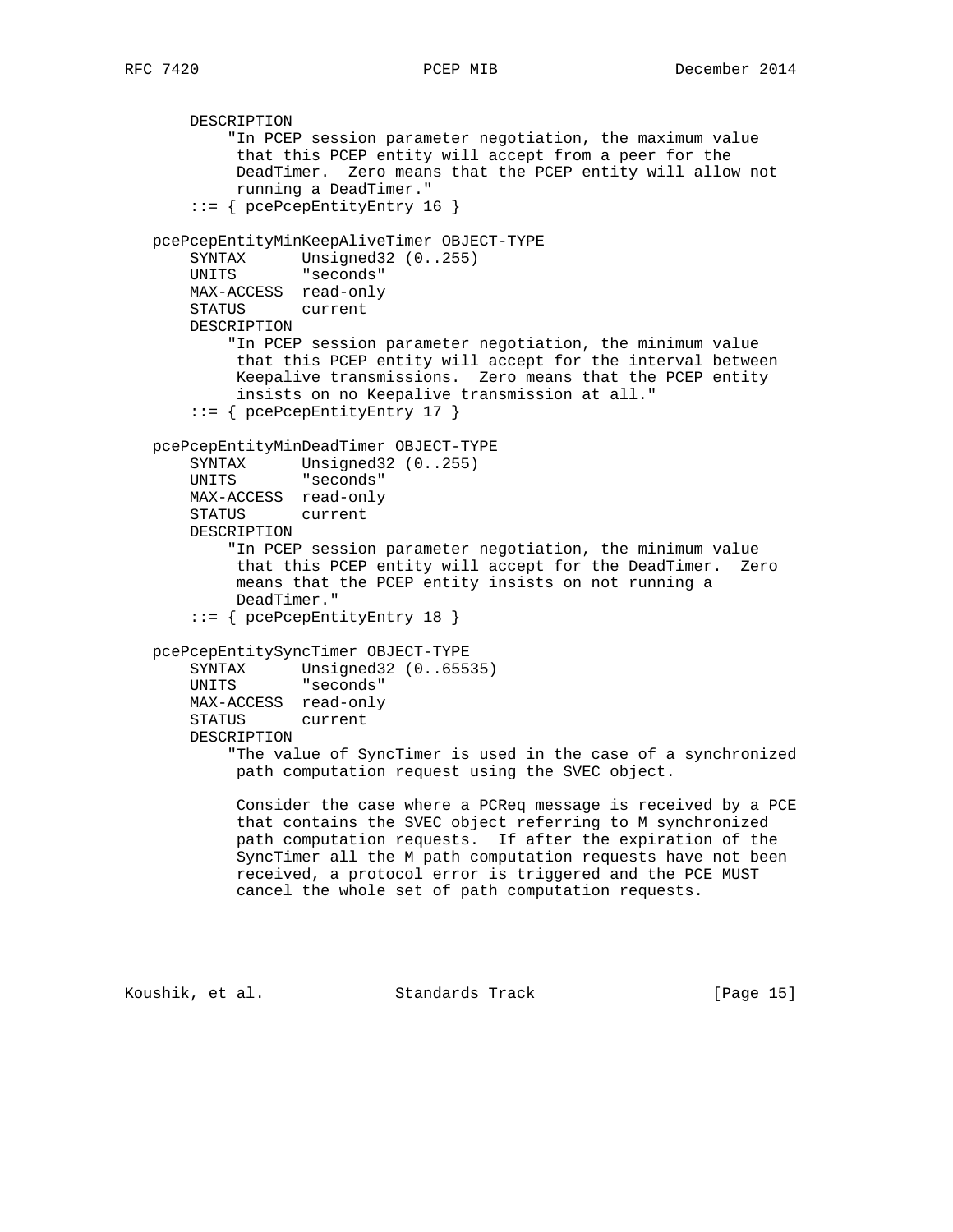```
       DESCRIPTION
           "In PCEP session parameter negotiation, the maximum value
            that this PCEP entity will accept from a peer for the
            DeadTimer.  Zero means that the PCEP entity will allow not
            running a DeadTimer."
       ::= { pcePcepEntityEntry 16 }

   pcePcepEntityMinKeepAliveTimer OBJECT-TYPE
       SYNTAX      Unsigned32 (0..255)
       UNITS       "seconds"
       MAX-ACCESS  read-only
       STATUS      current
       DESCRIPTION
           "In PCEP session parameter negotiation, the minimum value
            that this PCEP entity will accept for the interval between
            Keepalive transmissions.  Zero means that the PCEP entity
            insists on no Keepalive transmission at all."
       ::= { pcePcepEntityEntry 17 }

   pcePcepEntityMinDeadTimer OBJECT-TYPE
       SYNTAX      Unsigned32 (0..255)
       UNITS       "seconds"
       MAX-ACCESS  read-only
       STATUS      current
       DESCRIPTION
           "In PCEP session parameter negotiation, the minimum value
            that this PCEP entity will accept for the DeadTimer.  Zero
            means that the PCEP entity insists on not running a
            DeadTimer."
       ::= { pcePcepEntityEntry 18 }

   pcePcepEntitySyncTimer OBJECT-TYPE
       SYNTAX      Unsigned32 (0..65535)
       UNITS       "seconds"
       MAX-ACCESS  read-only
       STATUS      current
       DESCRIPTION
           "The value of SyncTimer is used in the case of a synchronized
            path computation request using the SVEC object.

            Consider the case where a PCReq message is received by a PCE
            that contains the SVEC object referring to M synchronized
            path computation requests.  If after the expiration of the
            SyncTimer all the M path computation requests have not been
            received, a protocol error is triggered and the PCE MUST
            cancel the whole set of path computation requests.
```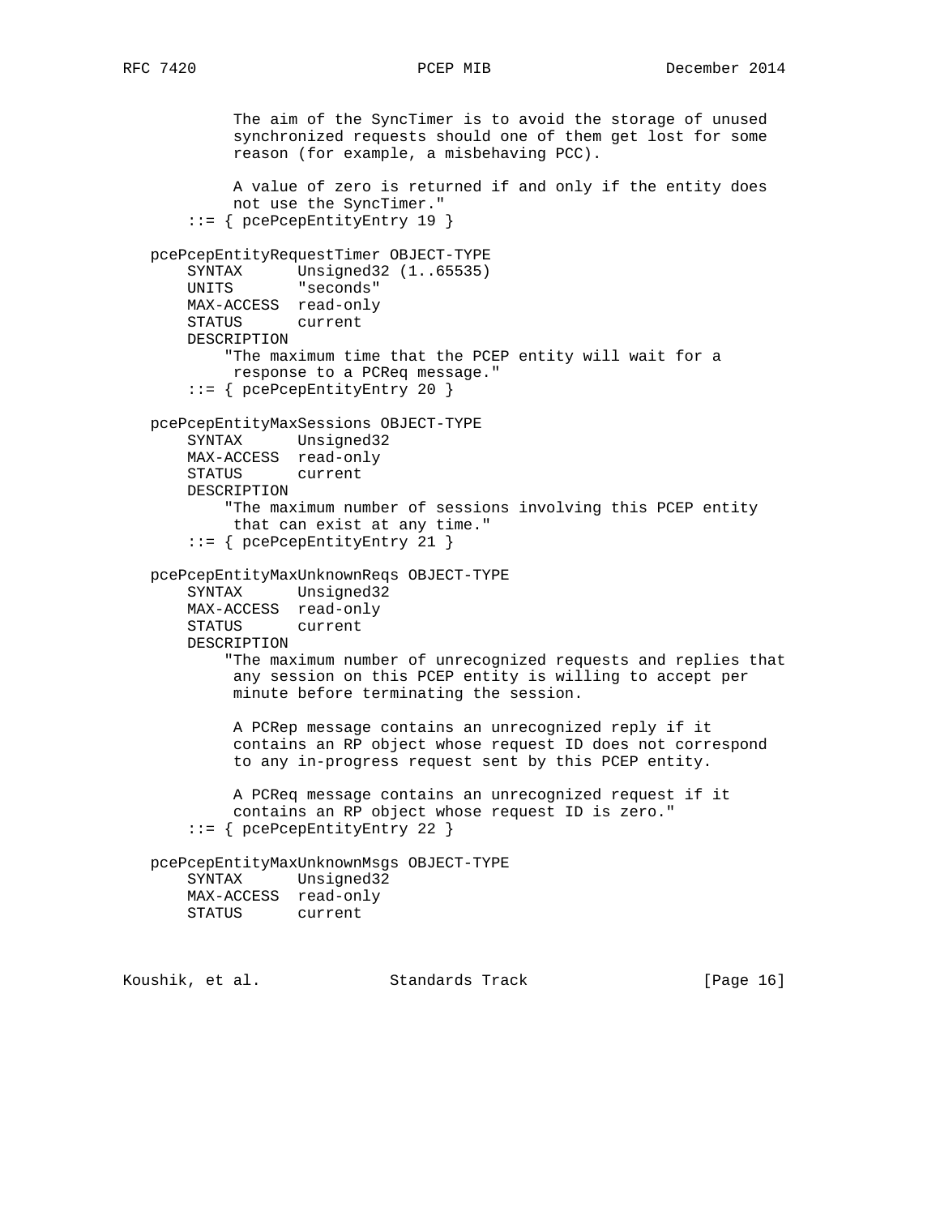```
            The aim of the SyncTimer is to avoid the storage of unused
            synchronized requests should one of them get lost for some
            reason (for example, a misbehaving PCC).

            A value of zero is returned if and only if the entity does
            not use the SyncTimer."
        ::= { pcePcepEntityEntry 19 }

    pcePcepEntityRequestTimer OBJECT-TYPE
        SYNTAX      Unsigned32 (1..65535)
        UNITS       "seconds"
        MAX-ACCESS  read-only
        STATUS      current
        DESCRIPTION
            "The maximum time that the PCEP entity will wait for a
             response to a PCReq message."
        ::= { pcePcepEntityEntry 20 }

    pcePcepEntityMaxSessions OBJECT-TYPE
        SYNTAX      Unsigned32
        MAX-ACCESS  read-only
        STATUS      current
        DESCRIPTION
            "The maximum number of sessions involving this PCEP entity
             that can exist at any time."
        ::= { pcePcepEntityEntry 21 }

    pcePcepEntityMaxUnknownReqs OBJECT-TYPE
        SYNTAX      Unsigned32
        MAX-ACCESS  read-only
        STATUS      current
        DESCRIPTION
            "The maximum number of unrecognized requests and replies that
             any session on this PCEP entity is willing to accept per
             minute before terminating the session.

             A PCRep message contains an unrecognized reply if it
             contains an RP object whose request ID does not correspond
             to any in-progress request sent by this PCEP entity.

             A PCReq message contains an unrecognized request if it
             contains an RP object whose request ID is zero."
        ::= { pcePcepEntityEntry 22 }

    pcePcepEntityMaxUnknownMsgs OBJECT-TYPE
        SYNTAX      Unsigned32
        MAX-ACCESS  read-only
        STATUS      current
```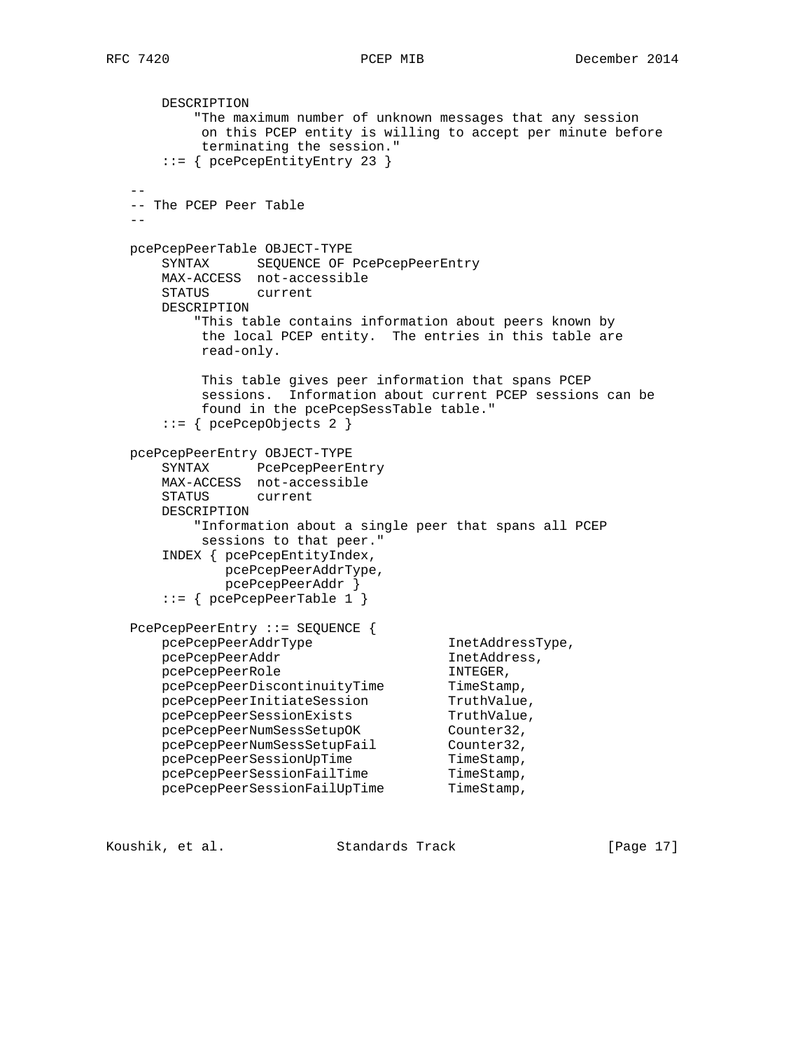```
       DESCRIPTION
           "The maximum number of unknown messages that any session
            on this PCEP entity is willing to accept per minute before
            terminating the session."
       ::= { pcePcepEntityEntry 23 }

   --
   -- The PCEP Peer Table
   --

   pcePcepPeerTable OBJECT-TYPE
       SYNTAX      SEQUENCE OF PcePcepPeerEntry
       MAX-ACCESS  not-accessible
       STATUS      current
       DESCRIPTION
           "This table contains information about peers known by
            the local PCEP entity.  The entries in this table are
            read-only.

            This table gives peer information that spans PCEP
            sessions.  Information about current PCEP sessions can be
            found in the pcePcepSessTable table."
       ::= { pcePcepObjects 2 }

   pcePcepPeerEntry OBJECT-TYPE
       SYNTAX      PcePcepPeerEntry
       MAX-ACCESS  not-accessible
       STATUS      current
       DESCRIPTION
           "Information about a single peer that spans all PCEP
            sessions to that peer."
       INDEX { pcePcepEntityIndex,
               pcePcepPeerAddrType,
               pcePcepPeerAddr }
       ::= { pcePcepPeerTable 1 }

   PcePcepPeerEntry ::= SEQUENCE {
       pcePcepPeerAddrType                InetAddressType,
       pcePcepPeerAddr                    InetAddress,
       pcePcepPeerRole                    INTEGER,
       pcePcepPeerDiscontinuityTime       TimeStamp,
       pcePcepPeerInitiateSession         TruthValue,
       pcePcepPeerSessionExists           TruthValue,
       pcePcepPeerNumSessSetupOK          Counter32,
       pcePcepPeerNumSessSetupFail        Counter32,
       pcePcepPeerSessionUpTime           TimeStamp,
       pcePcepPeerSessionFailTime         TimeStamp,
       pcePcepPeerSessionFailUpTime       TimeStamp,
```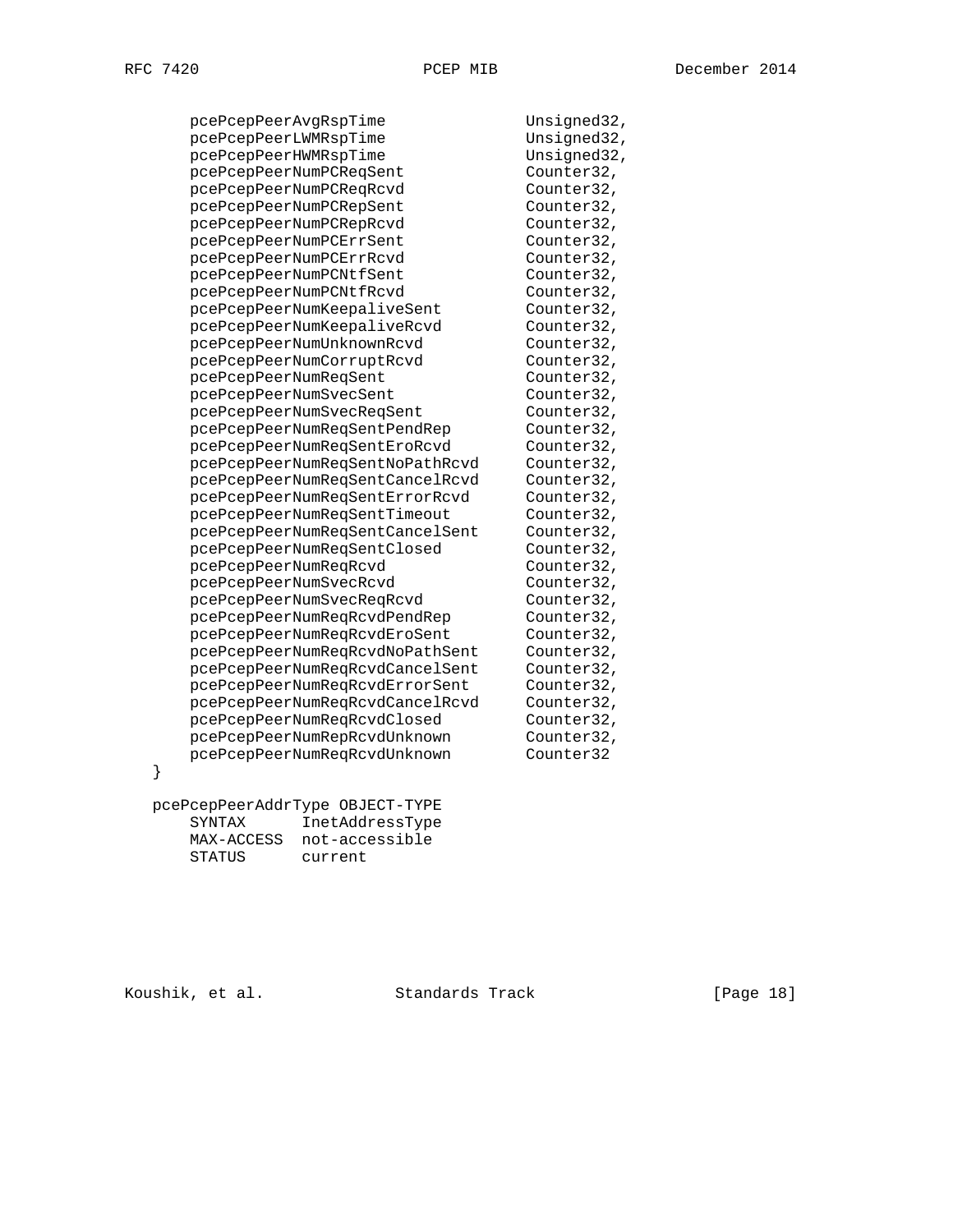```
       pcePcepPeerAvgRspTime               Unsigned32,
       pcePcepPeerLWMRspTime               Unsigned32,
       pcePcepPeerHWMRspTime               Unsigned32,
       pcePcepPeerNumPCReqSent             Counter32,
       pcePcepPeerNumPCReqRcvd             Counter32,
       pcePcepPeerNumPCRepSent             Counter32,
       pcePcepPeerNumPCRepRcvd             Counter32,
       pcePcepPeerNumPCErrSent             Counter32,
       pcePcepPeerNumPCErrRcvd             Counter32,
       pcePcepPeerNumPCNtfSent             Counter32,
       pcePcepPeerNumPCNtfRcvd             Counter32,
       pcePcepPeerNumKeepaliveSent         Counter32,
       pcePcepPeerNumKeepaliveRcvd         Counter32,
       pcePcepPeerNumUnknownRcvd           Counter32,
       pcePcepPeerNumCorruptRcvd           Counter32,
       pcePcepPeerNumReqSent               Counter32,
       pcePcepPeerNumSvecSent              Counter32,
       pcePcepPeerNumSvecReqSent           Counter32,
       pcePcepPeerNumReqSentPendRep        Counter32,
       pcePcepPeerNumReqSentEroRcvd        Counter32,
       pcePcepPeerNumReqSentNoPathRcvd     Counter32,
       pcePcepPeerNumReqSentCancelRcvd     Counter32,
       pcePcepPeerNumReqSentErrorRcvd      Counter32,
       pcePcepPeerNumReqSentTimeout        Counter32,
       pcePcepPeerNumReqSentCancelSent     Counter32,
       pcePcepPeerNumReqSentClosed         Counter32,
       pcePcepPeerNumReqRcvd               Counter32,
       pcePcepPeerNumSvecRcvd              Counter32,
       pcePcepPeerNumSvecReqRcvd           Counter32,
       pcePcepPeerNumReqRcvdPendRep        Counter32,
       pcePcepPeerNumReqRcvdEroSent        Counter32,
       pcePcepPeerNumReqRcvdNoPathSent     Counter32,
       pcePcepPeerNumReqRcvdCancelSent     Counter32,
       pcePcepPeerNumReqRcvdErrorSent      Counter32,
       pcePcepPeerNumReqRcvdCancelRcvd     Counter32,
       pcePcepPeerNumReqRcvdClosed         Counter32,
       pcePcepPeerNumRepRcvdUnknown        Counter32,
       pcePcepPeerNumReqRcvdUnknown        Counter32
   }

   pcePcepPeerAddrType OBJECT-TYPE
       SYNTAX      InetAddressType
       MAX-ACCESS  not-accessible
       STATUS      current
```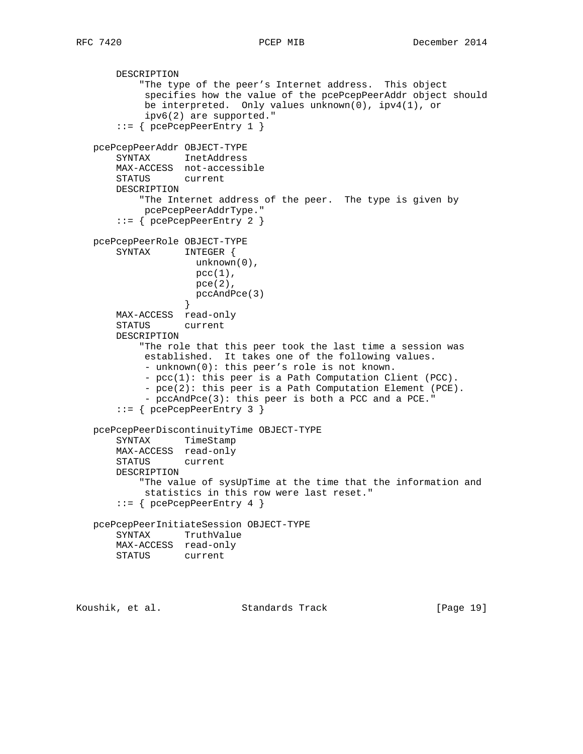```
       DESCRIPTION
           "The type of the peer's Internet address.  This object
            specifies how the value of the pcePcepPeerAddr object should
            be interpreted.  Only values unknown(0), ipv4(1), or
            ipv6(2) are supported."
       ::= { pcePcepPeerEntry 1 }

   pcePcepPeerAddr OBJECT-TYPE
       SYNTAX      InetAddress
       MAX-ACCESS  not-accessible
       STATUS      current
       DESCRIPTION
           "The Internet address of the peer.  The type is given by
            pcePcepPeerAddrType."
       ::= { pcePcepPeerEntry 2 }

   pcePcepPeerRole OBJECT-TYPE
       SYNTAX      INTEGER {
                     unknown(0),
                     pcc(1),
                     pce(2),
                     pccAndPce(3)
                   }
       MAX-ACCESS  read-only
       STATUS      current
       DESCRIPTION
           "The role that this peer took the last time a session was
            established.  It takes one of the following values.
            - unknown(0): this peer's role is not known.
            - pcc(1): this peer is a Path Computation Client (PCC).
            - pce(2): this peer is a Path Computation Element (PCE).
            - pccAndPce(3): this peer is both a PCC and a PCE."
       ::= { pcePcepPeerEntry 3 }

   pcePcepPeerDiscontinuityTime OBJECT-TYPE
       SYNTAX      TimeStamp
       MAX-ACCESS  read-only
       STATUS      current
       DESCRIPTION
           "The value of sysUpTime at the time that the information and
            statistics in this row were last reset."
       ::= { pcePcepPeerEntry 4 }

   pcePcepPeerInitiateSession OBJECT-TYPE
       SYNTAX      TruthValue
       MAX-ACCESS  read-only
       STATUS      current
```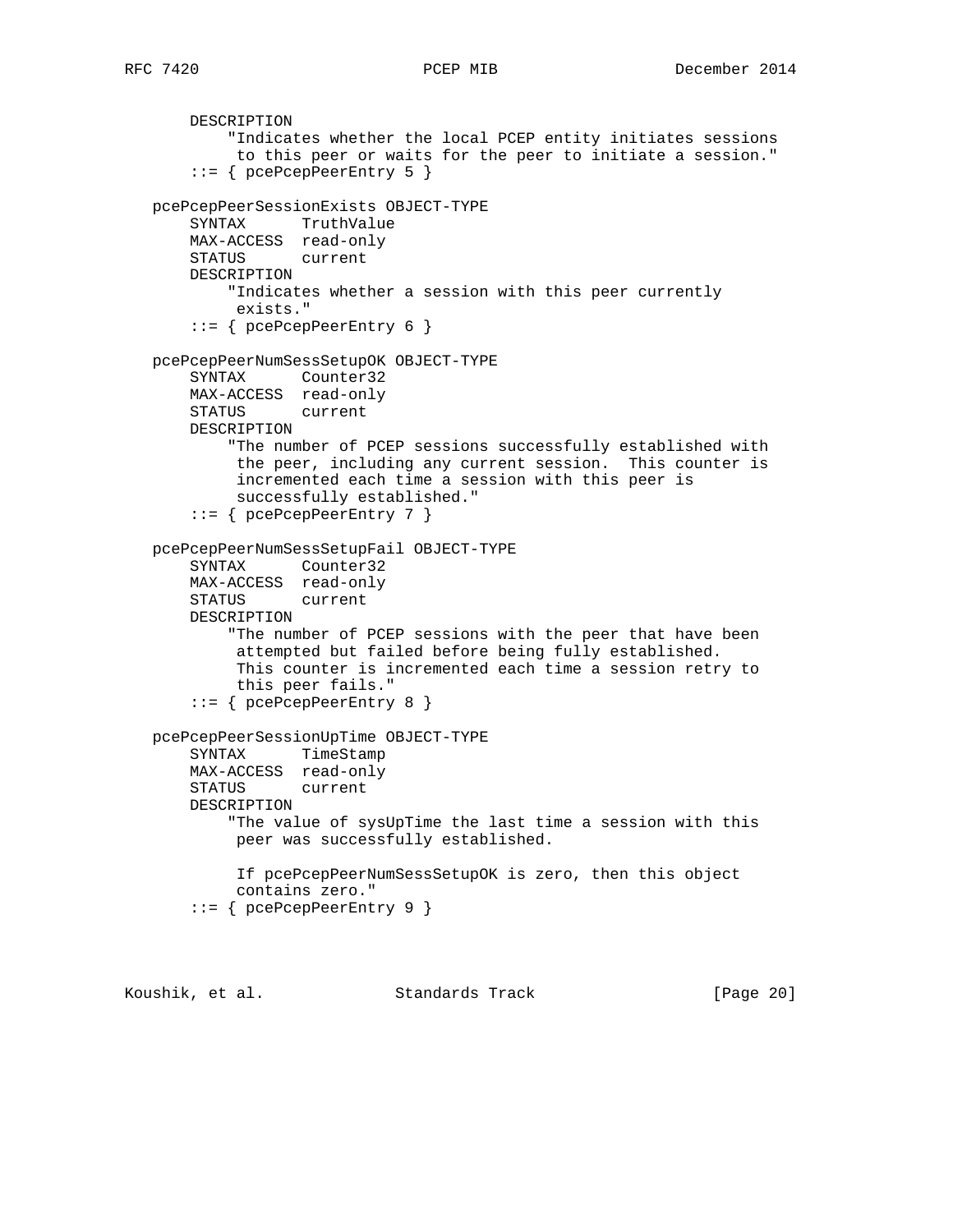```
       DESCRIPTION
           "Indicates whether the local PCEP entity initiates sessions
            to this peer or waits for the peer to initiate a session."
       ::= { pcePcepPeerEntry 5 }

   pcePcepPeerSessionExists OBJECT-TYPE
       SYNTAX      TruthValue
       MAX-ACCESS  read-only
       STATUS      current
       DESCRIPTION
           "Indicates whether a session with this peer currently
            exists."
       ::= { pcePcepPeerEntry 6 }

   pcePcepPeerNumSessSetupOK OBJECT-TYPE
       SYNTAX      Counter32
       MAX-ACCESS  read-only
       STATUS      current
       DESCRIPTION
           "The number of PCEP sessions successfully established with
            the peer, including any current session.  This counter is
            incremented each time a session with this peer is
            successfully established."
       ::= { pcePcepPeerEntry 7 }

   pcePcepPeerNumSessSetupFail OBJECT-TYPE
       SYNTAX      Counter32
       MAX-ACCESS  read-only
       STATUS      current
       DESCRIPTION
           "The number of PCEP sessions with the peer that have been
            attempted but failed before being fully established.
            This counter is incremented each time a session retry to
            this peer fails."
       ::= { pcePcepPeerEntry 8 }

   pcePcepPeerSessionUpTime OBJECT-TYPE
       SYNTAX      TimeStamp
       MAX-ACCESS  read-only
       STATUS      current
       DESCRIPTION
           "The value of sysUpTime the last time a session with this
            peer was successfully established.

            If pcePcepPeerNumSessSetupOK is zero, then this object
            contains zero."
       ::= { pcePcepPeerEntry 9 }
```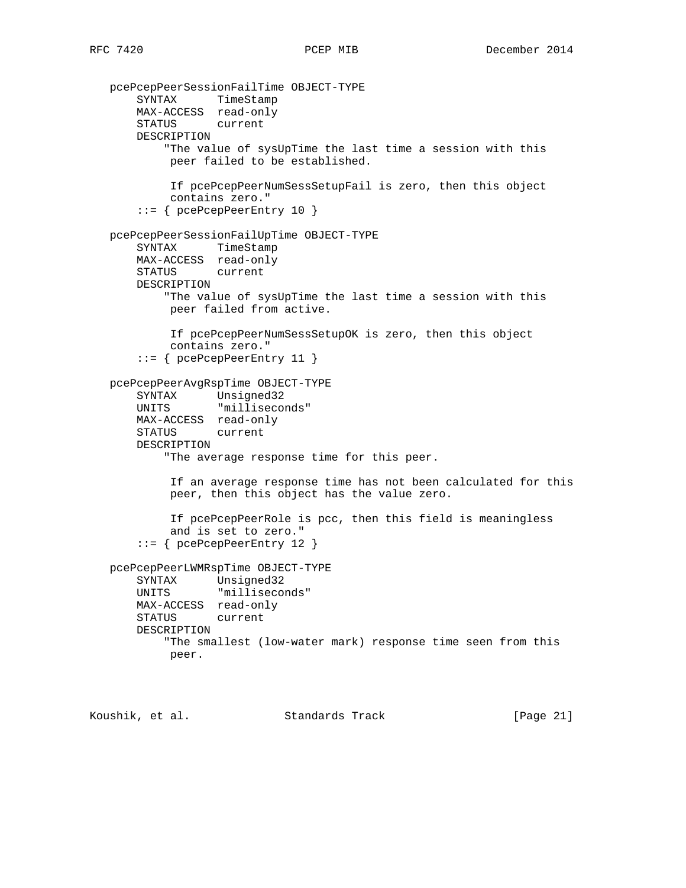```
   pcePcepPeerSessionFailTime OBJECT-TYPE
       SYNTAX      TimeStamp
       MAX-ACCESS  read-only
       STATUS      current
       DESCRIPTION
           "The value of sysUpTime the last time a session with this
            peer failed to be established.

            If pcePcepPeerNumSessSetupFail is zero, then this object
            contains zero."
       ::= { pcePcepPeerEntry 10 }

   pcePcepPeerSessionFailUpTime OBJECT-TYPE
       SYNTAX      TimeStamp
       MAX-ACCESS  read-only
       STATUS      current
       DESCRIPTION
           "The value of sysUpTime the last time a session with this
            peer failed from active.

            If pcePcepPeerNumSessSetupOK is zero, then this object
            contains zero."
       ::= { pcePcepPeerEntry 11 }

   pcePcepPeerAvgRspTime OBJECT-TYPE
       SYNTAX      Unsigned32
       UNITS       "milliseconds"
       MAX-ACCESS  read-only
       STATUS      current
       DESCRIPTION
           "The average response time for this peer.

            If an average response time has not been calculated for this
            peer, then this object has the value zero.

            If pcePcepPeerRole is pcc, then this field is meaningless
            and is set to zero."
       ::= { pcePcepPeerEntry 12 }

   pcePcepPeerLWMRspTime OBJECT-TYPE
       SYNTAX      Unsigned32
       UNITS       "milliseconds"
       MAX-ACCESS  read-only
       STATUS      current
       DESCRIPTION
           "The smallest (low-water mark) response time seen from this
            peer.
```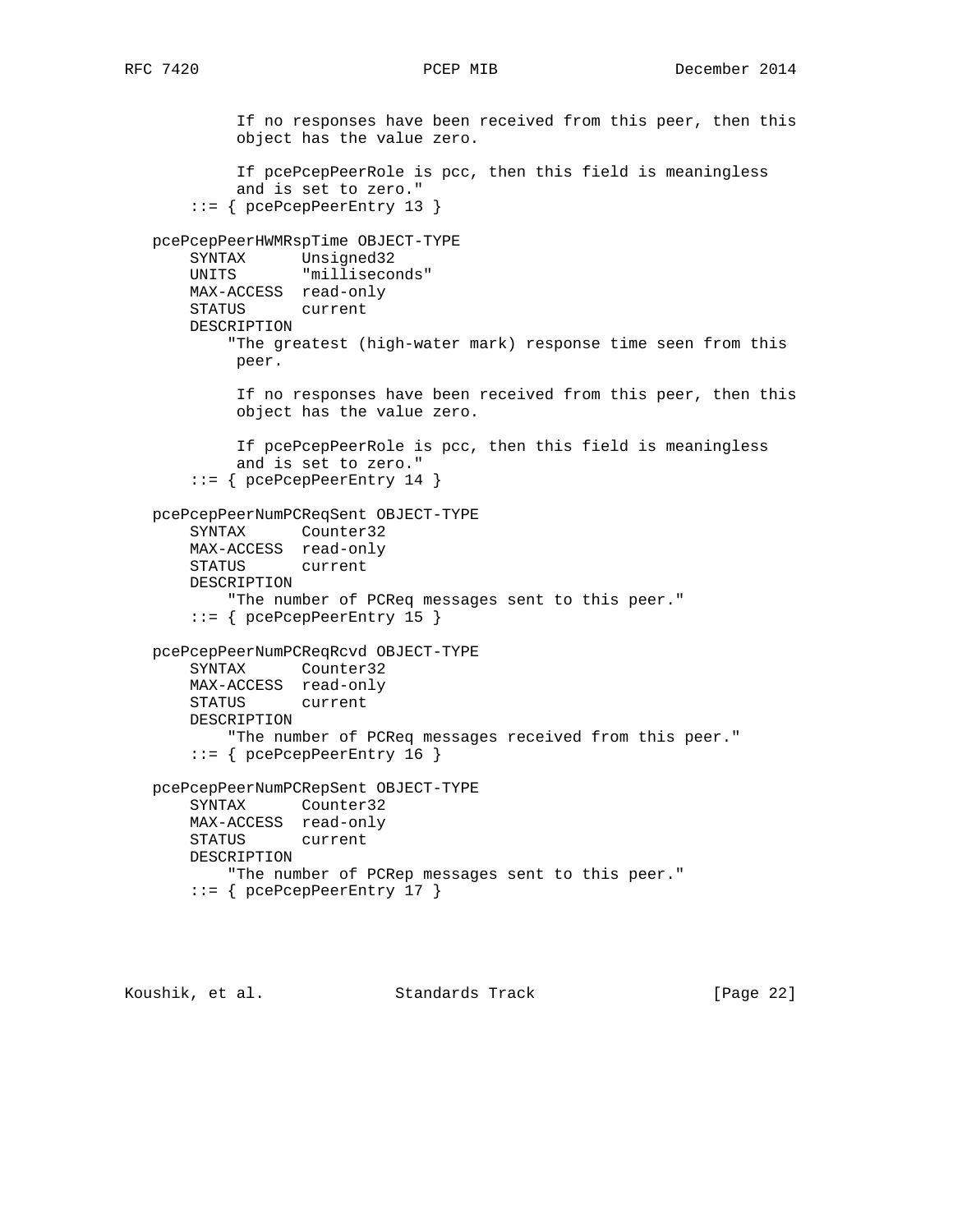```
           If no responses have been received from this peer, then this
           object has the value zero.

           If pcePcepPeerRole is pcc, then this field is meaningless
           and is set to zero."
       ::= { pcePcepPeerEntry 13 }

   pcePcepPeerHWMRspTime OBJECT-TYPE
       SYNTAX      Unsigned32
       UNITS       "milliseconds"
       MAX-ACCESS  read-only
       STATUS      current
       DESCRIPTION
          "The greatest (high-water mark) response time seen from this
           peer.

           If no responses have been received from this peer, then this
           object has the value zero.

           If pcePcepPeerRole is pcc, then this field is meaningless
           and is set to zero."
       ::= { pcePcepPeerEntry 14 }

   pcePcepPeerNumPCReqSent OBJECT-TYPE
       SYNTAX      Counter32
       MAX-ACCESS  read-only
       STATUS      current
       DESCRIPTION
          "The number of PCReq messages sent to this peer."
       ::= { pcePcepPeerEntry 15 }

   pcePcepPeerNumPCReqRcvd OBJECT-TYPE
       SYNTAX      Counter32
       MAX-ACCESS  read-only
       STATUS      current
       DESCRIPTION
          "The number of PCReq messages received from this peer."
       ::= { pcePcepPeerEntry 16 }

   pcePcepPeerNumPCRepSent OBJECT-TYPE
       SYNTAX      Counter32
       MAX-ACCESS  read-only
       STATUS      current
       DESCRIPTION
          "The number of PCRep messages sent to this peer."
       ::= { pcePcepPeerEntry 17 }
```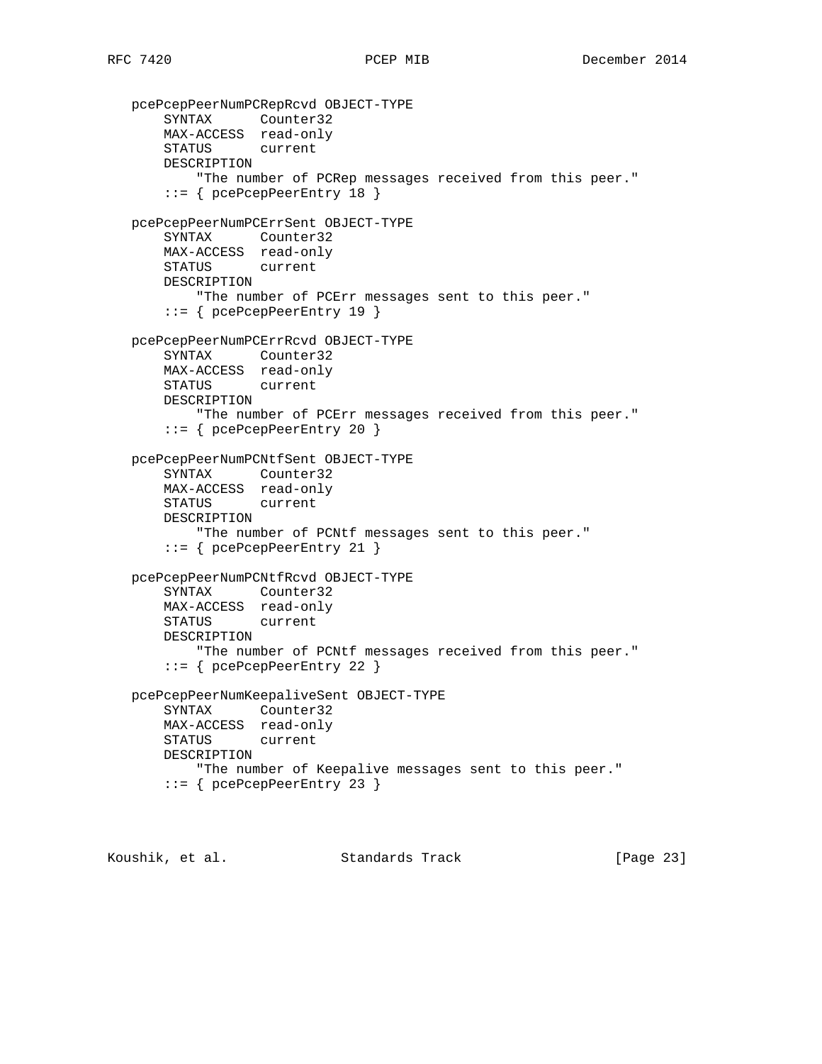```
   pcePcepPeerNumPCRepRcvd OBJECT-TYPE
       SYNTAX      Counter32
       MAX-ACCESS  read-only
       STATUS      current
       DESCRIPTION
           "The number of PCRep messages received from this peer."
       ::= { pcePcepPeerEntry 18 }

   pcePcepPeerNumPCErrSent OBJECT-TYPE
       SYNTAX      Counter32
       MAX-ACCESS  read-only
       STATUS      current
       DESCRIPTION
           "The number of PCErr messages sent to this peer."
       ::= { pcePcepPeerEntry 19 }

   pcePcepPeerNumPCErrRcvd OBJECT-TYPE
       SYNTAX      Counter32
       MAX-ACCESS  read-only
       STATUS      current
       DESCRIPTION
           "The number of PCErr messages received from this peer."
       ::= { pcePcepPeerEntry 20 }

   pcePcepPeerNumPCNtfSent OBJECT-TYPE
       SYNTAX      Counter32
       MAX-ACCESS  read-only
       STATUS      current
       DESCRIPTION
           "The number of PCNtf messages sent to this peer."
       ::= { pcePcepPeerEntry 21 }

   pcePcepPeerNumPCNtfRcvd OBJECT-TYPE
       SYNTAX      Counter32
       MAX-ACCESS  read-only
       STATUS      current
       DESCRIPTION
           "The number of PCNtf messages received from this peer."
       ::= { pcePcepPeerEntry 22 }

   pcePcepPeerNumKeepaliveSent OBJECT-TYPE
       SYNTAX      Counter32
       MAX-ACCESS  read-only
       STATUS      current
       DESCRIPTION
           "The number of Keepalive messages sent to this peer."
       ::= { pcePcepPeerEntry 23 }
```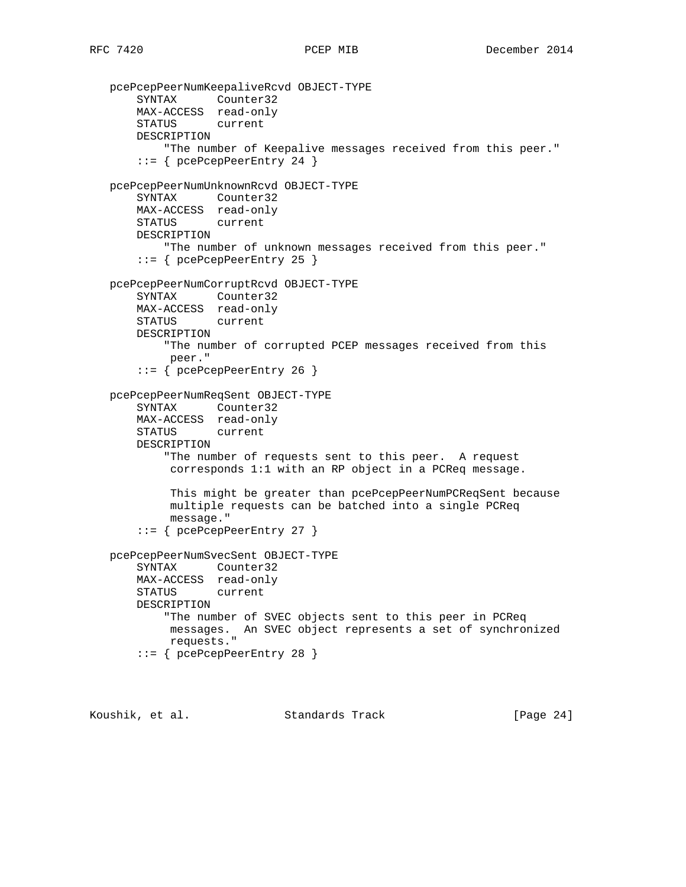```
   pcePcepPeerNumKeepaliveRcvd OBJECT-TYPE
       SYNTAX      Counter32
       MAX-ACCESS  read-only
       STATUS      current
       DESCRIPTION
           "The number of Keepalive messages received from this peer."
       ::= { pcePcepPeerEntry 24 }

   pcePcepPeerNumUnknownRcvd OBJECT-TYPE
       SYNTAX      Counter32
       MAX-ACCESS  read-only
       STATUS      current
       DESCRIPTION
           "The number of unknown messages received from this peer."
       ::= { pcePcepPeerEntry 25 }

   pcePcepPeerNumCorruptRcvd OBJECT-TYPE
       SYNTAX      Counter32
       MAX-ACCESS  read-only
       STATUS      current
       DESCRIPTION
           "The number of corrupted PCEP messages received from this
            peer."
       ::= { pcePcepPeerEntry 26 }

   pcePcepPeerNumReqSent OBJECT-TYPE
       SYNTAX      Counter32
       MAX-ACCESS  read-only
       STATUS      current
       DESCRIPTION
           "The number of requests sent to this peer.  A request
            corresponds 1:1 with an RP object in a PCReq message.

            This might be greater than pcePcepPeerNumPCReqSent because
            multiple requests can be batched into a single PCReq
            message."
       ::= { pcePcepPeerEntry 27 }

   pcePcepPeerNumSvecSent OBJECT-TYPE
       SYNTAX      Counter32
       MAX-ACCESS  read-only
       STATUS      current
       DESCRIPTION
           "The number of SVEC objects sent to this peer in PCReq
            messages.  An SVEC object represents a set of synchronized
            requests."
       ::= { pcePcepPeerEntry 28 }
```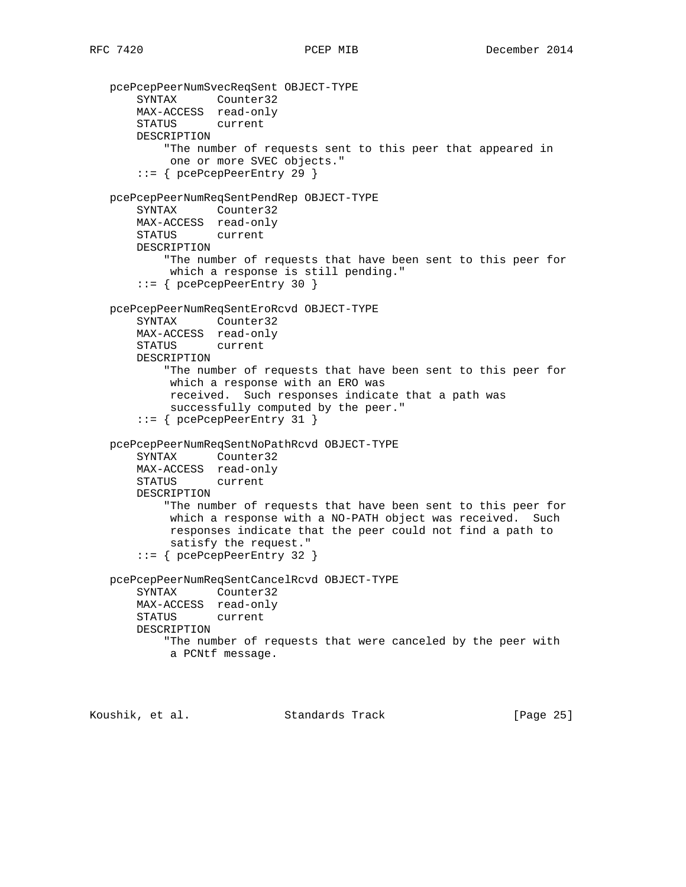```
   pcePcepPeerNumSvecReqSent OBJECT-TYPE
       SYNTAX      Counter32
       MAX-ACCESS  read-only
       STATUS      current
       DESCRIPTION
           "The number of requests sent to this peer that appeared in
            one or more SVEC objects."
       ::= { pcePcepPeerEntry 29 }

   pcePcepPeerNumReqSentPendRep OBJECT-TYPE
       SYNTAX      Counter32
       MAX-ACCESS  read-only
       STATUS      current
       DESCRIPTION
           "The number of requests that have been sent to this peer for
             which a response is still pending."
       ::= { pcePcepPeerEntry 30 }

   pcePcepPeerNumReqSentEroRcvd OBJECT-TYPE
       SYNTAX      Counter32
       MAX-ACCESS  read-only
       STATUS      current
       DESCRIPTION
           "The number of requests that have been sent to this peer for
             which a response with an ERO was
            received.  Such responses indicate that a path was
            successfully computed by the peer."
       ::= { pcePcepPeerEntry 31 }

   pcePcepPeerNumReqSentNoPathRcvd OBJECT-TYPE
       SYNTAX      Counter32
       MAX-ACCESS  read-only
       STATUS      current
       DESCRIPTION
           "The number of requests that have been sent to this peer for
             which a response with a NO-PATH object was received.  Such
            responses indicate that the peer could not find a path to
            satisfy the request."
       ::= { pcePcepPeerEntry 32 }

   pcePcepPeerNumReqSentCancelRcvd OBJECT-TYPE
       SYNTAX      Counter32
       MAX-ACCESS  read-only
       STATUS      current
       DESCRIPTION
           "The number of requests that were canceled by the peer with
            a PCNtf message.
```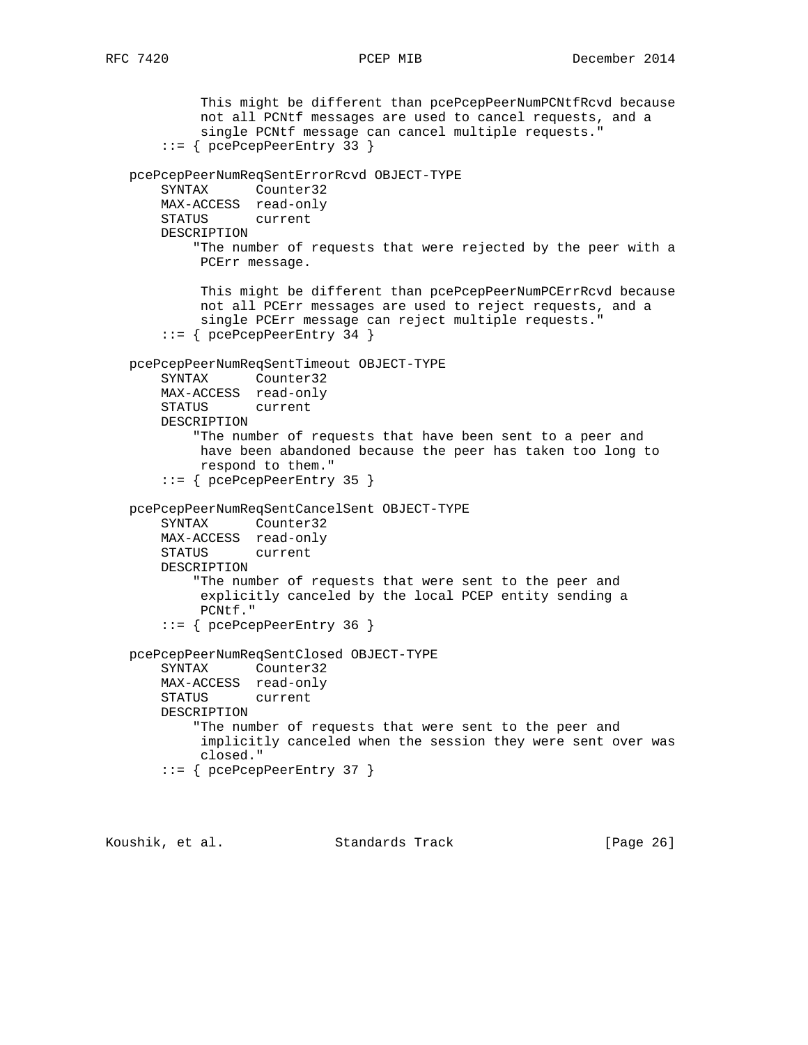```
            This might be different than pcePcepPeerNumPCNtfRcvd because
            not all PCNtf messages are used to cancel requests, and a
            single PCNtf message can cancel multiple requests."
        ::= { pcePcepPeerEntry 33 }

    pcePcepPeerNumReqSentErrorRcvd OBJECT-TYPE
        SYNTAX      Counter32
        MAX-ACCESS  read-only
        STATUS      current
        DESCRIPTION
            "The number of requests that were rejected by the peer with a
            PCErr message.

            This might be different than pcePcepPeerNumPCErrRcvd because
            not all PCErr messages are used to reject requests, and a
            single PCErr message can reject multiple requests."
        ::= { pcePcepPeerEntry 34 }

    pcePcepPeerNumReqSentTimeout OBJECT-TYPE
        SYNTAX      Counter32
        MAX-ACCESS  read-only
        STATUS      current
        DESCRIPTION
            "The number of requests that have been sent to a peer and
            have been abandoned because the peer has taken too long to
            respond to them."
        ::= { pcePcepPeerEntry 35 }

    pcePcepPeerNumReqSentCancelSent OBJECT-TYPE
        SYNTAX      Counter32
        MAX-ACCESS  read-only
        STATUS      current
        DESCRIPTION
            "The number of requests that were sent to the peer and
            explicitly canceled by the local PCEP entity sending a
            PCNtf."
        ::= { pcePcepPeerEntry 36 }

    pcePcepPeerNumReqSentClosed OBJECT-TYPE
        SYNTAX      Counter32
        MAX-ACCESS  read-only
        STATUS      current
        DESCRIPTION
            "The number of requests that were sent to the peer and
            implicitly canceled when the session they were sent over was
            closed."
        ::= { pcePcepPeerEntry 37 }
```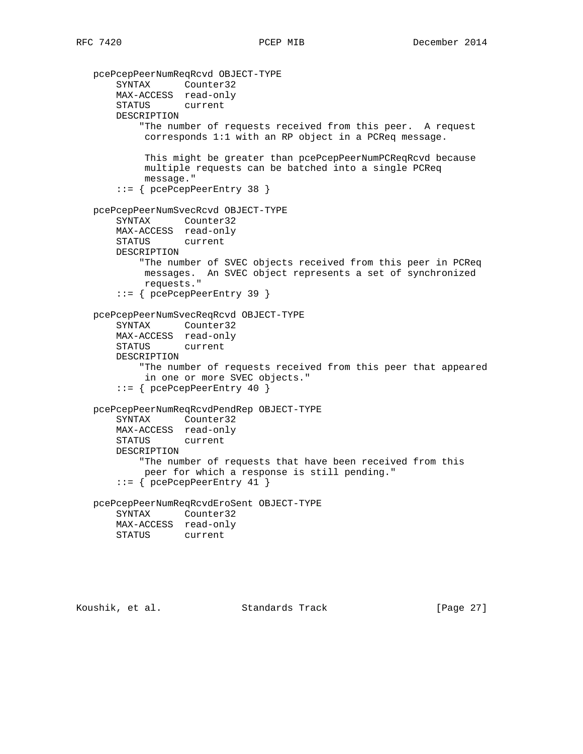```
   pcePcepPeerNumReqRcvd OBJECT-TYPE
       SYNTAX      Counter32
       MAX-ACCESS  read-only
       STATUS      current
       DESCRIPTION
           "The number of requests received from this peer.  A request
            corresponds 1:1 with an RP object in a PCReq message.

            This might be greater than pcePcepPeerNumPCReqRcvd because
            multiple requests can be batched into a single PCReq
            message."
       ::= { pcePcepPeerEntry 38 }

   pcePcepPeerNumSvecRcvd OBJECT-TYPE
       SYNTAX      Counter32
       MAX-ACCESS  read-only
       STATUS      current
       DESCRIPTION
           "The number of SVEC objects received from this peer in PCReq
            messages.  An SVEC object represents a set of synchronized
            requests."
       ::= { pcePcepPeerEntry 39 }

   pcePcepPeerNumSvecReqRcvd OBJECT-TYPE
       SYNTAX      Counter32
       MAX-ACCESS  read-only
       STATUS      current
       DESCRIPTION
           "The number of requests received from this peer that appeared
            in one or more SVEC objects."
       ::= { pcePcepPeerEntry 40 }

   pcePcepPeerNumReqRcvdPendRep OBJECT-TYPE
       SYNTAX      Counter32
       MAX-ACCESS  read-only
       STATUS      current
       DESCRIPTION
           "The number of requests that have been received from this
            peer for which a response is still pending."
       ::= { pcePcepPeerEntry 41 }

   pcePcepPeerNumReqRcvdEroSent OBJECT-TYPE
       SYNTAX      Counter32
       MAX-ACCESS  read-only
       STATUS      current
```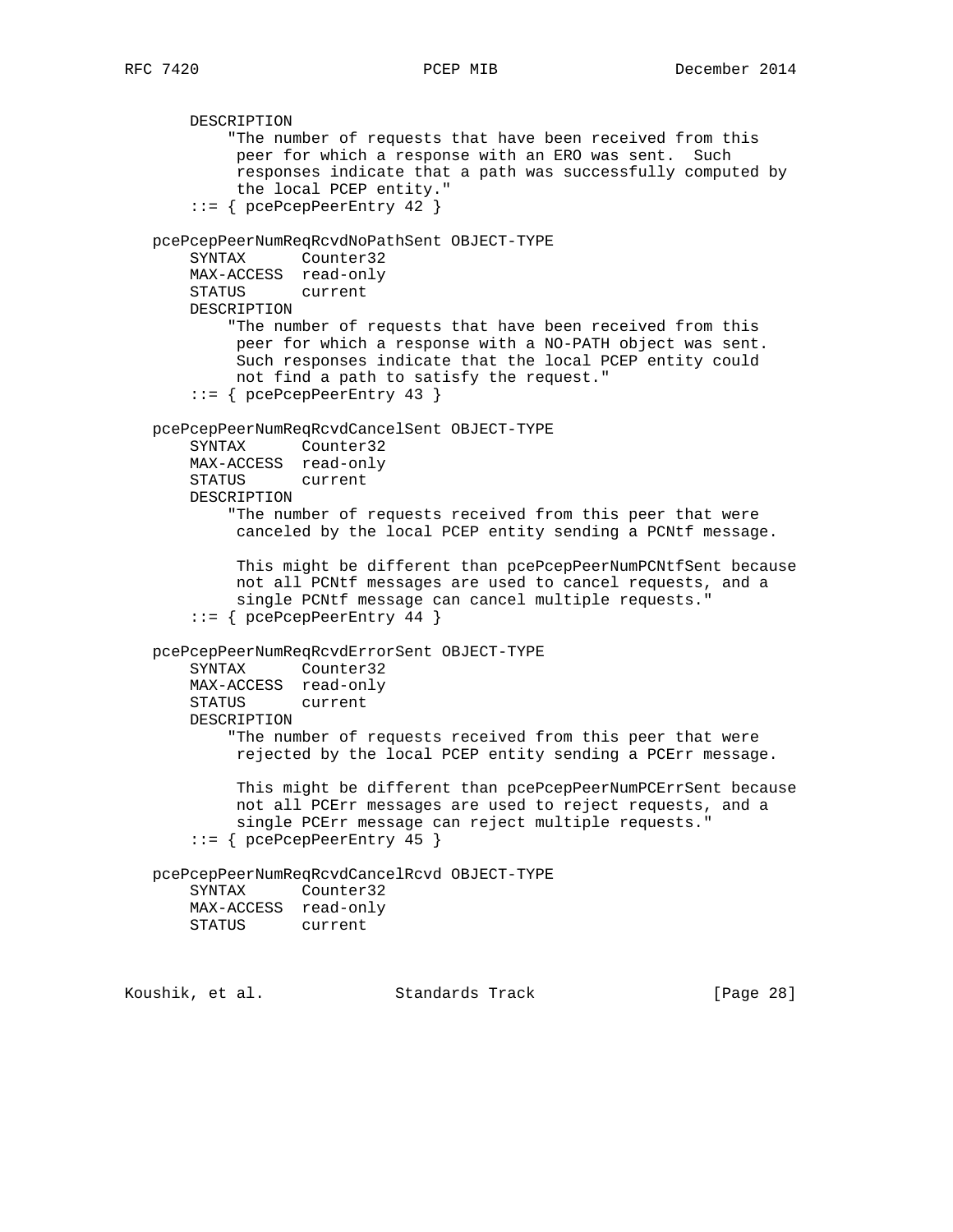```
       DESCRIPTION
           "The number of requests that have been received from this
            peer for which a response with an ERO was sent.  Such
            responses indicate that a path was successfully computed by
            the local PCEP entity."
       ::= { pcePcepPeerEntry 42 }

   pcePcepPeerNumReqRcvdNoPathSent OBJECT-TYPE
       SYNTAX      Counter32
       MAX-ACCESS  read-only
       STATUS      current
       DESCRIPTION
           "The number of requests that have been received from this
            peer for which a response with a NO-PATH object was sent.
            Such responses indicate that the local PCEP entity could
            not find a path to satisfy the request."
       ::= { pcePcepPeerEntry 43 }

   pcePcepPeerNumReqRcvdCancelSent OBJECT-TYPE
       SYNTAX      Counter32
       MAX-ACCESS  read-only
       STATUS      current
       DESCRIPTION
           "The number of requests received from this peer that were
            canceled by the local PCEP entity sending a PCNtf message.

            This might be different than pcePcepPeerNumPCNtfSent because
            not all PCNtf messages are used to cancel requests, and a
            single PCNtf message can cancel multiple requests."
       ::= { pcePcepPeerEntry 44 }

   pcePcepPeerNumReqRcvdErrorSent OBJECT-TYPE
       SYNTAX      Counter32
       MAX-ACCESS  read-only
       STATUS      current
       DESCRIPTION
           "The number of requests received from this peer that were
            rejected by the local PCEP entity sending a PCErr message.

            This might be different than pcePcepPeerNumPCErrSent because
            not all PCErr messages are used to reject requests, and a
            single PCErr message can reject multiple requests."
       ::= { pcePcepPeerEntry 45 }

   pcePcepPeerNumReqRcvdCancelRcvd OBJECT-TYPE
       SYNTAX      Counter32
       MAX-ACCESS  read-only
       STATUS      current
```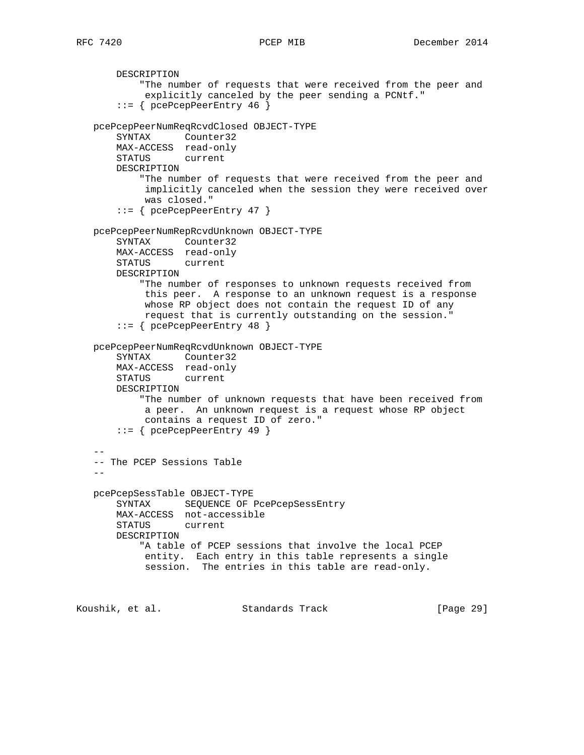```
       DESCRIPTION
           "The number of requests that were received from the peer and
            explicitly canceled by the peer sending a PCNtf."
       ::= { pcePcepPeerEntry 46 }

   pcePcepPeerNumReqRcvdClosed OBJECT-TYPE
       SYNTAX      Counter32
       MAX-ACCESS  read-only
       STATUS      current
       DESCRIPTION
           "The number of requests that were received from the peer and
            implicitly canceled when the session they were received over
            was closed."
       ::= { pcePcepPeerEntry 47 }

   pcePcepPeerNumRepRcvdUnknown OBJECT-TYPE
       SYNTAX      Counter32
       MAX-ACCESS  read-only
       STATUS      current
       DESCRIPTION
           "The number of responses to unknown requests received from
            this peer.  A response to an unknown request is a response
            whose RP object does not contain the request ID of any
            request that is currently outstanding on the session."
       ::= { pcePcepPeerEntry 48 }

   pcePcepPeerNumReqRcvdUnknown OBJECT-TYPE
       SYNTAX      Counter32
       MAX-ACCESS  read-only
       STATUS      current
       DESCRIPTION
           "The number of unknown requests that have been received from
            a peer.  An unknown request is a request whose RP object
            contains a request ID of zero."
       ::= { pcePcepPeerEntry 49 }

   --
   -- The PCEP Sessions Table
   --

   pcePcepSessTable OBJECT-TYPE
       SYNTAX      SEQUENCE OF PcePcepSessEntry
       MAX-ACCESS  not-accessible
       STATUS      current
       DESCRIPTION
           "A table of PCEP sessions that involve the local PCEP
            entity.  Each entry in this table represents a single
            session.  The entries in this table are read-only.
```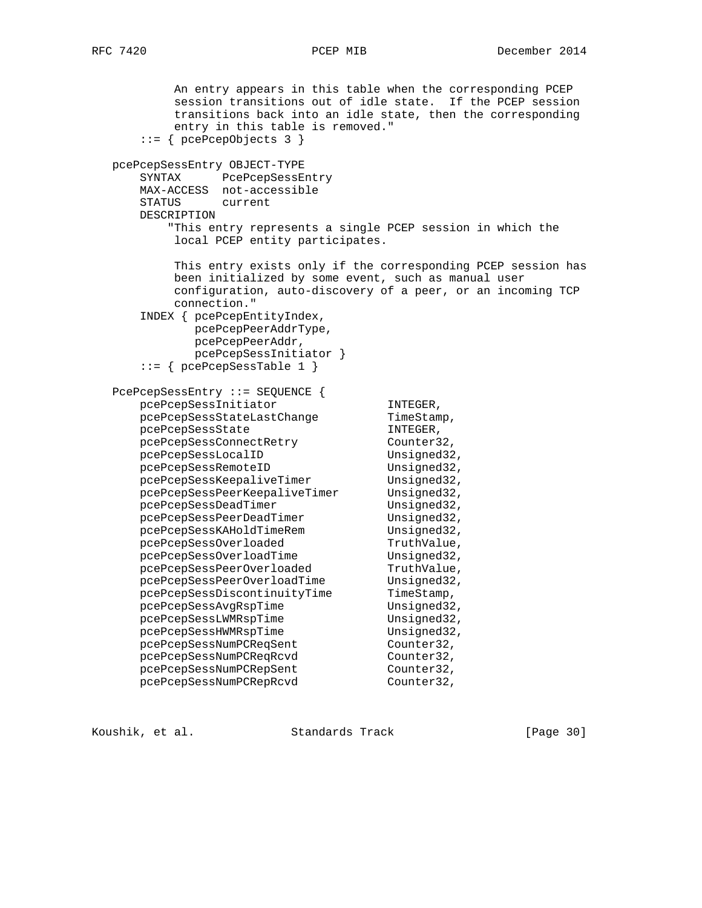```
           An entry appears in this table when the corresponding PCEP
           session transitions out of idle state.  If the PCEP session
           transitions back into an idle state, then the corresponding
           entry in this table is removed."
       ::= { pcePcepObjects 3 }

   pcePcepSessEntry OBJECT-TYPE
       SYNTAX      PcePcepSessEntry
       MAX-ACCESS  not-accessible
       STATUS      current
       DESCRIPTION
           "This entry represents a single PCEP session in which the
           local PCEP entity participates.

           This entry exists only if the corresponding PCEP session has
           been initialized by some event, such as manual user
           configuration, auto-discovery of a peer, or an incoming TCP
           connection."
       INDEX { pcePcepEntityIndex,
               pcePcepPeerAddrType,
               pcePcepPeerAddr,
               pcePcepSessInitiator }
       ::= { pcePcepSessTable 1 }

   PcePcepSessEntry ::= SEQUENCE {
       pcePcepSessInitiator               INTEGER,
       pcePcepSessStateLastChange         TimeStamp,
       pcePcepSessState                   INTEGER,
       pcePcepSessConnectRetry            Counter32,
       pcePcepSessLocalID                 Unsigned32,
       pcePcepSessRemoteID                Unsigned32,
       pcePcepSessKeepaliveTimer          Unsigned32,
       pcePcepSessPeerKeepaliveTimer      Unsigned32,
       pcePcepSessDeadTimer               Unsigned32,
       pcePcepSessPeerDeadTimer           Unsigned32,
       pcePcepSessKAHoldTimeRem           Unsigned32,
       pcePcepSessOverloaded              TruthValue,
       pcePcepSessOverloadTime            Unsigned32,
       pcePcepSessPeerOverloaded          TruthValue,
       pcePcepSessPeerOverloadTime        Unsigned32,
       pcePcepSessDiscontinuityTime       TimeStamp,
       pcePcepSessAvgRspTime              Unsigned32,
       pcePcepSessLWMRspTime              Unsigned32,
       pcePcepSessHWMRspTime              Unsigned32,
       pcePcepSessNumPCReqSent            Counter32,
       pcePcepSessNumPCReqRcvd            Counter32,
       pcePcepSessNumPCRepSent            Counter32,
       pcePcepSessNumPCRepRcvd            Counter32,
```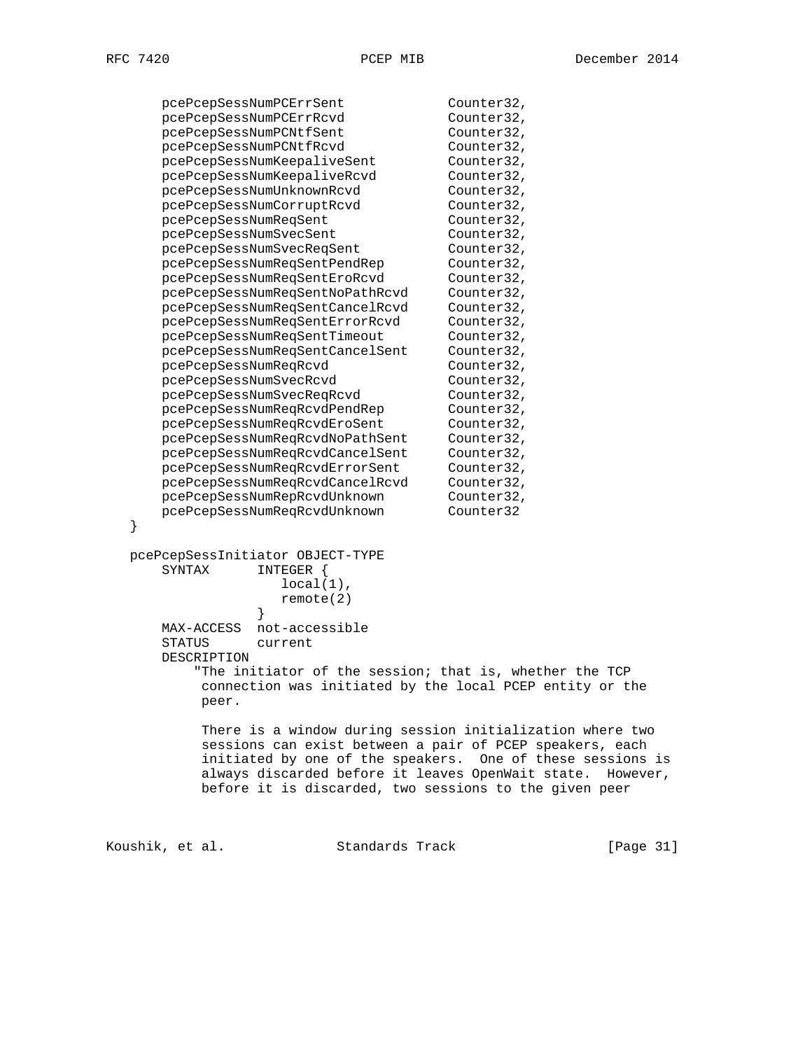```
      pcePcepSessNumPCErrSent             Counter32,
      pcePcepSessNumPCErrRcvd             Counter32,
      pcePcepSessNumPCNtfSent             Counter32,
      pcePcepSessNumPCNtfRcvd             Counter32,
      pcePcepSessNumKeepaliveSent         Counter32,
      pcePcepSessNumKeepaliveRcvd         Counter32,
      pcePcepSessNumUnknownRcvd           Counter32,
      pcePcepSessNumCorruptRcvd           Counter32,
      pcePcepSessNumReqSent               Counter32,
      pcePcepSessNumSvecSent              Counter32,
      pcePcepSessNumSvecReqSent           Counter32,
      pcePcepSessNumReqSentPendRep        Counter32,
      pcePcepSessNumReqSentEroRcvd        Counter32,
      pcePcepSessNumReqSentNoPathRcvd     Counter32,
      pcePcepSessNumReqSentCancelRcvd     Counter32,
      pcePcepSessNumReqSentErrorRcvd      Counter32,
      pcePcepSessNumReqSentTimeout        Counter32,
      pcePcepSessNumReqSentCancelSent     Counter32,
      pcePcepSessNumReqRcvd               Counter32,
      pcePcepSessNumSvecRcvd              Counter32,
      pcePcepSessNumSvecReqRcvd           Counter32,
      pcePcepSessNumReqRcvdPendRep        Counter32,
      pcePcepSessNumReqRcvdEroSent        Counter32,
      pcePcepSessNumReqRcvdNoPathSent     Counter32,
      pcePcepSessNumReqRcvdCancelSent     Counter32,
      pcePcepSessNumReqRcvdErrorSent      Counter32,
      pcePcepSessNumReqRcvdCancelRcvd     Counter32,
      pcePcepSessNumRepRcvdUnknown        Counter32,
      pcePcepSessNumReqRcvdUnknown        Counter32
  }

  pcePcepSessInitiator OBJECT-TYPE
      SYNTAX      INTEGER {
                     local(1),
                     remote(2)
                  }
      MAX-ACCESS  not-accessible
      STATUS      current
      DESCRIPTION
          "The initiator of the session; that is, whether the TCP
           connection was initiated by the local PCEP entity or the
           peer.

           There is a window during session initialization where two
           sessions can exist between a pair of PCEP speakers, each
           initiated by one of the speakers.  One of these sessions is
           always discarded before it leaves OpenWait state.  However,
           before it is discarded, two sessions to the given peer
```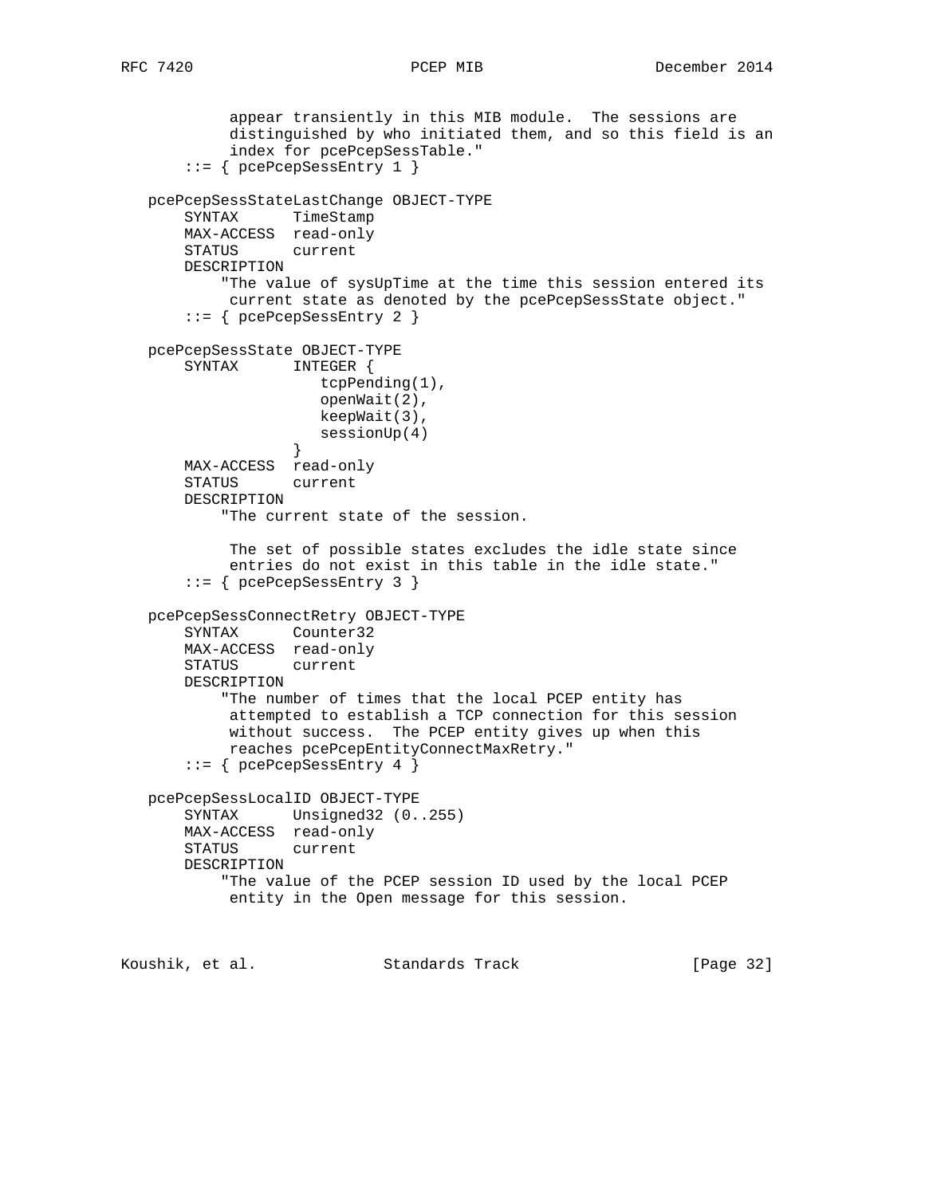```
           appear transiently in this MIB module.  The sessions are
           distinguished by who initiated them, and so this field is an
           index for pcePcepSessTable."
       ::= { pcePcepSessEntry 1 }

   pcePcepSessStateLastChange OBJECT-TYPE
       SYNTAX      TimeStamp
       MAX-ACCESS  read-only
       STATUS      current
       DESCRIPTION
           "The value of sysUpTime at the time this session entered its
           current state as denoted by the pcePcepSessState object."
       ::= { pcePcepSessEntry 2 }

   pcePcepSessState OBJECT-TYPE
       SYNTAX      INTEGER {
                      tcpPending(1),
                      openWait(2),
                      keepWait(3),
                      sessionUp(4)
                   }
       MAX-ACCESS  read-only
       STATUS      current
       DESCRIPTION
           "The current state of the session.

           The set of possible states excludes the idle state since
           entries do not exist in this table in the idle state."
       ::= { pcePcepSessEntry 3 }

   pcePcepSessConnectRetry OBJECT-TYPE
       SYNTAX      Counter32
       MAX-ACCESS  read-only
       STATUS      current
       DESCRIPTION
           "The number of times that the local PCEP entity has
           attempted to establish a TCP connection for this session
           without success.  The PCEP entity gives up when this
           reaches pcePcepEntityConnectMaxRetry."
       ::= { pcePcepSessEntry 4 }

   pcePcepSessLocalID OBJECT-TYPE
       SYNTAX      Unsigned32 (0..255)
       MAX-ACCESS  read-only
       STATUS      current
       DESCRIPTION
           "The value of the PCEP session ID used by the local PCEP
           entity in the Open message for this session.
```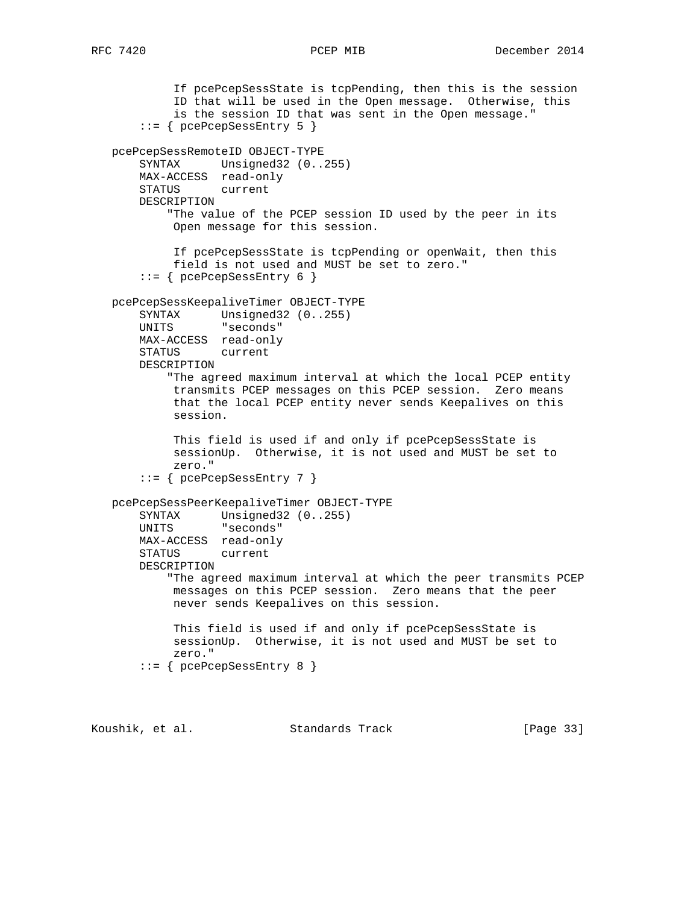```
           If pcePcepSessState is tcpPending, then this is the session
           ID that will be used in the Open message.  Otherwise, this
           is the session ID that was sent in the Open message."
       ::= { pcePcepSessEntry 5 }

   pcePcepSessRemoteID OBJECT-TYPE
       SYNTAX      Unsigned32 (0..255)
       MAX-ACCESS  read-only
       STATUS      current
       DESCRIPTION
           "The value of the PCEP session ID used by the peer in its
           Open message for this session.

           If pcePcepSessState is tcpPending or openWait, then this
           field is not used and MUST be set to zero."
       ::= { pcePcepSessEntry 6 }

   pcePcepSessKeepaliveTimer OBJECT-TYPE
       SYNTAX      Unsigned32 (0..255)
       UNITS       "seconds"
       MAX-ACCESS  read-only
       STATUS      current
       DESCRIPTION
           "The agreed maximum interval at which the local PCEP entity
           transmits PCEP messages on this PCEP session.  Zero means
           that the local PCEP entity never sends Keepalives on this
           session.

           This field is used if and only if pcePcepSessState is
           sessionUp.  Otherwise, it is not used and MUST be set to
           zero."
       ::= { pcePcepSessEntry 7 }

   pcePcepSessPeerKeepaliveTimer OBJECT-TYPE
       SYNTAX      Unsigned32 (0..255)
       UNITS       "seconds"
       MAX-ACCESS  read-only
       STATUS      current
       DESCRIPTION
           "The agreed maximum interval at which the peer transmits PCEP
           messages on this PCEP session.  Zero means that the peer
           never sends Keepalives on this session.

           This field is used if and only if pcePcepSessState is
           sessionUp.  Otherwise, it is not used and MUST be set to
           zero."
       ::= { pcePcepSessEntry 8 }
```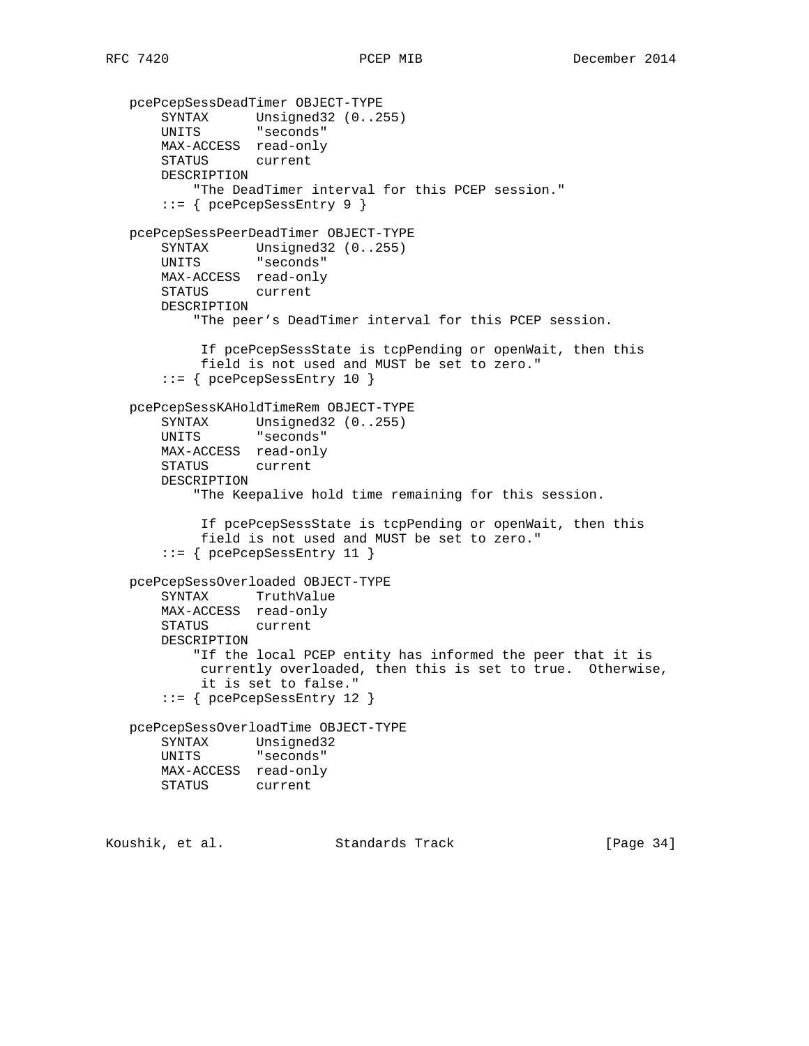```
   pcePcepSessDeadTimer OBJECT-TYPE
       SYNTAX      Unsigned32 (0..255)
       UNITS       "seconds"
       MAX-ACCESS  read-only
       STATUS      current
       DESCRIPTION
           "The DeadTimer interval for this PCEP session."
       ::= { pcePcepSessEntry 9 }

   pcePcepSessPeerDeadTimer OBJECT-TYPE
       SYNTAX      Unsigned32 (0..255)
       UNITS       "seconds"
       MAX-ACCESS  read-only
       STATUS      current
       DESCRIPTION
           "The peer's DeadTimer interval for this PCEP session.

            If pcePcepSessState is tcpPending or openWait, then this
            field is not used and MUST be set to zero."
       ::= { pcePcepSessEntry 10 }

   pcePcepSessKAHoldTimeRem OBJECT-TYPE
       SYNTAX      Unsigned32 (0..255)
       UNITS       "seconds"
       MAX-ACCESS  read-only
       STATUS      current
       DESCRIPTION
           "The Keepalive hold time remaining for this session.

            If pcePcepSessState is tcpPending or openWait, then this
            field is not used and MUST be set to zero."
       ::= { pcePcepSessEntry 11 }

   pcePcepSessOverloaded OBJECT-TYPE
       SYNTAX      TruthValue
       MAX-ACCESS  read-only
       STATUS      current
       DESCRIPTION
           "If the local PCEP entity has informed the peer that it is
             currently overloaded, then this is set to true.  Otherwise,
            it is set to false."
       ::= { pcePcepSessEntry 12 }

   pcePcepSessOverloadTime OBJECT-TYPE
       SYNTAX      Unsigned32
       UNITS       "seconds"
       MAX-ACCESS  read-only
       STATUS      current
```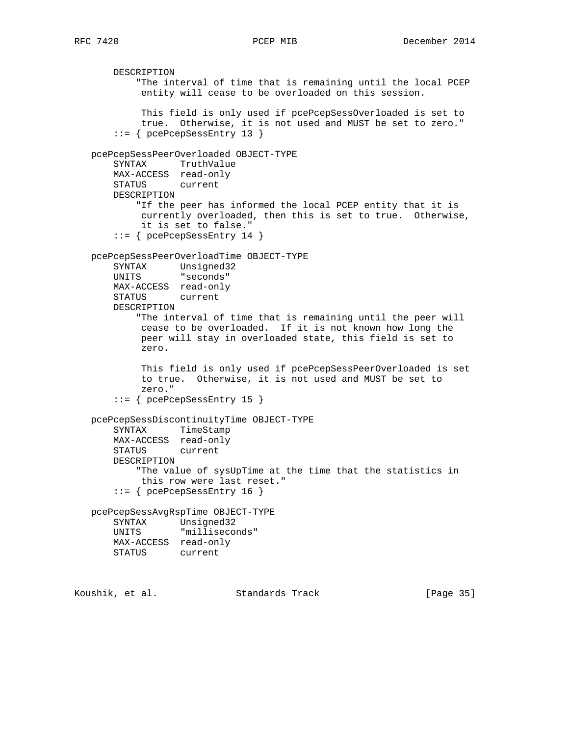```
       DESCRIPTION
           "The interval of time that is remaining until the local PCEP
            entity will cease to be overloaded on this session.

            This field is only used if pcePcepSessOverloaded is set to
            true.  Otherwise, it is not used and MUST be set to zero."
       ::= { pcePcepSessEntry 13 }

   pcePcepSessPeerOverloaded OBJECT-TYPE
       SYNTAX      TruthValue
       MAX-ACCESS  read-only
       STATUS      current
       DESCRIPTION
           "If the peer has informed the local PCEP entity that it is
            currently overloaded, then this is set to true.  Otherwise,
            it is set to false."
       ::= { pcePcepSessEntry 14 }

   pcePcepSessPeerOverloadTime OBJECT-TYPE
       SYNTAX      Unsigned32
       UNITS       "seconds"
       MAX-ACCESS  read-only
       STATUS      current
       DESCRIPTION
           "The interval of time that is remaining until the peer will
            cease to be overloaded.  If it is not known how long the
            peer will stay in overloaded state, this field is set to
            zero.

            This field is only used if pcePcepSessPeerOverloaded is set
            to true.  Otherwise, it is not used and MUST be set to
            zero."
       ::= { pcePcepSessEntry 15 }

   pcePcepSessDiscontinuityTime OBJECT-TYPE
       SYNTAX      TimeStamp
       MAX-ACCESS  read-only
       STATUS      current
       DESCRIPTION
           "The value of sysUpTime at the time that the statistics in
            this row were last reset."
       ::= { pcePcepSessEntry 16 }

   pcePcepSessAvgRspTime OBJECT-TYPE
       SYNTAX      Unsigned32
       UNITS       "milliseconds"
       MAX-ACCESS  read-only
       STATUS      current
```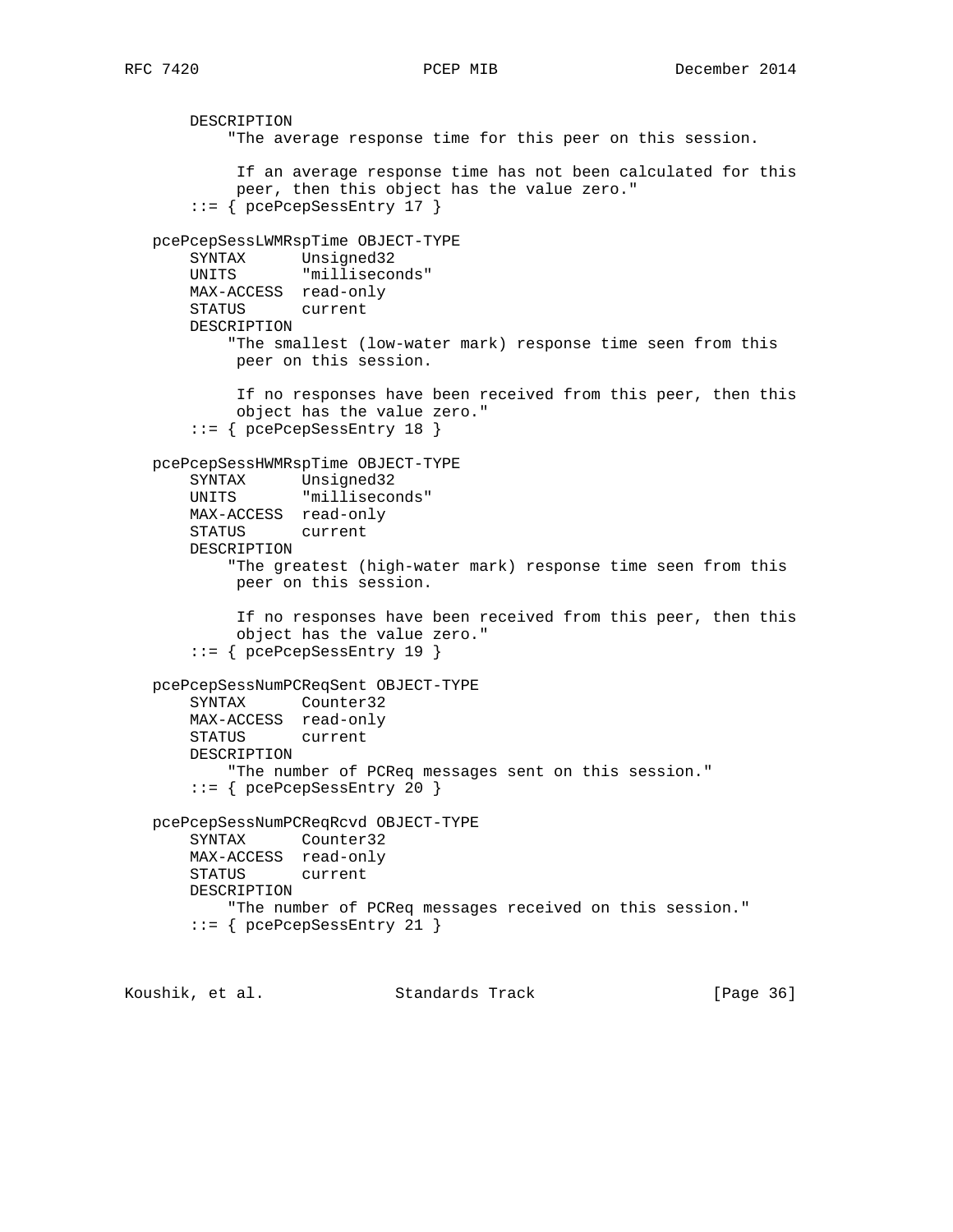```
       DESCRIPTION
           "The average response time for this peer on this session.

            If an average response time has not been calculated for this
            peer, then this object has the value zero."
       ::= { pcePcepSessEntry 17 }

   pcePcepSessLWMRspTime OBJECT-TYPE
       SYNTAX      Unsigned32
       UNITS       "milliseconds"
       MAX-ACCESS  read-only
       STATUS      current
       DESCRIPTION
           "The smallest (low-water mark) response time seen from this
            peer on this session.

            If no responses have been received from this peer, then this
            object has the value zero."
       ::= { pcePcepSessEntry 18 }

   pcePcepSessHWMRspTime OBJECT-TYPE
       SYNTAX      Unsigned32
       UNITS       "milliseconds"
       MAX-ACCESS  read-only
       STATUS      current
       DESCRIPTION
           "The greatest (high-water mark) response time seen from this
            peer on this session.

            If no responses have been received from this peer, then this
            object has the value zero."
       ::= { pcePcepSessEntry 19 }

   pcePcepSessNumPCReqSent OBJECT-TYPE
       SYNTAX      Counter32
       MAX-ACCESS  read-only
       STATUS      current
       DESCRIPTION
           "The number of PCReq messages sent on this session."
       ::= { pcePcepSessEntry 20 }

   pcePcepSessNumPCReqRcvd OBJECT-TYPE
       SYNTAX      Counter32
       MAX-ACCESS  read-only
       STATUS      current
       DESCRIPTION
           "The number of PCReq messages received on this session."
       ::= { pcePcepSessEntry 21 }
```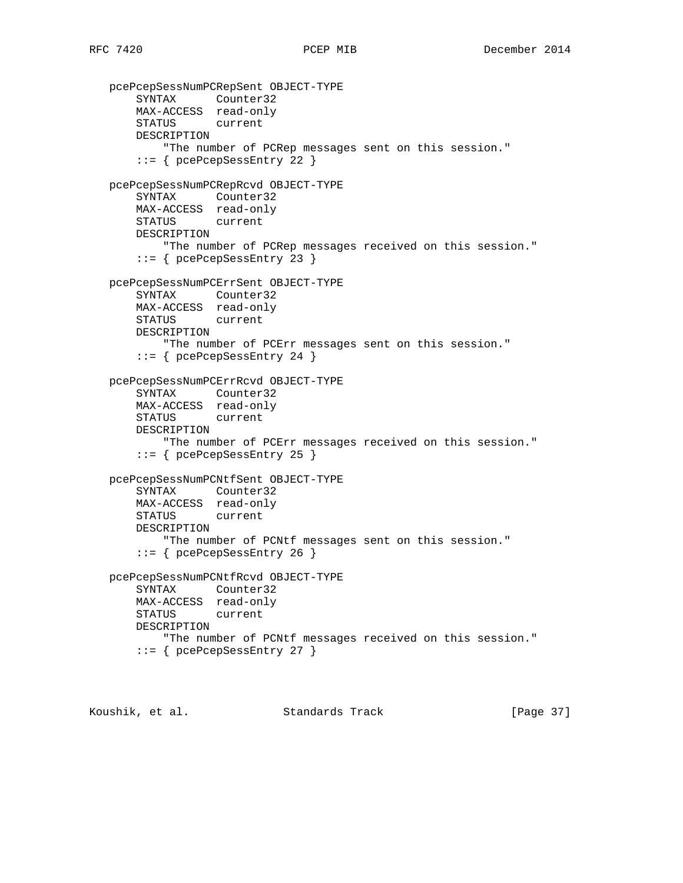```
   pcePcepSessNumPCRepSent OBJECT-TYPE
       SYNTAX      Counter32
       MAX-ACCESS  read-only
       STATUS      current
       DESCRIPTION
           "The number of PCRep messages sent on this session."
       ::= { pcePcepSessEntry 22 }

   pcePcepSessNumPCRepRcvd OBJECT-TYPE
       SYNTAX      Counter32
       MAX-ACCESS  read-only
       STATUS      current
       DESCRIPTION
           "The number of PCRep messages received on this session."
       ::= { pcePcepSessEntry 23 }

   pcePcepSessNumPCErrSent OBJECT-TYPE
       SYNTAX      Counter32
       MAX-ACCESS  read-only
       STATUS      current
       DESCRIPTION
           "The number of PCErr messages sent on this session."
       ::= { pcePcepSessEntry 24 }

   pcePcepSessNumPCErrRcvd OBJECT-TYPE
       SYNTAX      Counter32
       MAX-ACCESS  read-only
       STATUS      current
       DESCRIPTION
           "The number of PCErr messages received on this session."
       ::= { pcePcepSessEntry 25 }

   pcePcepSessNumPCNtfSent OBJECT-TYPE
       SYNTAX      Counter32
       MAX-ACCESS  read-only
       STATUS      current
       DESCRIPTION
           "The number of PCNtf messages sent on this session."
       ::= { pcePcepSessEntry 26 }

   pcePcepSessNumPCNtfRcvd OBJECT-TYPE
       SYNTAX      Counter32
       MAX-ACCESS  read-only
       STATUS      current
       DESCRIPTION
           "The number of PCNtf messages received on this session."
       ::= { pcePcepSessEntry 27 }
```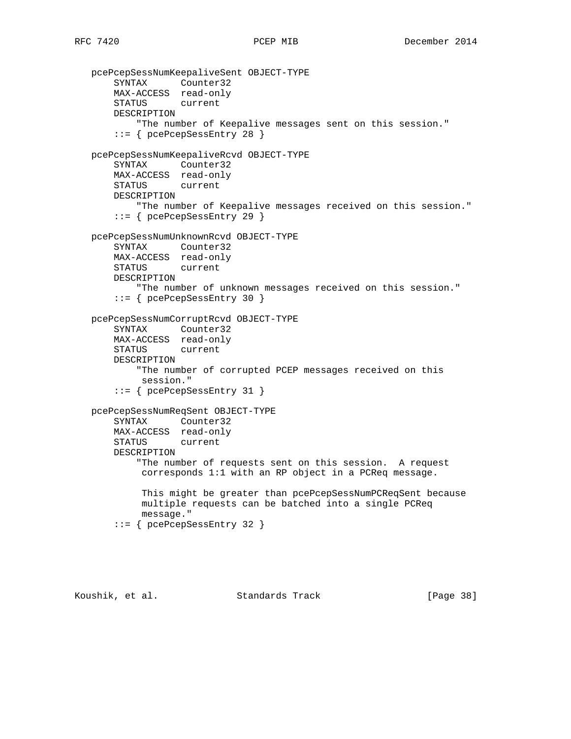```
   pcePcepSessNumKeepaliveSent OBJECT-TYPE
       SYNTAX      Counter32
       MAX-ACCESS  read-only
       STATUS      current
       DESCRIPTION
           "The number of Keepalive messages sent on this session."
       ::= { pcePcepSessEntry 28 }

   pcePcepSessNumKeepaliveRcvd OBJECT-TYPE
       SYNTAX      Counter32
       MAX-ACCESS  read-only
       STATUS      current
       DESCRIPTION
           "The number of Keepalive messages received on this session."
       ::= { pcePcepSessEntry 29 }

   pcePcepSessNumUnknownRcvd OBJECT-TYPE
       SYNTAX      Counter32
       MAX-ACCESS  read-only
       STATUS      current
       DESCRIPTION
           "The number of unknown messages received on this session."
       ::= { pcePcepSessEntry 30 }

   pcePcepSessNumCorruptRcvd OBJECT-TYPE
       SYNTAX      Counter32
       MAX-ACCESS  read-only
       STATUS      current
       DESCRIPTION
           "The number of corrupted PCEP messages received on this
            session."
       ::= { pcePcepSessEntry 31 }

   pcePcepSessNumReqSent OBJECT-TYPE
       SYNTAX      Counter32
       MAX-ACCESS  read-only
       STATUS      current
       DESCRIPTION
           "The number of requests sent on this session.  A request
            corresponds 1:1 with an RP object in a PCReq message.

            This might be greater than pcePcepSessNumPCReqSent because
            multiple requests can be batched into a single PCReq
            message."
       ::= { pcePcepSessEntry 32 }
```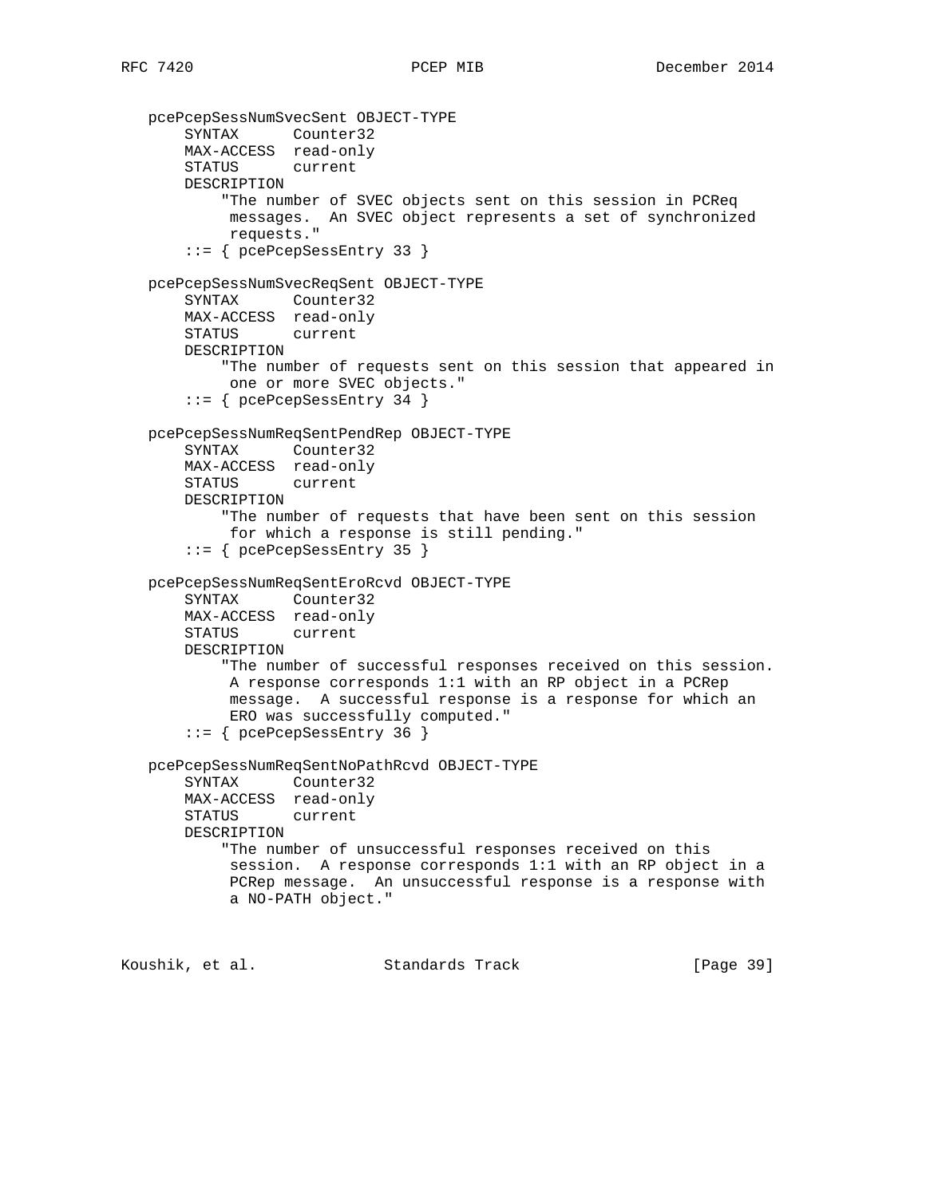```
   pcePcepSessNumSvecSent OBJECT-TYPE
       SYNTAX      Counter32
       MAX-ACCESS  read-only
       STATUS      current
       DESCRIPTION
           "The number of SVEC objects sent on this session in PCReq
            messages.  An SVEC object represents a set of synchronized
            requests."
       ::= { pcePcepSessEntry 33 }

   pcePcepSessNumSvecReqSent OBJECT-TYPE
       SYNTAX      Counter32
       MAX-ACCESS  read-only
       STATUS      current
       DESCRIPTION
           "The number of requests sent on this session that appeared in
            one or more SVEC objects."
       ::= { pcePcepSessEntry 34 }

   pcePcepSessNumReqSentPendRep OBJECT-TYPE
       SYNTAX      Counter32
       MAX-ACCESS  read-only
       STATUS      current
       DESCRIPTION
           "The number of requests that have been sent on this session
            for which a response is still pending."
       ::= { pcePcepSessEntry 35 }

   pcePcepSessNumReqSentEroRcvd OBJECT-TYPE
       SYNTAX      Counter32
       MAX-ACCESS  read-only
       STATUS      current
       DESCRIPTION
           "The number of successful responses received on this session.
            A response corresponds 1:1 with an RP object in a PCRep
            message.  A successful response is a response for which an
            ERO was successfully computed."
       ::= { pcePcepSessEntry 36 }

   pcePcepSessNumReqSentNoPathRcvd OBJECT-TYPE
       SYNTAX      Counter32
       MAX-ACCESS  read-only
       STATUS      current
       DESCRIPTION
           "The number of unsuccessful responses received on this
            session.  A response corresponds 1:1 with an RP object in a
            PCRep message.  An unsuccessful response is a response with
            a NO-PATH object."
```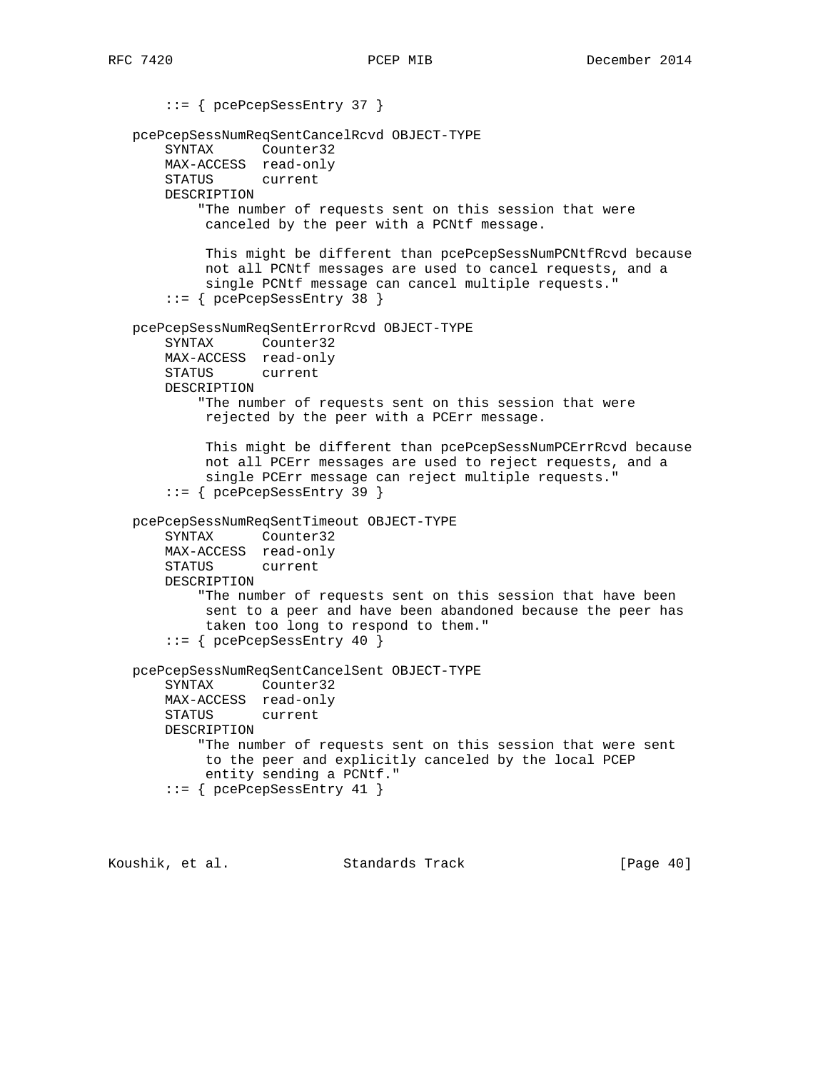```
       ::= { pcePcepSessEntry 37 }

   pcePcepSessNumReqSentCancelRcvd OBJECT-TYPE
       SYNTAX      Counter32
       MAX-ACCESS  read-only
       STATUS      current
       DESCRIPTION
           "The number of requests sent on this session that were
            canceled by the peer with a PCNtf message.

            This might be different than pcePcepSessNumPCNtfRcvd because
            not all PCNtf messages are used to cancel requests, and a
            single PCNtf message can cancel multiple requests."
       ::= { pcePcepSessEntry 38 }

   pcePcepSessNumReqSentErrorRcvd OBJECT-TYPE
       SYNTAX      Counter32
       MAX-ACCESS  read-only
       STATUS      current
       DESCRIPTION
           "The number of requests sent on this session that were
            rejected by the peer with a PCErr message.

            This might be different than pcePcepSessNumPCErrRcvd because
            not all PCErr messages are used to reject requests, and a
            single PCErr message can reject multiple requests."
       ::= { pcePcepSessEntry 39 }

   pcePcepSessNumReqSentTimeout OBJECT-TYPE
       SYNTAX      Counter32
       MAX-ACCESS  read-only
       STATUS      current
       DESCRIPTION
           "The number of requests sent on this session that have been
            sent to a peer and have been abandoned because the peer has
            taken too long to respond to them."
       ::= { pcePcepSessEntry 40 }

   pcePcepSessNumReqSentCancelSent OBJECT-TYPE
       SYNTAX      Counter32
       MAX-ACCESS  read-only
       STATUS      current
       DESCRIPTION
           "The number of requests sent on this session that were sent
            to the peer and explicitly canceled by the local PCEP
            entity sending a PCNtf."
       ::= { pcePcepSessEntry 41 }
```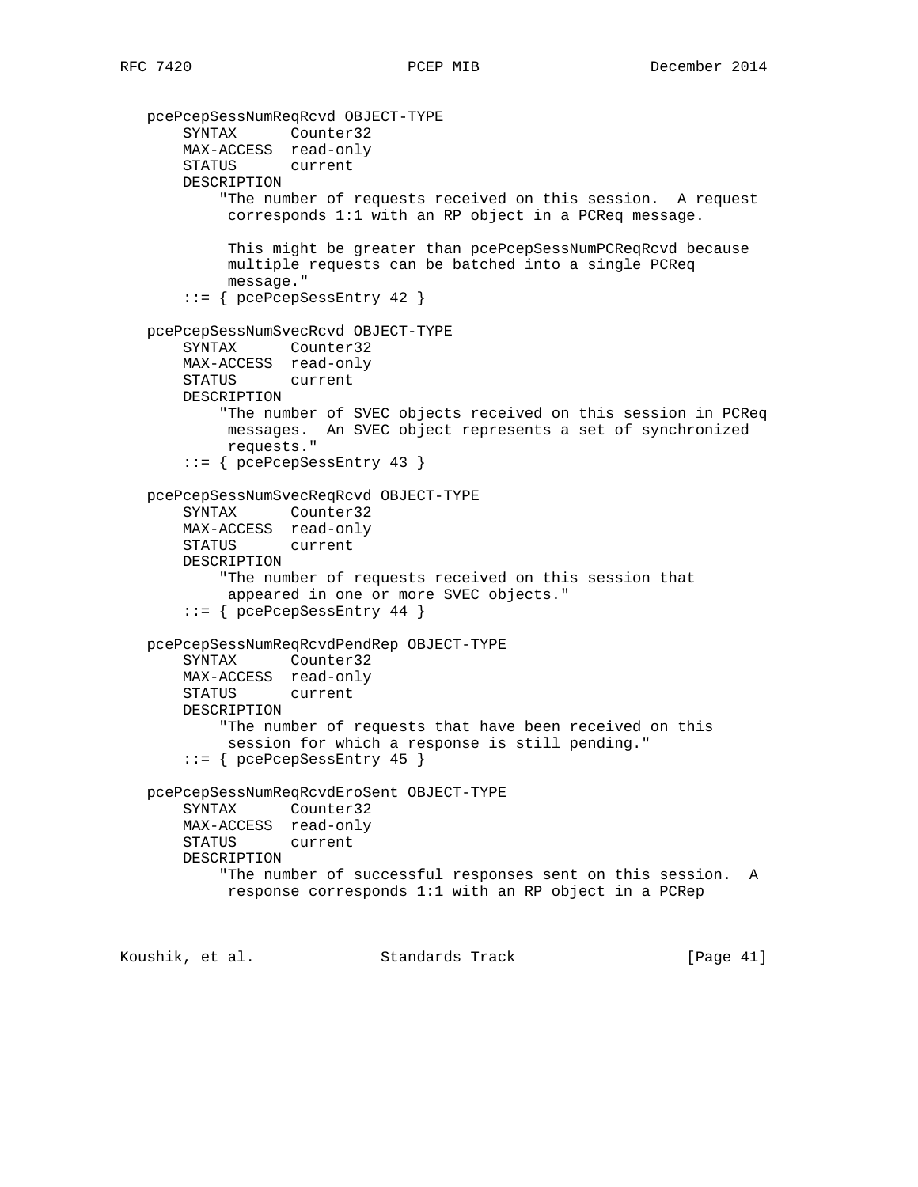```
   pcePcepSessNumReqRcvd OBJECT-TYPE
       SYNTAX      Counter32
       MAX-ACCESS  read-only
       STATUS      current
       DESCRIPTION
           "The number of requests received on this session.  A request
            corresponds 1:1 with an RP object in a PCReq message.

            This might be greater than pcePcepSessNumPCReqRcvd because
            multiple requests can be batched into a single PCReq
            message."
       ::= { pcePcepSessEntry 42 }

   pcePcepSessNumSvecRcvd OBJECT-TYPE
       SYNTAX      Counter32
       MAX-ACCESS  read-only
       STATUS      current
       DESCRIPTION
           "The number of SVEC objects received on this session in PCReq
            messages.  An SVEC object represents a set of synchronized
            requests."
       ::= { pcePcepSessEntry 43 }

   pcePcepSessNumSvecReqRcvd OBJECT-TYPE
       SYNTAX      Counter32
       MAX-ACCESS  read-only
       STATUS      current
       DESCRIPTION
           "The number of requests received on this session that
            appeared in one or more SVEC objects."
       ::= { pcePcepSessEntry 44 }

   pcePcepSessNumReqRcvdPendRep OBJECT-TYPE
       SYNTAX      Counter32
       MAX-ACCESS  read-only
       STATUS      current
       DESCRIPTION
           "The number of requests that have been received on this
            session for which a response is still pending."
       ::= { pcePcepSessEntry 45 }

   pcePcepSessNumReqRcvdEroSent OBJECT-TYPE
       SYNTAX      Counter32
       MAX-ACCESS  read-only
       STATUS      current
       DESCRIPTION
           "The number of successful responses sent on this session.  A
            response corresponds 1:1 with an RP object in a PCRep
```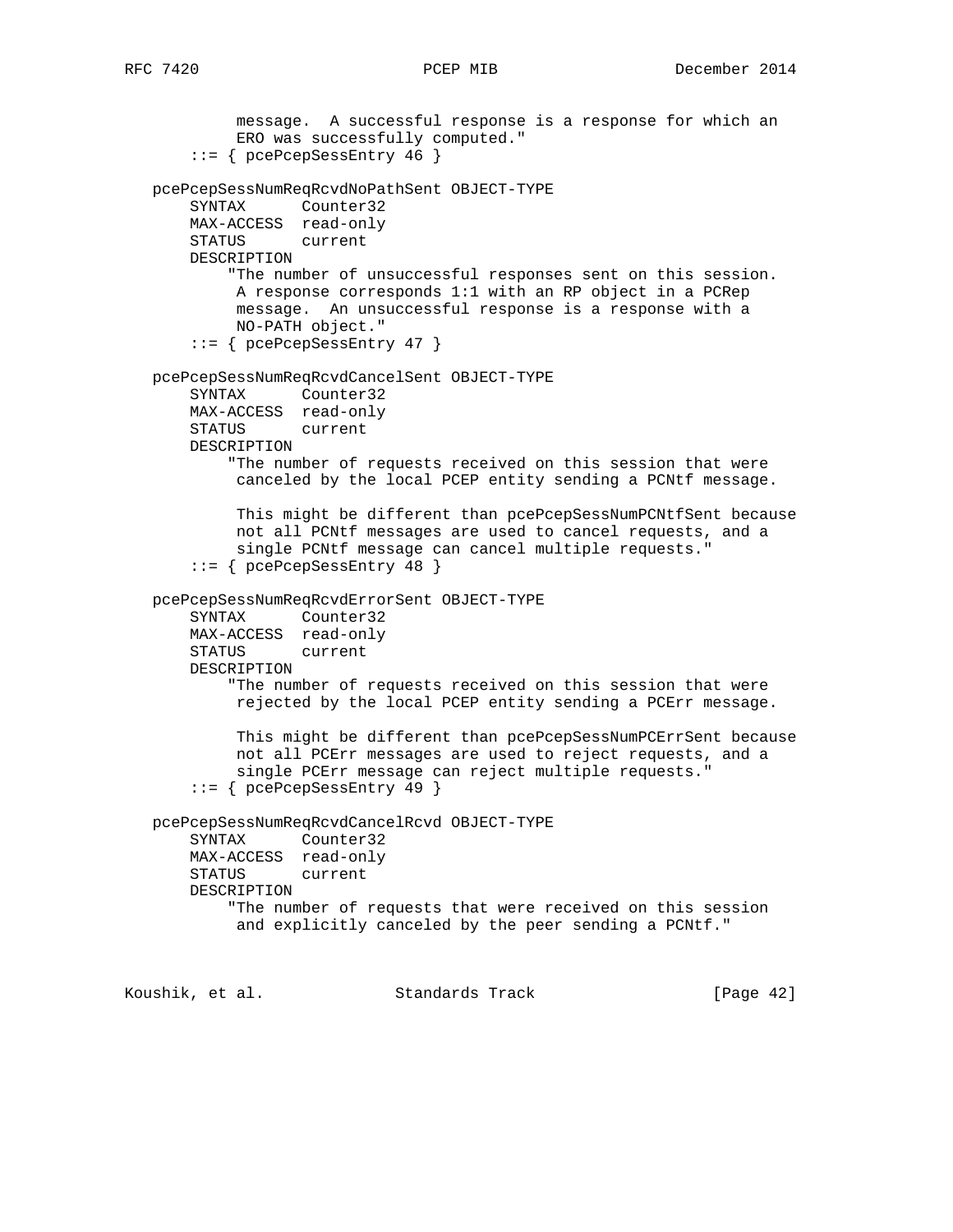```
           message.  A successful response is a response for which an
           ERO was successfully computed."
       ::= { pcePcepSessEntry 46 }

   pcePcepSessNumReqRcvdNoPathSent OBJECT-TYPE
       SYNTAX      Counter32
       MAX-ACCESS  read-only
       STATUS      current
       DESCRIPTION
           "The number of unsuccessful responses sent on this session.
            A response corresponds 1:1 with an RP object in a PCRep
            message.  An unsuccessful response is a response with a
            NO-PATH object."
       ::= { pcePcepSessEntry 47 }

   pcePcepSessNumReqRcvdCancelSent OBJECT-TYPE
       SYNTAX      Counter32
       MAX-ACCESS  read-only
       STATUS      current
       DESCRIPTION
           "The number of requests received on this session that were
            canceled by the local PCEP entity sending a PCNtf message.

            This might be different than pcePcepSessNumPCNtfSent because
            not all PCNtf messages are used to cancel requests, and a
            single PCNtf message can cancel multiple requests."
       ::= { pcePcepSessEntry 48 }

   pcePcepSessNumReqRcvdErrorSent OBJECT-TYPE
       SYNTAX      Counter32
       MAX-ACCESS  read-only
       STATUS      current
       DESCRIPTION
           "The number of requests received on this session that were
            rejected by the local PCEP entity sending a PCErr message.

            This might be different than pcePcepSessNumPCErrSent because
            not all PCErr messages are used to reject requests, and a
            single PCErr message can reject multiple requests."
       ::= { pcePcepSessEntry 49 }

   pcePcepSessNumReqRcvdCancelRcvd OBJECT-TYPE
       SYNTAX      Counter32
       MAX-ACCESS  read-only
       STATUS      current
       DESCRIPTION
           "The number of requests that were received on this session
            and explicitly canceled by the peer sending a PCNtf."
```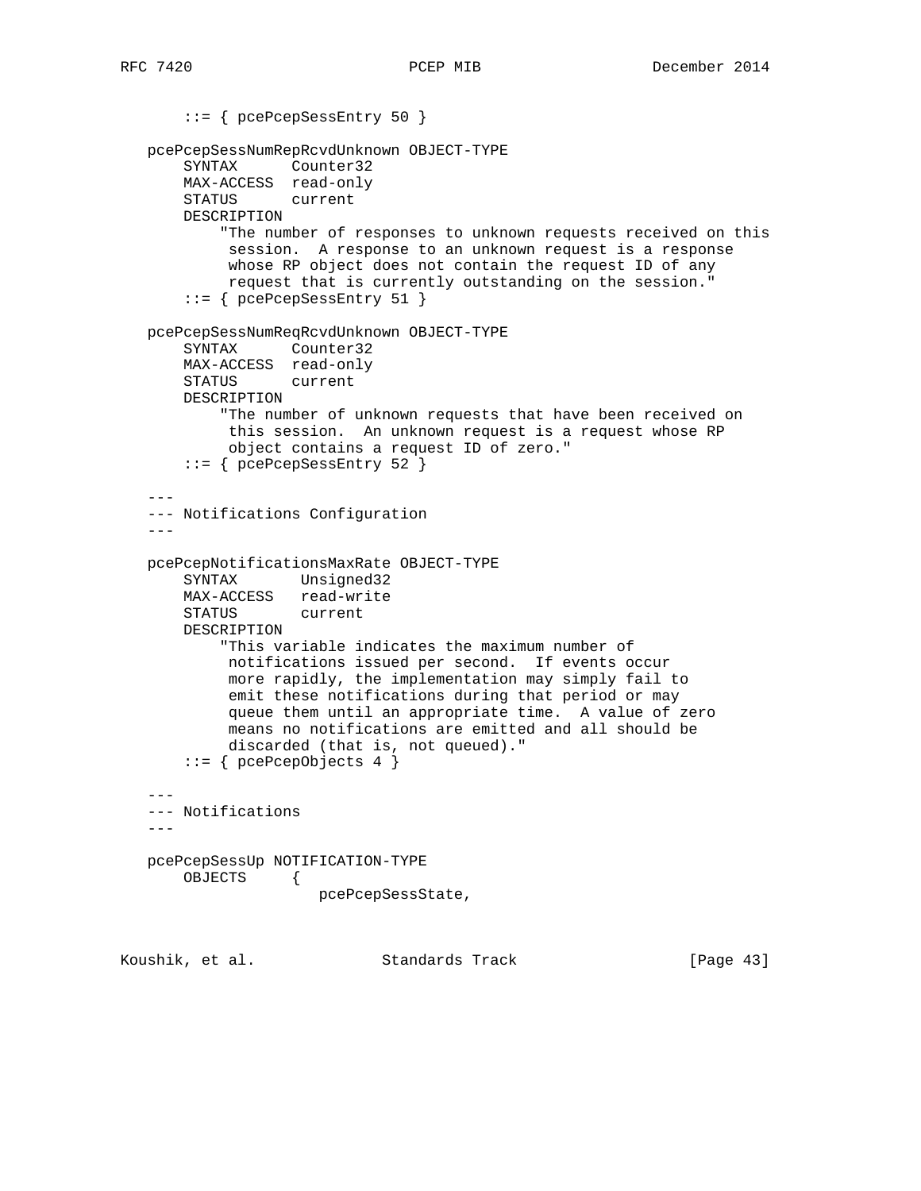```
       ::= { pcePcepSessEntry 50 }

   pcePcepSessNumRepRcvdUnknown OBJECT-TYPE
       SYNTAX      Counter32
       MAX-ACCESS  read-only
       STATUS      current
       DESCRIPTION
           "The number of responses to unknown requests received on this
            session.  A response to an unknown request is a response
            whose RP object does not contain the request ID of any
            request that is currently outstanding on the session."
       ::= { pcePcepSessEntry 51 }

   pcePcepSessNumReqRcvdUnknown OBJECT-TYPE
       SYNTAX      Counter32
       MAX-ACCESS  read-only
       STATUS      current
       DESCRIPTION
           "The number of unknown requests that have been received on
            this session.  An unknown request is a request whose RP
            object contains a request ID of zero."
       ::= { pcePcepSessEntry 52 }

   ---
   --- Notifications Configuration
   ---

   pcePcepNotificationsMaxRate OBJECT-TYPE
       SYNTAX       Unsigned32
       MAX-ACCESS   read-write
       STATUS       current
       DESCRIPTION
           "This variable indicates the maximum number of
            notifications issued per second.  If events occur
            more rapidly, the implementation may simply fail to
            emit these notifications during that period or may
            queue them until an appropriate time.  A value of zero
            means no notifications are emitted and all should be
            discarded (that is, not queued)."
       ::= { pcePcepObjects 4 }

   ---
   --- Notifications
   ---

   pcePcepSessUp NOTIFICATION-TYPE
       OBJECTS     {
                      pcePcepSessState,
```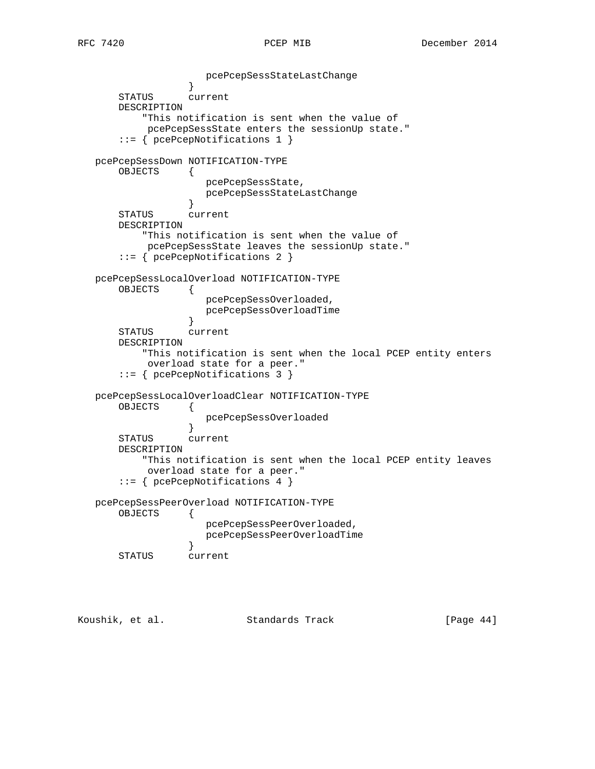```
                    pcePcepSessStateLastChange
                 }
    STATUS      current
    DESCRIPTION
        "This notification is sent when the value of
         pcePcepSessState enters the sessionUp state."
    ::= { pcePcepNotifications 1 }

pcePcepSessDown NOTIFICATION-TYPE
    OBJECTS     {
                    pcePcepSessState,
                    pcePcepSessStateLastChange
                 }
    STATUS      current
    DESCRIPTION
        "This notification is sent when the value of
         pcePcepSessState leaves the sessionUp state."
    ::= { pcePcepNotifications 2 }

pcePcepSessLocalOverload NOTIFICATION-TYPE
    OBJECTS     {
                    pcePcepSessOverloaded,
                    pcePcepSessOverloadTime
                 }
    STATUS      current
    DESCRIPTION
        "This notification is sent when the local PCEP entity enters
         overload state for a peer."
    ::= { pcePcepNotifications 3 }

pcePcepSessLocalOverloadClear NOTIFICATION-TYPE
    OBJECTS     {
                    pcePcepSessOverloaded
                 }
    STATUS      current
    DESCRIPTION
        "This notification is sent when the local PCEP entity leaves
         overload state for a peer."
    ::= { pcePcepNotifications 4 }

pcePcepSessPeerOverload NOTIFICATION-TYPE
    OBJECTS     {
                    pcePcepSessPeerOverloaded,
                    pcePcepSessPeerOverloadTime
                 }
    STATUS      current
```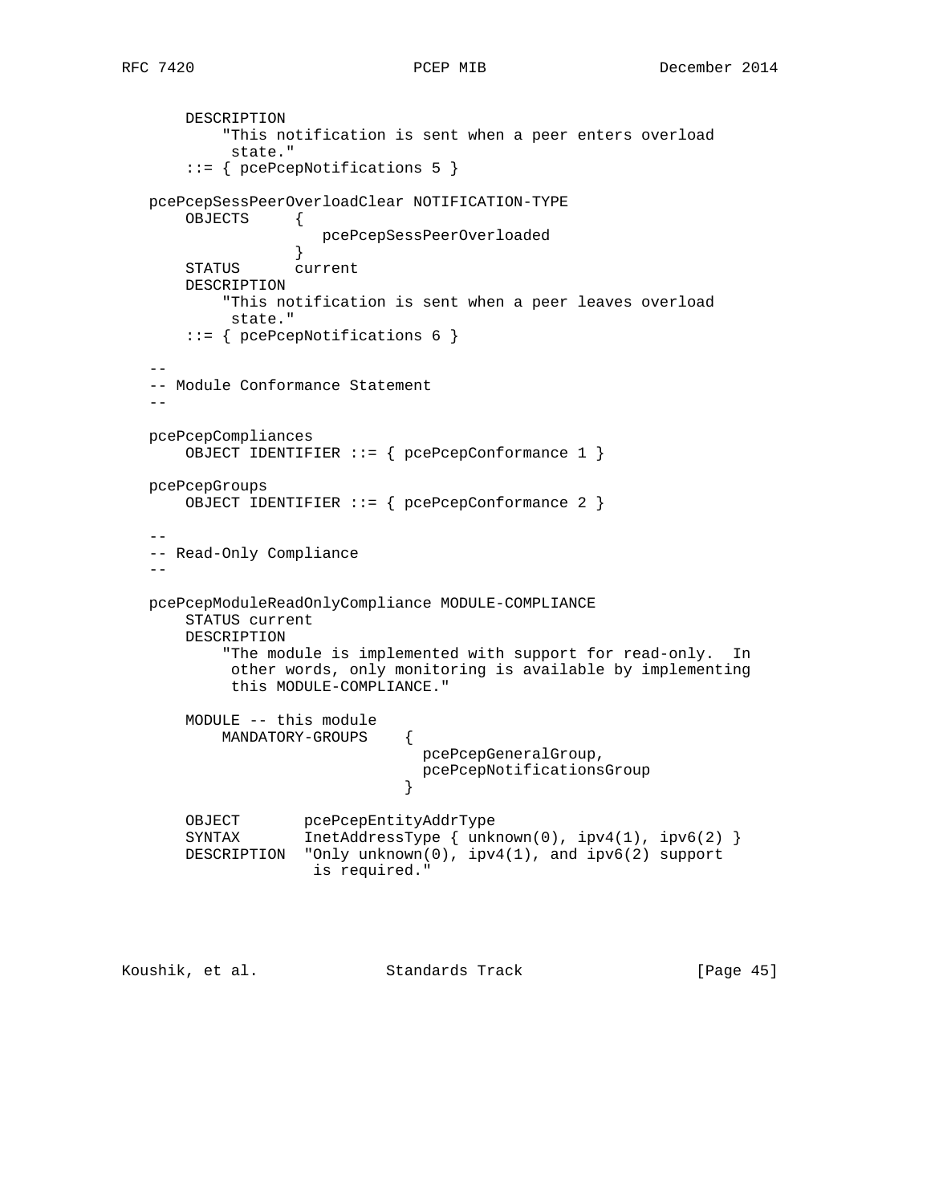```
       DESCRIPTION
           "This notification is sent when a peer enters overload
            state."
       ::= { pcePcepNotifications 5 }

   pcePcepSessPeerOverloadClear NOTIFICATION-TYPE
       OBJECTS     {
                      pcePcepSessPeerOverloaded
                   }
       STATUS      current
       DESCRIPTION
           "This notification is sent when a peer leaves overload
            state."
       ::= { pcePcepNotifications 6 }

   --
   -- Module Conformance Statement
   --

   pcePcepCompliances
       OBJECT IDENTIFIER ::= { pcePcepConformance 1 }

   pcePcepGroups
       OBJECT IDENTIFIER ::= { pcePcepConformance 2 }

   --
   -- Read-Only Compliance
   --

   pcePcepModuleReadOnlyCompliance MODULE-COMPLIANCE
       STATUS current
       DESCRIPTION
           "The module is implemented with support for read-only.  In
            other words, only monitoring is available by implementing
            this MODULE-COMPLIANCE."

       MODULE -- this module
           MANDATORY-GROUPS    {
                                 pcePcepGeneralGroup,
                                 pcePcepNotificationsGroup
                               }

       OBJECT       pcePcepEntityAddrType
       SYNTAX       InetAddressType { unknown(0), ipv4(1), ipv6(2) }
       DESCRIPTION  "Only unknown(0), ipv4(1), and ipv6(2) support
                     is required."
```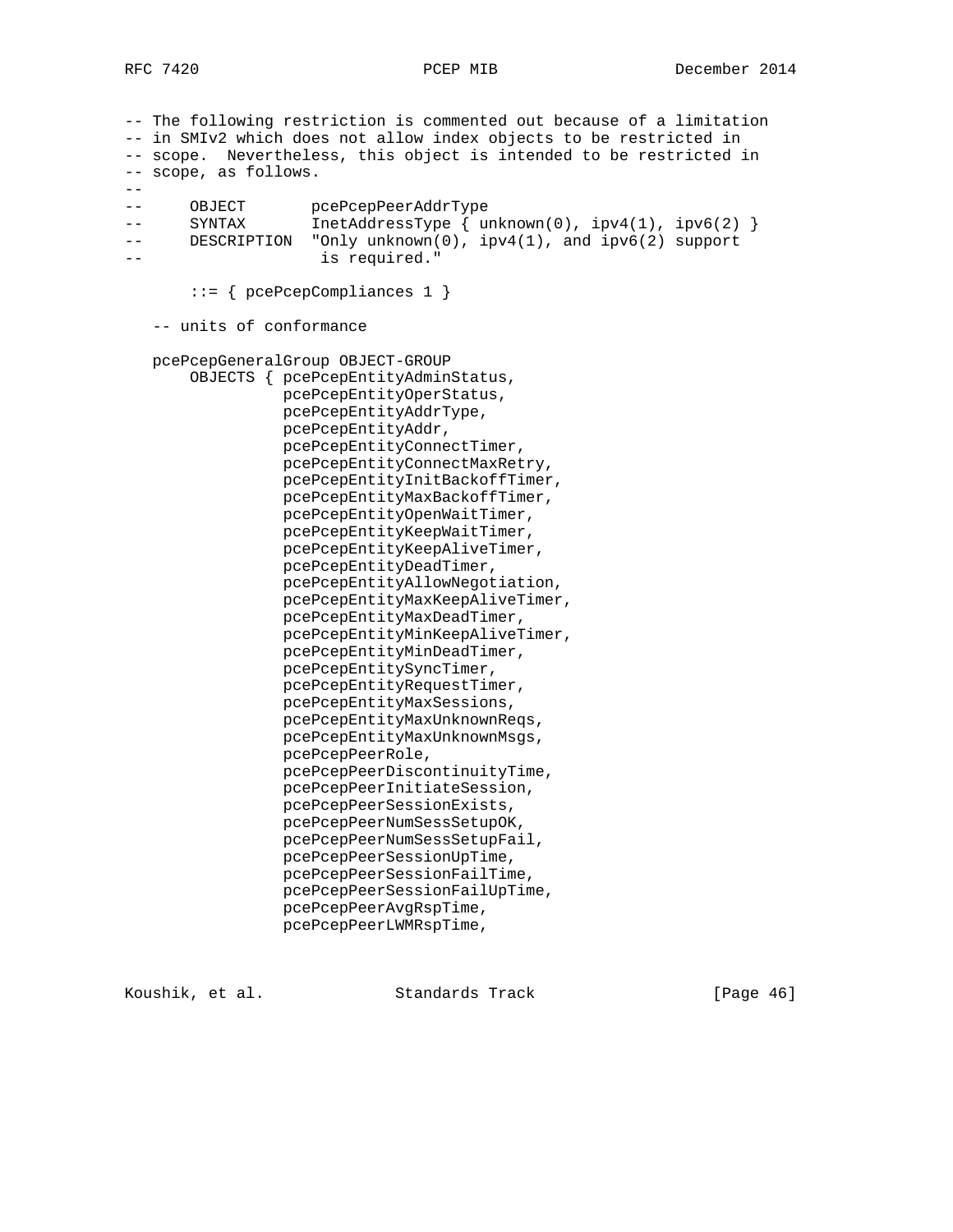```
-- The following restriction is commented out because of a limitation
-- in SMIv2 which does not allow index objects to be restricted in
-- scope.  Nevertheless, this object is intended to be restricted in
-- scope, as follows.
--
--     OBJECT       pcePcepPeerAddrType
--     SYNTAX       InetAddressType { unknown(0), ipv4(1), ipv6(2) }
--     DESCRIPTION  "Only unknown(0), ipv4(1), and ipv6(2) support
--                   is required."

       ::= { pcePcepCompliances 1 }

   -- units of conformance

   pcePcepGeneralGroup OBJECT-GROUP
       OBJECTS { pcePcepEntityAdminStatus,
                 pcePcepEntityOperStatus,
                 pcePcepEntityAddrType,
                 pcePcepEntityAddr,
                 pcePcepEntityConnectTimer,
                 pcePcepEntityConnectMaxRetry,
                 pcePcepEntityInitBackoffTimer,
                 pcePcepEntityMaxBackoffTimer,
                 pcePcepEntityOpenWaitTimer,
                 pcePcepEntityKeepWaitTimer,
                 pcePcepEntityKeepAliveTimer,
                 pcePcepEntityDeadTimer,
                 pcePcepEntityAllowNegotiation,
                 pcePcepEntityMaxKeepAliveTimer,
                 pcePcepEntityMaxDeadTimer,
                 pcePcepEntityMinKeepAliveTimer,
                 pcePcepEntityMinDeadTimer,
                 pcePcepEntitySyncTimer,
                 pcePcepEntityRequestTimer,
                 pcePcepEntityMaxSessions,
                 pcePcepEntityMaxUnknownReqs,
                 pcePcepEntityMaxUnknownMsgs,
                 pcePcepPeerRole,
                 pcePcepPeerDiscontinuityTime,
                 pcePcepPeerInitiateSession,
                 pcePcepPeerSessionExists,
                 pcePcepPeerNumSessSetupOK,
                 pcePcepPeerNumSessSetupFail,
                 pcePcepPeerSessionUpTime,
                 pcePcepPeerSessionFailTime,
                 pcePcepPeerSessionFailUpTime,
                 pcePcepPeerAvgRspTime,
                 pcePcepPeerLWMRspTime,
```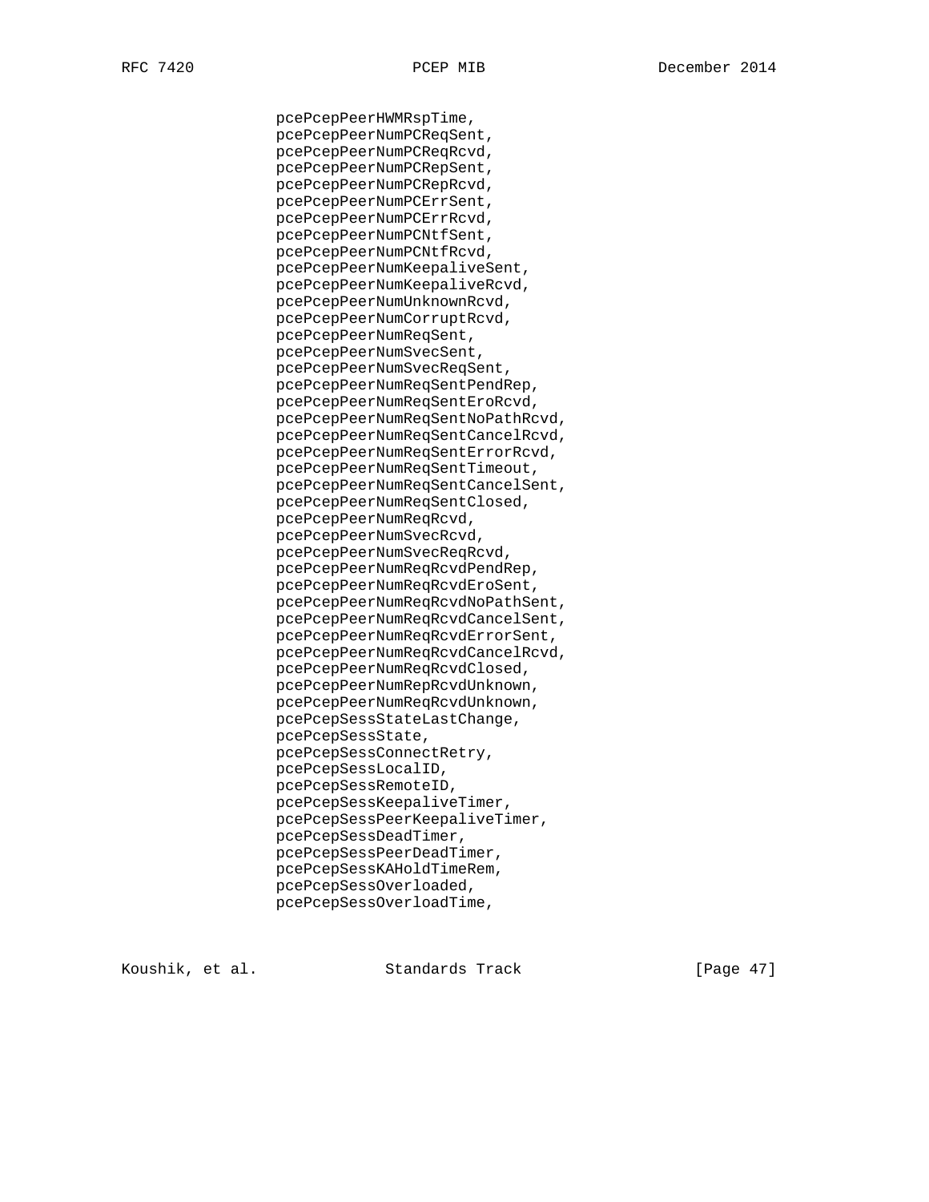```
                  pcePcepPeerHWMRspTime,
                  pcePcepPeerNumPCReqSent,
                  pcePcepPeerNumPCReqRcvd,
                  pcePcepPeerNumPCRepSent,
                  pcePcepPeerNumPCRepRcvd,
                  pcePcepPeerNumPCErrSent,
                  pcePcepPeerNumPCErrRcvd,
                  pcePcepPeerNumPCNtfSent,
                  pcePcepPeerNumPCNtfRcvd,
                  pcePcepPeerNumKeepaliveSent,
                  pcePcepPeerNumKeepaliveRcvd,
                  pcePcepPeerNumUnknownRcvd,
                  pcePcepPeerNumCorruptRcvd,
                  pcePcepPeerNumReqSent,
                  pcePcepPeerNumSvecSent,
                  pcePcepPeerNumSvecReqSent,
                  pcePcepPeerNumReqSentPendRep,
                  pcePcepPeerNumReqSentEroRcvd,
                  pcePcepPeerNumReqSentNoPathRcvd,
                  pcePcepPeerNumReqSentCancelRcvd,
                  pcePcepPeerNumReqSentErrorRcvd,
                  pcePcepPeerNumReqSentTimeout,
                  pcePcepPeerNumReqSentCancelSent,
                  pcePcepPeerNumReqSentClosed,
                  pcePcepPeerNumReqRcvd,
                  pcePcepPeerNumSvecRcvd,
                  pcePcepPeerNumSvecReqRcvd,
                  pcePcepPeerNumReqRcvdPendRep,
                  pcePcepPeerNumReqRcvdEroSent,
                  pcePcepPeerNumReqRcvdNoPathSent,
                  pcePcepPeerNumReqRcvdCancelSent,
                  pcePcepPeerNumReqRcvdErrorSent,
                  pcePcepPeerNumReqRcvdCancelRcvd,
                  pcePcepPeerNumReqRcvdClosed,
                  pcePcepPeerNumRepRcvdUnknown,
                  pcePcepPeerNumReqRcvdUnknown,
                  pcePcepSessStateLastChange,
                  pcePcepSessState,
                  pcePcepSessConnectRetry,
                  pcePcepSessLocalID,
                  pcePcepSessRemoteID,
                  pcePcepSessKeepaliveTimer,
                  pcePcepSessPeerKeepaliveTimer,
                  pcePcepSessDeadTimer,
                  pcePcepSessPeerDeadTimer,
                  pcePcepSessKAHoldTimeRem,
                  pcePcepSessOverloaded,
                  pcePcepSessOverloadTime,
```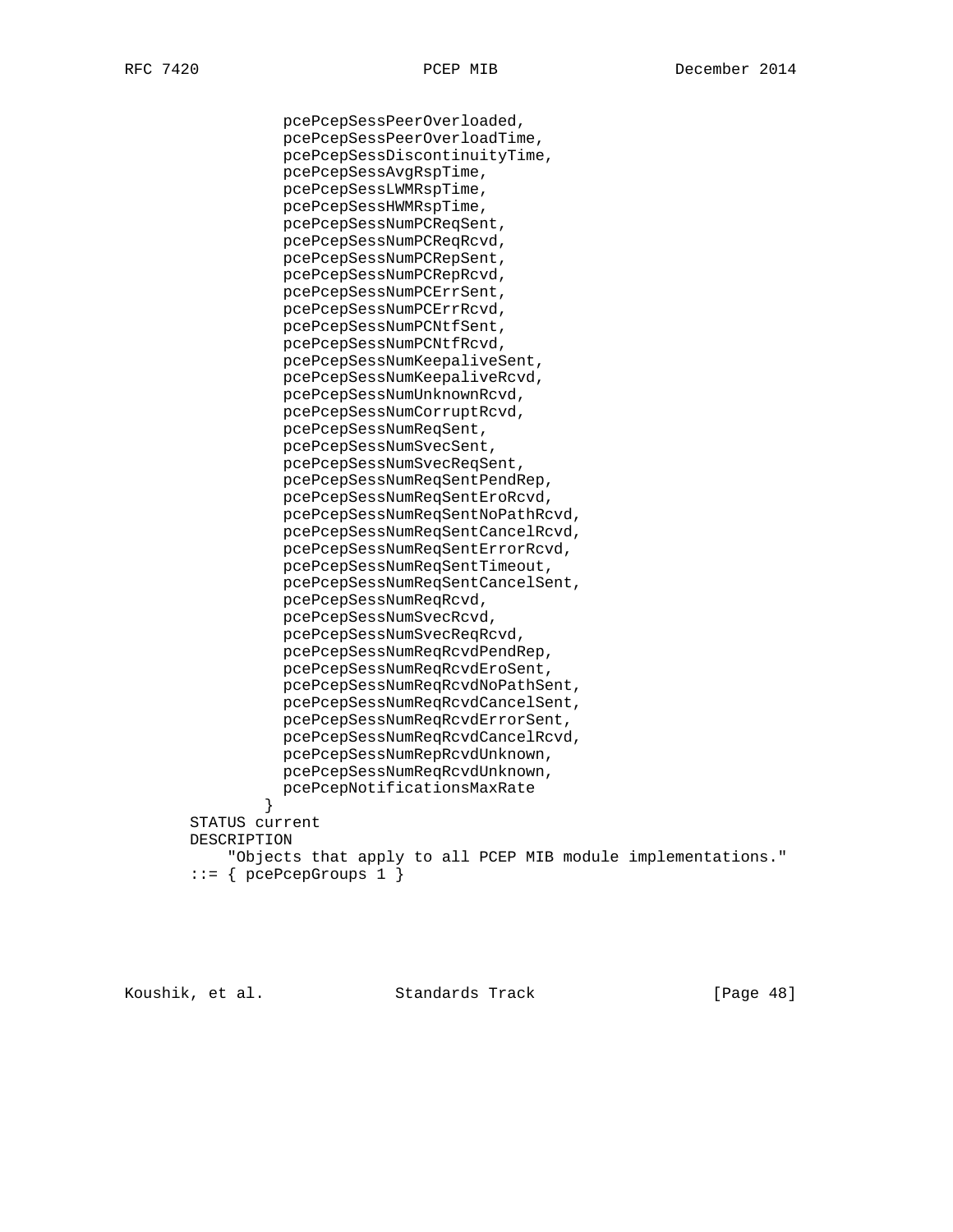```
              pcePcepSessPeerOverloaded,
              pcePcepSessPeerOverloadTime,
              pcePcepSessDiscontinuityTime,
              pcePcepSessAvgRspTime,
              pcePcepSessLWMRspTime,
              pcePcepSessHWMRspTime,
              pcePcepSessNumPCReqSent,
              pcePcepSessNumPCReqRcvd,
              pcePcepSessNumPCRepSent,
              pcePcepSessNumPCRepRcvd,
              pcePcepSessNumPCErrSent,
              pcePcepSessNumPCErrRcvd,
              pcePcepSessNumPCNtfSent,
              pcePcepSessNumPCNtfRcvd,
              pcePcepSessNumKeepaliveSent,
              pcePcepSessNumKeepaliveRcvd,
              pcePcepSessNumUnknownRcvd,
              pcePcepSessNumCorruptRcvd,
              pcePcepSessNumReqSent,
              pcePcepSessNumSvecSent,
              pcePcepSessNumSvecReqSent,
              pcePcepSessNumReqSentPendRep,
              pcePcepSessNumReqSentEroRcvd,
              pcePcepSessNumReqSentNoPathRcvd,
              pcePcepSessNumReqSentCancelRcvd,
              pcePcepSessNumReqSentErrorRcvd,
              pcePcepSessNumReqSentTimeout,
              pcePcepSessNumReqSentCancelSent,
              pcePcepSessNumReqRcvd,
              pcePcepSessNumSvecRcvd,
              pcePcepSessNumSvecReqRcvd,
              pcePcepSessNumReqRcvdPendRep,
              pcePcepSessNumReqRcvdEroSent,
              pcePcepSessNumReqRcvdNoPathSent,
              pcePcepSessNumReqRcvdCancelSent,
              pcePcepSessNumReqRcvdErrorSent,
              pcePcepSessNumReqRcvdCancelRcvd,
              pcePcepSessNumRepRcvdUnknown,
              pcePcepSessNumReqRcvdUnknown,
              pcePcepNotificationsMaxRate
            }
        STATUS current
        DESCRIPTION
            "Objects that apply to all PCEP MIB module implementations."
        ::= { pcePcepGroups 1 }
```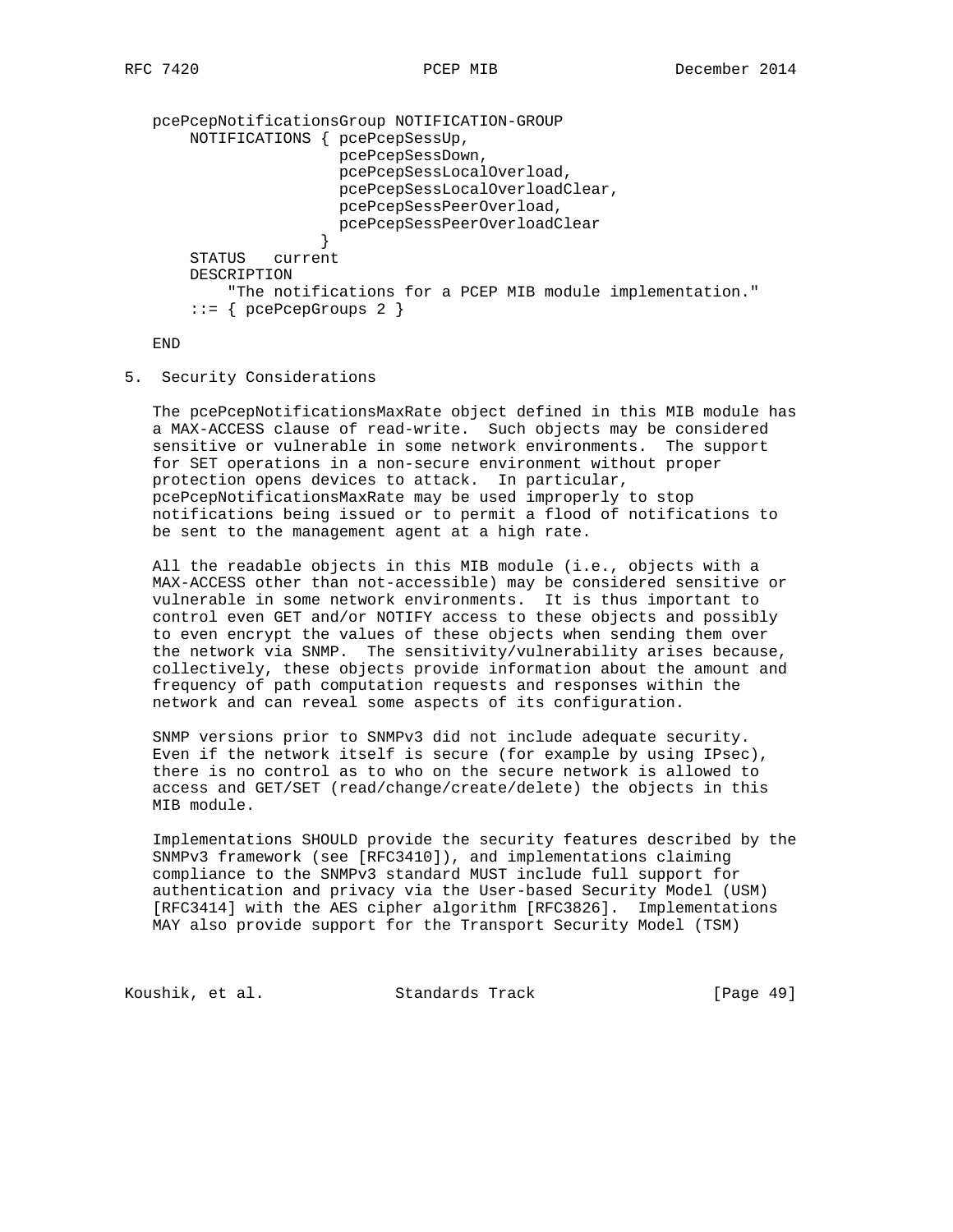```
   pcePcepNotificationsGroup NOTIFICATION-GROUP
       NOTIFICATIONS { pcePcepSessUp,
                       pcePcepSessDown,
                       pcePcepSessLocalOverload,
                       pcePcepSessLocalOverloadClear,
                       pcePcepSessPeerOverload,
                       pcePcepSessPeerOverloadClear
                     }
       STATUS   current
       DESCRIPTION
           "The notifications for a PCEP MIB module implementation."
       ::= { pcePcepGroups 2 }

   END
```

## 5. Security Considerations

The pcePcepNotificationsMaxRate object defined in this MIB module has a MAX-ACCESS clause of read-write. Such objects may be considered sensitive or vulnerable in some network environments. The support for SET operations in a non-secure environment without proper protection opens devices to attack. In particular, pcePcepNotificationsMaxRate may be used improperly to stop notifications being issued or to permit a flood of notifications to be sent to the management agent at a high rate.

All the readable objects in this MIB module (i.e., objects with a MAX-ACCESS other than not-accessible) may be considered sensitive or vulnerable in some network environments. It is thus important to control even GET and/or NOTIFY access to these objects and possibly to even encrypt the values of these objects when sending them over the network via SNMP. The sensitivity/vulnerability arises because, collectively, these objects provide information about the amount and frequency of path computation requests and responses within the network and can reveal some aspects of its configuration.

SNMP versions prior to SNMPv3 did not include adequate security. Even if the network itself is secure (for example by using IPsec), there is no control as to who on the secure network is allowed to access and GET/SET (read/change/create/delete) the objects in this MIB module.

Implementations SHOULD provide the security features described by the SNMPv3 framework (see [RFC3410]), and implementations claiming compliance to the SNMPv3 standard MUST include full support for authentication and privacy via the User-based Security Model (USM) [RFC3414] with the AES cipher algorithm [RFC3826]. Implementations MAY also provide support for the Transport Security Model (TSM)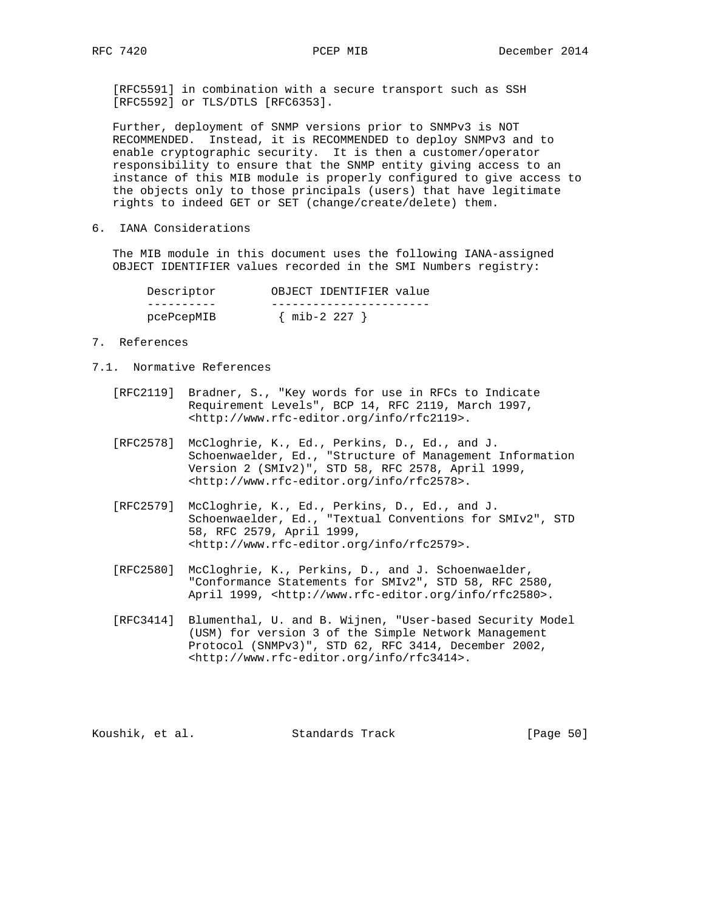[RFC5591] in combination with a secure transport such as SSH [RFC5592] or TLS/DTLS [RFC6353].

Further, deployment of SNMP versions prior to SNMPv3 is NOT RECOMMENDED. Instead, it is RECOMMENDED to deploy SNMPv3 and to enable cryptographic security. It is then a customer/operator responsibility to ensure that the SNMP entity giving access to an instance of this MIB module is properly configured to give access to the objects only to those principals (users) that have legitimate rights to indeed GET or SET (change/create/delete) them.

## 6. IANA Considerations

The MIB module in this document uses the following IANA-assigned OBJECT IDENTIFIER values recorded in the SMI Numbers registry:

| Descriptor | OBJECT IDENTIFIER value |
|---|---|
| pcePcepMIB | { mib-2 227 } |

## 7. References

### 7.1. Normative References

[RFC2119] Bradner, S., "Key words for use in RFCs to Indicate Requirement Levels", BCP 14, RFC 2119, March 1997, <http://www.rfc-editor.org/info/rfc2119>.

[RFC2578] McCloghrie, K., Ed., Perkins, D., Ed., and J. Schoenwaelder, Ed., "Structure of Management Information Version 2 (SMIv2)", STD 58, RFC 2578, April 1999, <http://www.rfc-editor.org/info/rfc2578>.

[RFC2579] McCloghrie, K., Ed., Perkins, D., Ed., and J. Schoenwaelder, Ed., "Textual Conventions for SMIv2", STD 58, RFC 2579, April 1999, <http://www.rfc-editor.org/info/rfc2579>.

[RFC2580] McCloghrie, K., Perkins, D., and J. Schoenwaelder, "Conformance Statements for SMIv2", STD 58, RFC 2580, April 1999, <http://www.rfc-editor.org/info/rfc2580>.

[RFC3414] Blumenthal, U. and B. Wijnen, "User-based Security Model (USM) for version 3 of the Simple Network Management Protocol (SNMPv3)", STD 62, RFC 3414, December 2002, <http://www.rfc-editor.org/info/rfc3414>.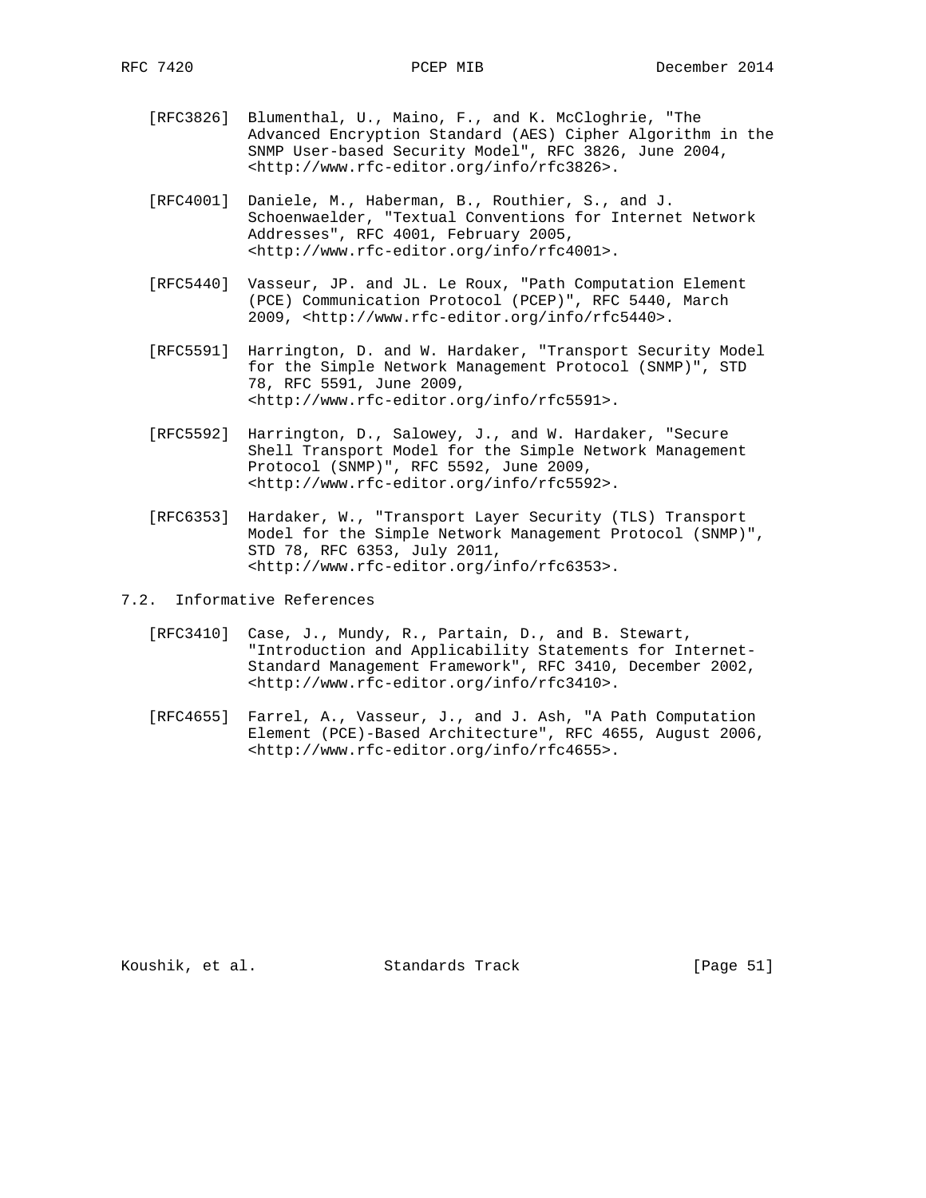[RFC3826] Blumenthal, U., Maino, F., and K. McCloghrie, "The Advanced Encryption Standard (AES) Cipher Algorithm in the SNMP User-based Security Model", RFC 3826, June 2004, <http://www.rfc-editor.org/info/rfc3826>.

[RFC4001] Daniele, M., Haberman, B., Routhier, S., and J. Schoenwaelder, "Textual Conventions for Internet Network Addresses", RFC 4001, February 2005, <http://www.rfc-editor.org/info/rfc4001>.

[RFC5440] Vasseur, JP. and JL. Le Roux, "Path Computation Element (PCE) Communication Protocol (PCEP)", RFC 5440, March 2009, <http://www.rfc-editor.org/info/rfc5440>.

[RFC5591] Harrington, D. and W. Hardaker, "Transport Security Model for the Simple Network Management Protocol (SNMP)", STD 78, RFC 5591, June 2009, <http://www.rfc-editor.org/info/rfc5591>.

[RFC5592] Harrington, D., Salowey, J., and W. Hardaker, "Secure Shell Transport Model for the Simple Network Management Protocol (SNMP)", RFC 5592, June 2009, <http://www.rfc-editor.org/info/rfc5592>.

[RFC6353] Hardaker, W., "Transport Layer Security (TLS) Transport Model for the Simple Network Management Protocol (SNMP)", STD 78, RFC 6353, July 2011, <http://www.rfc-editor.org/info/rfc6353>.

## 7.2. Informative References

[RFC3410] Case, J., Mundy, R., Partain, D., and B. Stewart, "Introduction and Applicability Statements for Internet-Standard Management Framework", RFC 3410, December 2002, <http://www.rfc-editor.org/info/rfc3410>.

[RFC4655] Farrel, A., Vasseur, J., and J. Ash, "A Path Computation Element (PCE)-Based Architecture", RFC 4655, August 2006, <http://www.rfc-editor.org/info/rfc4655>.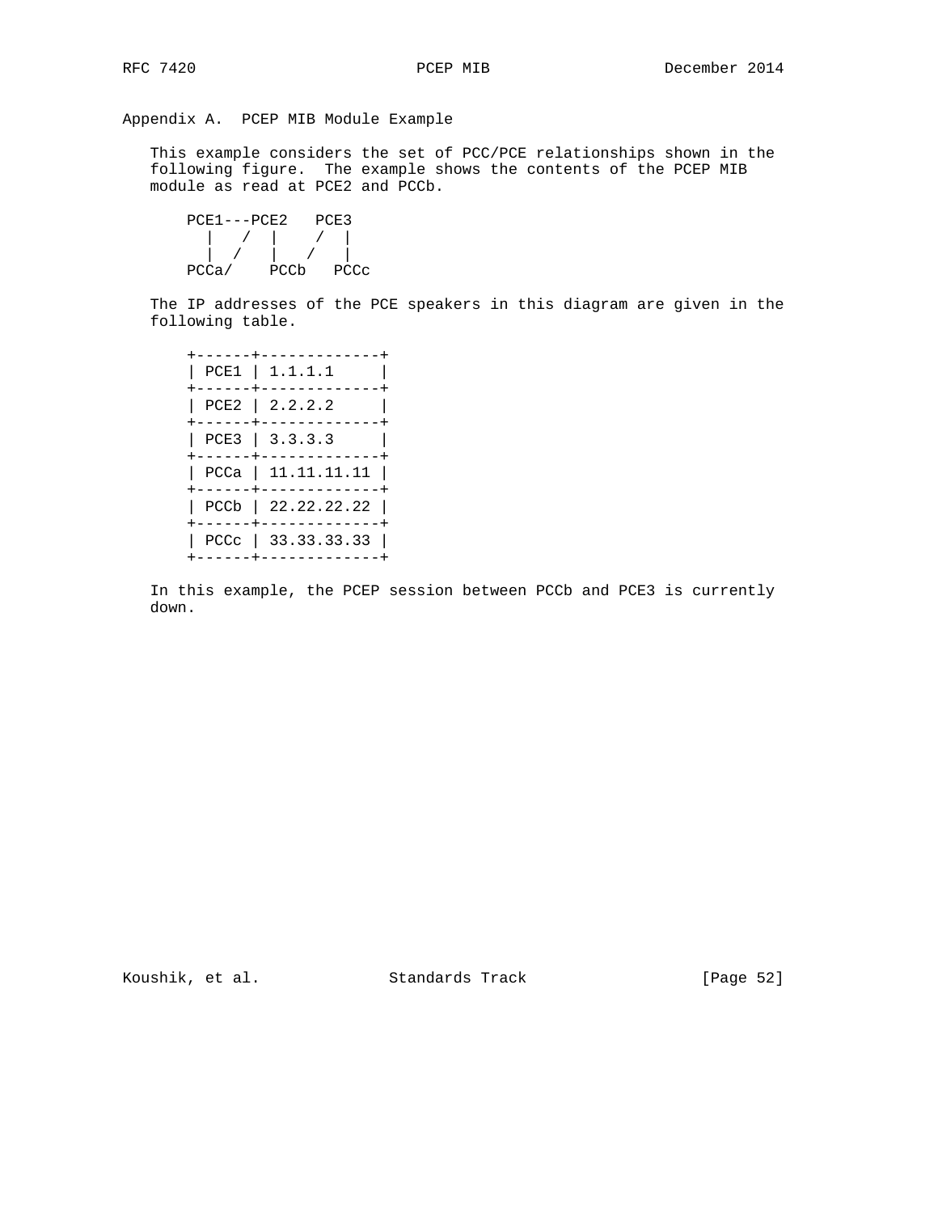## Appendix A. PCEP MIB Module Example

This example considers the set of PCC/PCE relationships shown in the following figure. The example shows the contents of the PCEP MIB module as read at PCE2 and PCCb.

```
PCE1---PCE2   PCE3
  |   /  |    /  |
  |  /   |   /   |
PCCa/    PCCb   PCCc
```

The IP addresses of the PCE speakers in this diagram are given in the following table.

| | |
|---|---|
| PCE1 | 1.1.1.1 |
| PCE2 | 2.2.2.2 |
| PCE3 | 3.3.3.3 |
| PCCa | 11.11.11.11 |
| PCCb | 22.22.22.22 |
| PCCc | 33.33.33.33 |

In this example, the PCEP session between PCCb and PCE3 is currently down.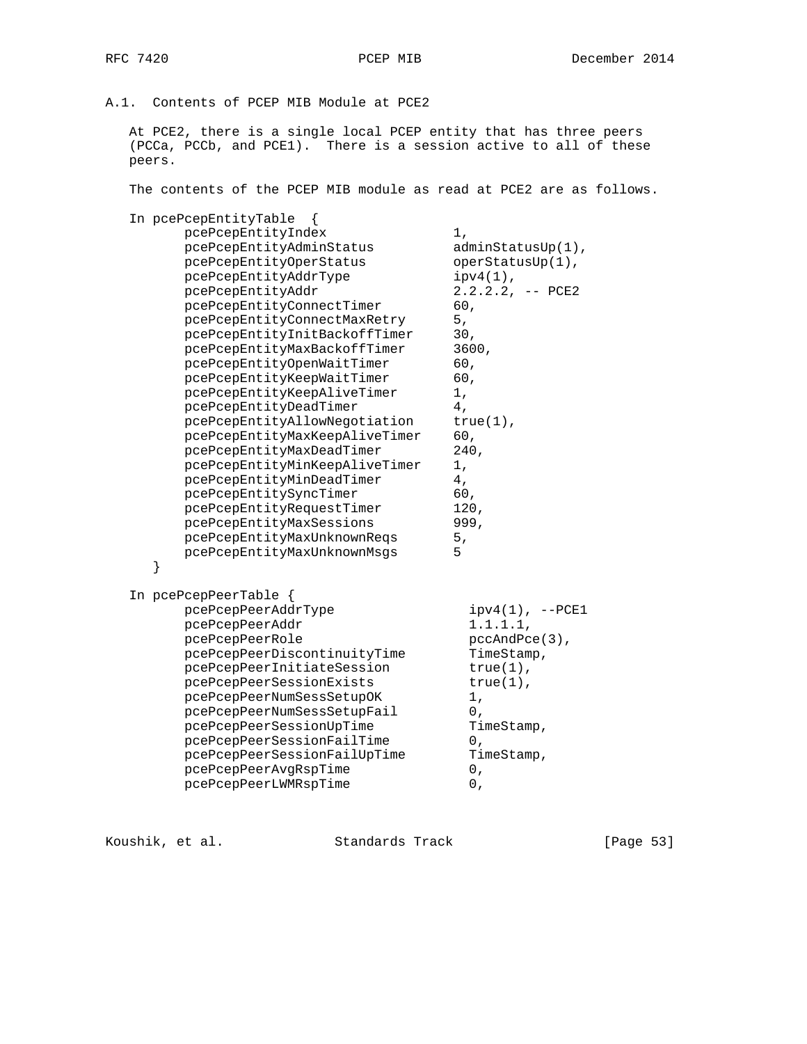### A.1. Contents of PCEP MIB Module at PCE2

At PCE2, there is a single local PCEP entity that has three peers (PCCa, PCCb, and PCE1). There is a session active to all of these peers.

The contents of the PCEP MIB module as read at PCE2 are as follows.

```
In pcePcepEntityTable  {
      pcePcepEntityIndex                1,
      pcePcepEntityAdminStatus          adminStatusUp(1),
      pcePcepEntityOperStatus           operStatusUp(1),
      pcePcepEntityAddrType             ipv4(1),
      pcePcepEntityAddr                 2.2.2.2, -- PCE2
      pcePcepEntityConnectTimer         60,
      pcePcepEntityConnectMaxRetry      5,
      pcePcepEntityInitBackoffTimer     30,
      pcePcepEntityMaxBackoffTimer      3600,
      pcePcepEntityOpenWaitTimer        60,
      pcePcepEntityKeepWaitTimer        60,
      pcePcepEntityKeepAliveTimer       1,
      pcePcepEntityDeadTimer            4,
      pcePcepEntityAllowNegotiation     true(1),
      pcePcepEntityMaxKeepAliveTimer    60,
      pcePcepEntityMaxDeadTimer         240,
      pcePcepEntityMinKeepAliveTimer    1,
      pcePcepEntityMinDeadTimer         4,
      pcePcepEntitySyncTimer            60,
      pcePcepEntityRequestTimer         120,
      pcePcepEntityMaxSessions          999,
      pcePcepEntityMaxUnknownReqs       5,
      pcePcepEntityMaxUnknownMsgs       5
   }

In pcePcepPeerTable {
      pcePcepPeerAddrType                 ipv4(1), --PCE1
      pcePcepPeerAddr                     1.1.1.1,
      pcePcepPeerRole                     pccAndPce(3),
      pcePcepPeerDiscontinuityTime        TimeStamp,
      pcePcepPeerInitiateSession          true(1),
      pcePcepPeerSessionExists            true(1),
      pcePcepPeerNumSessSetupOK           1,
      pcePcepPeerNumSessSetupFail         0,
      pcePcepPeerSessionUpTime            TimeStamp,
      pcePcepPeerSessionFailTime          0,
      pcePcepPeerSessionFailUpTime        TimeStamp,
      pcePcepPeerAvgRspTime               0,
      pcePcepPeerLWMRspTime               0,
```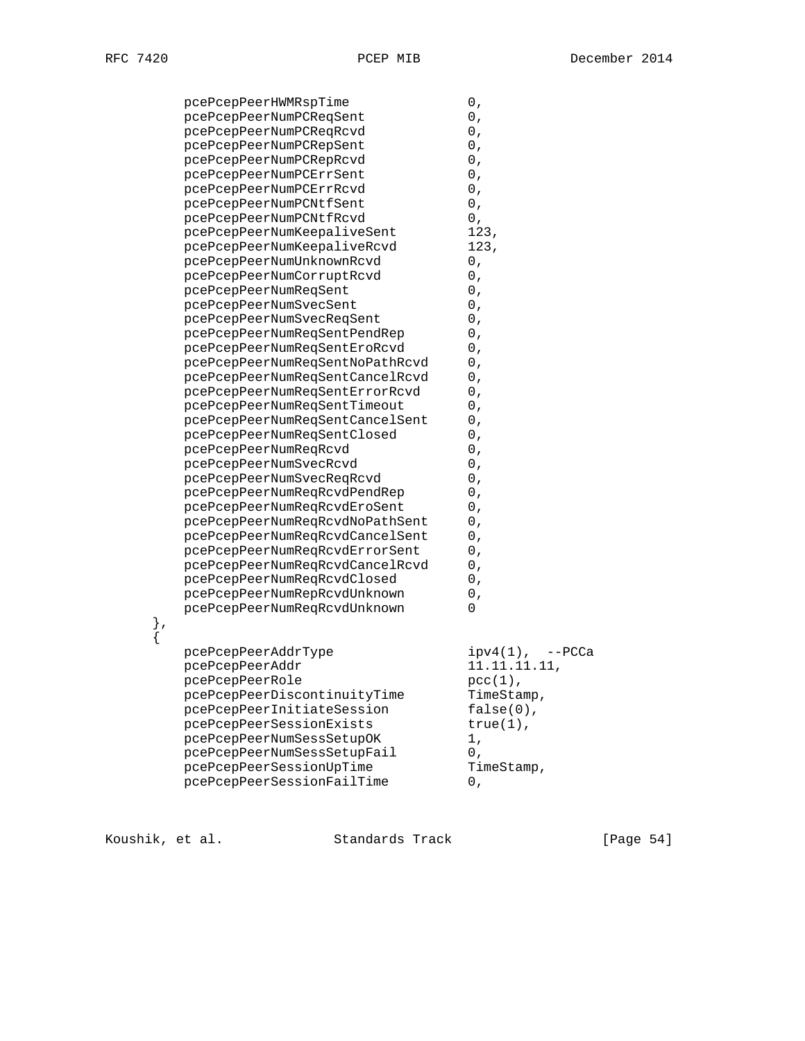```
         pcePcepPeerHWMRspTime               0,
         pcePcepPeerNumPCReqSent             0,
         pcePcepPeerNumPCReqRcvd             0,
         pcePcepPeerNumPCRepSent             0,
         pcePcepPeerNumPCRepRcvd             0,
         pcePcepPeerNumPCErrSent             0,
         pcePcepPeerNumPCErrRcvd             0,
         pcePcepPeerNumPCNtfSent             0,
         pcePcepPeerNumPCNtfRcvd             0,
         pcePcepPeerNumKeepaliveSent         123,
         pcePcepPeerNumKeepaliveRcvd         123,
         pcePcepPeerNumUnknownRcvd           0,
         pcePcepPeerNumCorruptRcvd           0,
         pcePcepPeerNumReqSent               0,
         pcePcepPeerNumSvecSent              0,
         pcePcepPeerNumSvecReqSent           0,
         pcePcepPeerNumReqSentPendRep        0,
         pcePcepPeerNumReqSentEroRcvd        0,
         pcePcepPeerNumReqSentNoPathRcvd     0,
         pcePcepPeerNumReqSentCancelRcvd     0,
         pcePcepPeerNumReqSentErrorRcvd      0,
         pcePcepPeerNumReqSentTimeout        0,
         pcePcepPeerNumReqSentCancelSent     0,
         pcePcepPeerNumReqSentClosed         0,
         pcePcepPeerNumReqRcvd               0,
         pcePcepPeerNumSvecRcvd              0,
         pcePcepPeerNumSvecReqRcvd           0,
         pcePcepPeerNumReqRcvdPendRep        0,
         pcePcepPeerNumReqRcvdEroSent        0,
         pcePcepPeerNumReqRcvdNoPathSent     0,
         pcePcepPeerNumReqRcvdCancelSent     0,
         pcePcepPeerNumReqRcvdErrorSent      0,
         pcePcepPeerNumReqRcvdCancelRcvd     0,
         pcePcepPeerNumReqRcvdClosed         0,
         pcePcepPeerNumRepRcvdUnknown        0,
         pcePcepPeerNumReqRcvdUnknown        0
     },
     {
         pcePcepPeerAddrType                 ipv4(1),  --PCCa
         pcePcepPeerAddr                     11.11.11.11,
         pcePcepPeerRole                     pcc(1),
         pcePcepPeerDiscontinuityTime        TimeStamp,
         pcePcepPeerInitiateSession          false(0),
         pcePcepPeerSessionExists            true(1),
         pcePcepPeerNumSessSetupOK           1,
         pcePcepPeerNumSessSetupFail         0,
         pcePcepPeerSessionUpTime            TimeStamp,
         pcePcepPeerSessionFailTime          0,
```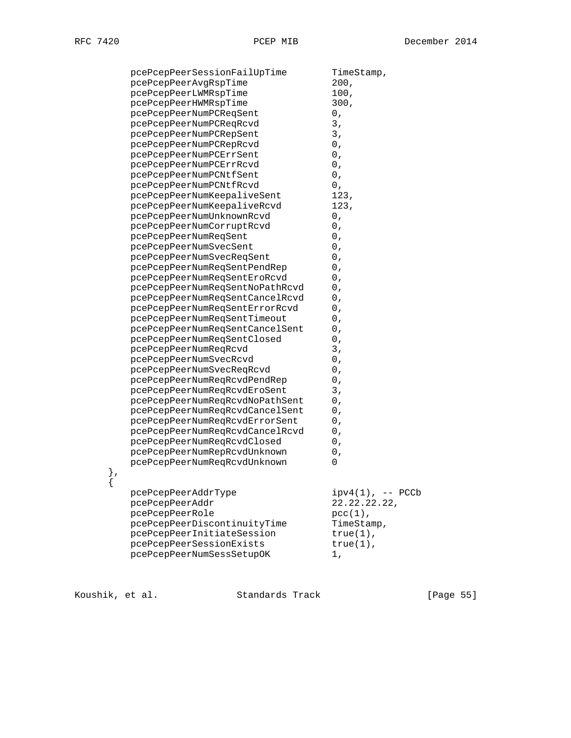```
        pcePcepPeerSessionFailUpTime        TimeStamp,
        pcePcepPeerAvgRspTime               200,
        pcePcepPeerLWMRspTime               100,
        pcePcepPeerHWMRspTime               300,
        pcePcepPeerNumPCReqSent             0,
        pcePcepPeerNumPCReqRcvd             3,
        pcePcepPeerNumPCRepSent             3,
        pcePcepPeerNumPCRepRcvd             0,
        pcePcepPeerNumPCErrSent             0,
        pcePcepPeerNumPCErrRcvd             0,
        pcePcepPeerNumPCNtfSent             0,
        pcePcepPeerNumPCNtfRcvd             0,
        pcePcepPeerNumKeepaliveSent         123,
        pcePcepPeerNumKeepaliveRcvd         123,
        pcePcepPeerNumUnknownRcvd           0,
        pcePcepPeerNumCorruptRcvd           0,
        pcePcepPeerNumReqSent               0,
        pcePcepPeerNumSvecSent              0,
        pcePcepPeerNumSvecReqSent           0,
        pcePcepPeerNumReqSentPendRep        0,
        pcePcepPeerNumReqSentEroRcvd        0,
        pcePcepPeerNumReqSentNoPathRcvd     0,
        pcePcepPeerNumReqSentCancelRcvd     0,
        pcePcepPeerNumReqSentErrorRcvd      0,
        pcePcepPeerNumReqSentTimeout        0,
        pcePcepPeerNumReqSentCancelSent     0,
        pcePcepPeerNumReqSentClosed         0,
        pcePcepPeerNumReqRcvd               3,
        pcePcepPeerNumSvecRcvd              0,
        pcePcepPeerNumSvecReqRcvd           0,
        pcePcepPeerNumReqRcvdPendRep        0,
        pcePcepPeerNumReqRcvdEroSent        3,
        pcePcepPeerNumReqRcvdNoPathSent     0,
        pcePcepPeerNumReqRcvdCancelSent     0,
        pcePcepPeerNumReqRcvdErrorSent      0,
        pcePcepPeerNumReqRcvdCancelRcvd     0,
        pcePcepPeerNumReqRcvdClosed         0,
        pcePcepPeerNumRepRcvdUnknown        0,
        pcePcepPeerNumReqRcvdUnknown        0
    },
    {
        pcePcepPeerAddrType                 ipv4(1), -- PCCb
        pcePcepPeerAddr                     22.22.22.22,
        pcePcepPeerRole                     pcc(1),
        pcePcepPeerDiscontinuityTime        TimeStamp,
        pcePcepPeerInitiateSession          true(1),
        pcePcepPeerSessionExists            true(1),
        pcePcepPeerNumSessSetupOK           1,
```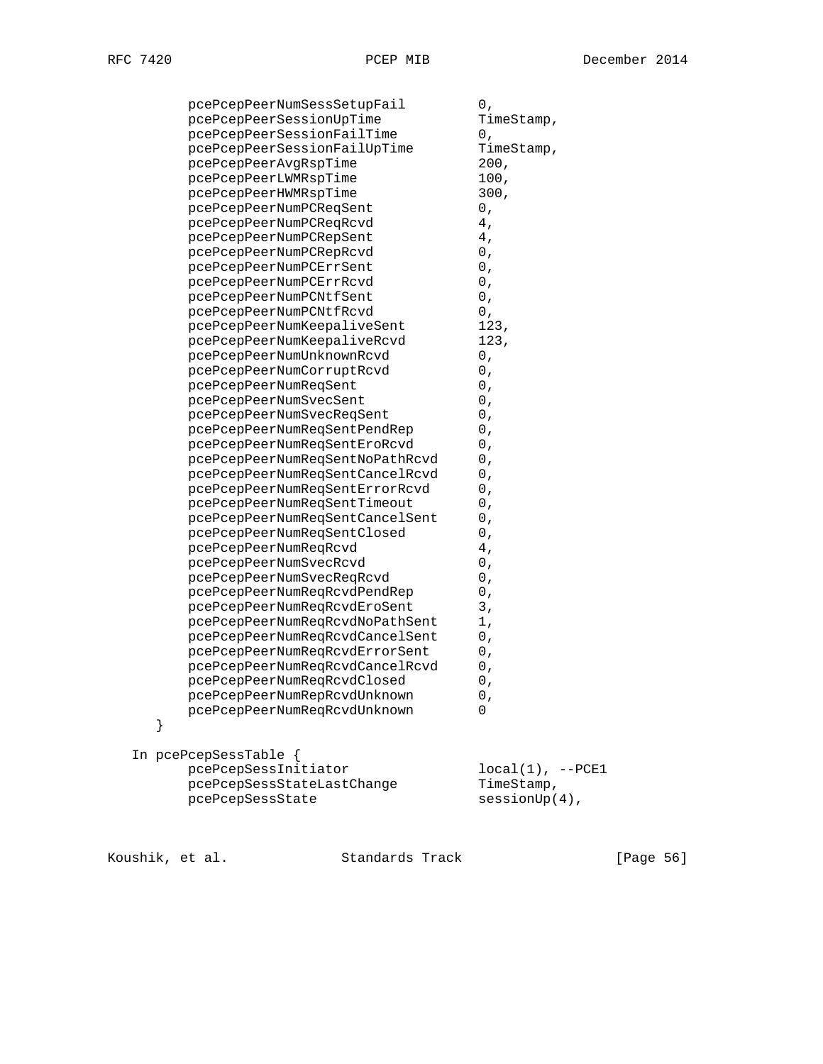```
        pcePcepPeerNumSessSetupFail         0,
        pcePcepPeerSessionUpTime            TimeStamp,
        pcePcepPeerSessionFailTime          0,
        pcePcepPeerSessionFailUpTime        TimeStamp,
        pcePcepPeerAvgRspTime               200,
        pcePcepPeerLWMRspTime               100,
        pcePcepPeerHWMRspTime               300,
        pcePcepPeerNumPCReqSent             0,
        pcePcepPeerNumPCReqRcvd             4,
        pcePcepPeerNumPCRepSent             4,
        pcePcepPeerNumPCRepRcvd             0,
        pcePcepPeerNumPCErrSent             0,
        pcePcepPeerNumPCErrRcvd             0,
        pcePcepPeerNumPCNtfSent             0,
        pcePcepPeerNumPCNtfRcvd             0,
        pcePcepPeerNumKeepaliveSent         123,
        pcePcepPeerNumKeepaliveRcvd         123,
        pcePcepPeerNumUnknownRcvd           0,
        pcePcepPeerNumCorruptRcvd           0,
        pcePcepPeerNumReqSent               0,
        pcePcepPeerNumSvecSent              0,
        pcePcepPeerNumSvecReqSent           0,
        pcePcepPeerNumReqSentPendRep        0,
        pcePcepPeerNumReqSentEroRcvd        0,
        pcePcepPeerNumReqSentNoPathRcvd     0,
        pcePcepPeerNumReqSentCancelRcvd     0,
        pcePcepPeerNumReqSentErrorRcvd      0,
        pcePcepPeerNumReqSentTimeout        0,
        pcePcepPeerNumReqSentCancelSent     0,
        pcePcepPeerNumReqSentClosed         0,
        pcePcepPeerNumReqRcvd               4,
        pcePcepPeerNumSvecRcvd              0,
        pcePcepPeerNumSvecReqRcvd           0,
        pcePcepPeerNumReqRcvdPendRep        0,
        pcePcepPeerNumReqRcvdEroSent        3,
        pcePcepPeerNumReqRcvdNoPathSent     1,
        pcePcepPeerNumReqRcvdCancelSent     0,
        pcePcepPeerNumReqRcvdErrorSent      0,
        pcePcepPeerNumReqRcvdCancelRcvd     0,
        pcePcepPeerNumReqRcvdClosed         0,
        pcePcepPeerNumRepRcvdUnknown        0,
        pcePcepPeerNumReqRcvdUnknown        0
    }

   In pcePcepSessTable {
        pcePcepSessInitiator                local(1), --PCE1
        pcePcepSessStateLastChange          TimeStamp,
        pcePcepSessState                    sessionUp(4),
```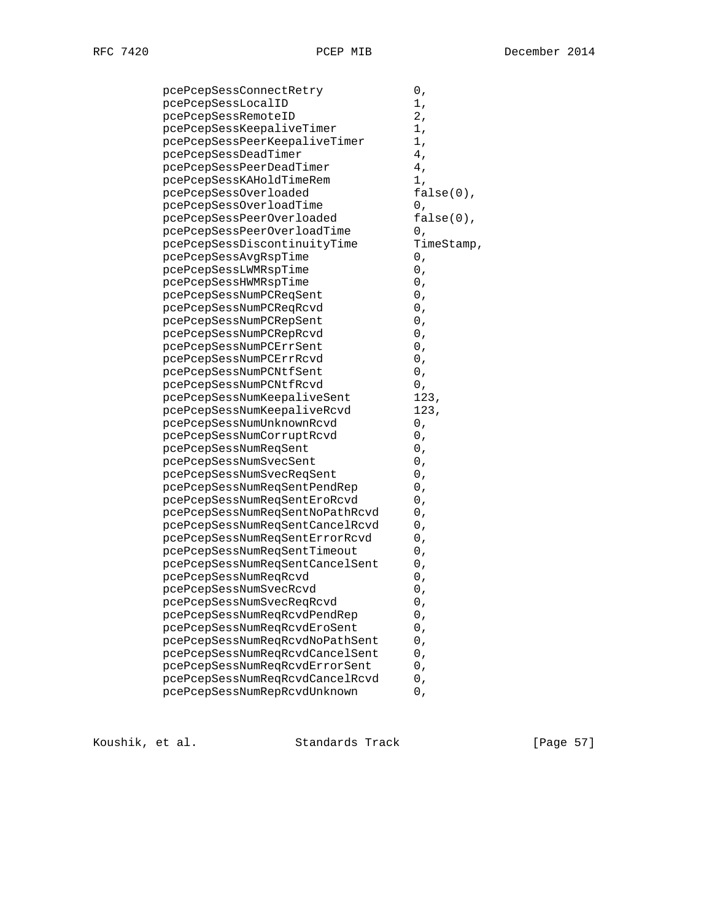```
        pcePcepSessConnectRetry            0,
        pcePcepSessLocalID                 1,
        pcePcepSessRemoteID                2,
        pcePcepSessKeepaliveTimer          1,
        pcePcepSessPeerKeepaliveTimer      1,
        pcePcepSessDeadTimer               4,
        pcePcepSessPeerDeadTimer           4,
        pcePcepSessKAHoldTimeRem           1,
        pcePcepSessOverloaded              false(0),
        pcePcepSessOverloadTime            0,
        pcePcepSessPeerOverloaded          false(0),
        pcePcepSessPeerOverloadTime        0,
        pcePcepSessDiscontinuityTime       TimeStamp,
        pcePcepSessAvgRspTime              0,
        pcePcepSessLWMRspTime              0,
        pcePcepSessHWMRspTime              0,
        pcePcepSessNumPCReqSent            0,
        pcePcepSessNumPCReqRcvd            0,
        pcePcepSessNumPCRepSent            0,
        pcePcepSessNumPCRepRcvd            0,
        pcePcepSessNumPCErrSent            0,
        pcePcepSessNumPCErrRcvd            0,
        pcePcepSessNumPCNtfSent            0,
        pcePcepSessNumPCNtfRcvd            0,
        pcePcepSessNumKeepaliveSent        123,
        pcePcepSessNumKeepaliveRcvd        123,
        pcePcepSessNumUnknownRcvd          0,
        pcePcepSessNumCorruptRcvd          0,
        pcePcepSessNumReqSent              0,
        pcePcepSessNumSvecSent             0,
        pcePcepSessNumSvecReqSent          0,
        pcePcepSessNumReqSentPendRep       0,
        pcePcepSessNumReqSentEroRcvd       0,
        pcePcepSessNumReqSentNoPathRcvd    0,
        pcePcepSessNumReqSentCancelRcvd    0,
        pcePcepSessNumReqSentErrorRcvd     0,
        pcePcepSessNumReqSentTimeout       0,
        pcePcepSessNumReqSentCancelSent    0,
        pcePcepSessNumReqRcvd              0,
        pcePcepSessNumSvecRcvd             0,
        pcePcepSessNumSvecReqRcvd          0,
        pcePcepSessNumReqRcvdPendRep       0,
        pcePcepSessNumReqRcvdEroSent       0,
        pcePcepSessNumReqRcvdNoPathSent    0,
        pcePcepSessNumReqRcvdCancelSent    0,
        pcePcepSessNumReqRcvdErrorSent     0,
        pcePcepSessNumReqRcvdCancelRcvd    0,
        pcePcepSessNumRepRcvdUnknown       0,
```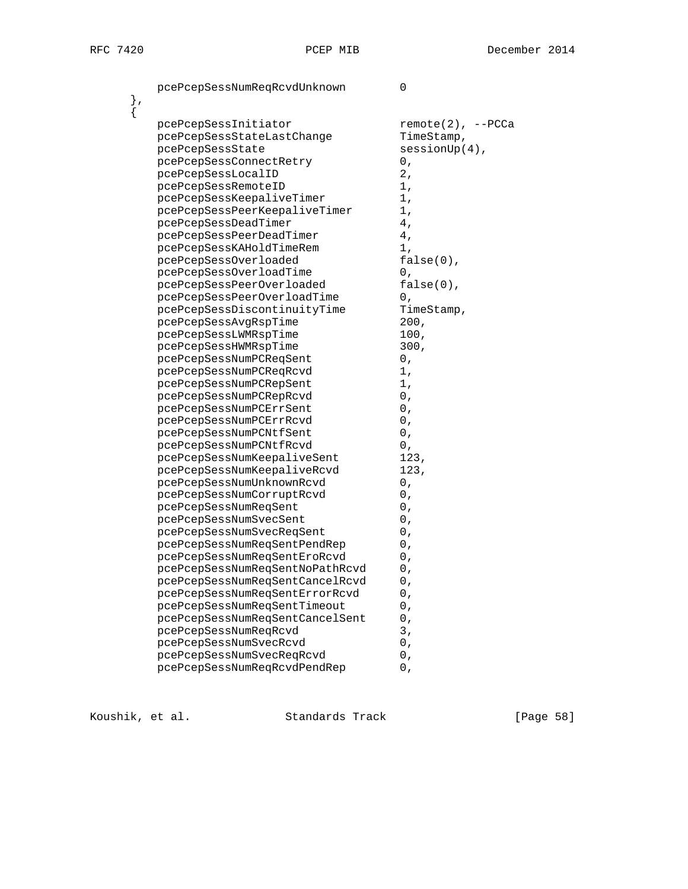```
        pcePcepSessNumReqRcvdUnknown        0
     },
     {
        pcePcepSessInitiator                remote(2), --PCCa
        pcePcepSessStateLastChange          TimeStamp,
        pcePcepSessState                    sessionUp(4),
        pcePcepSessConnectRetry             0,
        pcePcepSessLocalID                  2,
        pcePcepSessRemoteID                 1,
        pcePcepSessKeepaliveTimer           1,
        pcePcepSessPeerKeepaliveTimer       1,
        pcePcepSessDeadTimer                4,
        pcePcepSessPeerDeadTimer            4,
        pcePcepSessKAHoldTimeRem            1,
        pcePcepSessOverloaded               false(0),
        pcePcepSessOverloadTime             0,
        pcePcepSessPeerOverloaded           false(0),
        pcePcepSessPeerOverloadTime         0,
        pcePcepSessDiscontinuityTime        TimeStamp,
        pcePcepSessAvgRspTime               200,
        pcePcepSessLWMRspTime               100,
        pcePcepSessHWMRspTime               300,
        pcePcepSessNumPCReqSent             0,
        pcePcepSessNumPCReqRcvd             1,
        pcePcepSessNumPCRepSent             1,
        pcePcepSessNumPCRepRcvd             0,
        pcePcepSessNumPCErrSent             0,
        pcePcepSessNumPCErrRcvd             0,
        pcePcepSessNumPCNtfSent             0,
        pcePcepSessNumPCNtfRcvd             0,
        pcePcepSessNumKeepaliveSent         123,
        pcePcepSessNumKeepaliveRcvd         123,
        pcePcepSessNumUnknownRcvd           0,
        pcePcepSessNumCorruptRcvd           0,
        pcePcepSessNumReqSent               0,
        pcePcepSessNumSvecSent              0,
        pcePcepSessNumSvecReqSent           0,
        pcePcepSessNumReqSentPendRep        0,
        pcePcepSessNumReqSentEroRcvd        0,
        pcePcepSessNumReqSentNoPathRcvd     0,
        pcePcepSessNumReqSentCancelRcvd     0,
        pcePcepSessNumReqSentErrorRcvd      0,
        pcePcepSessNumReqSentTimeout        0,
        pcePcepSessNumReqSentCancelSent     0,
        pcePcepSessNumReqRcvd               3,
        pcePcepSessNumSvecRcvd              0,
        pcePcepSessNumSvecReqRcvd           0,
        pcePcepSessNumReqRcvdPendRep        0,
```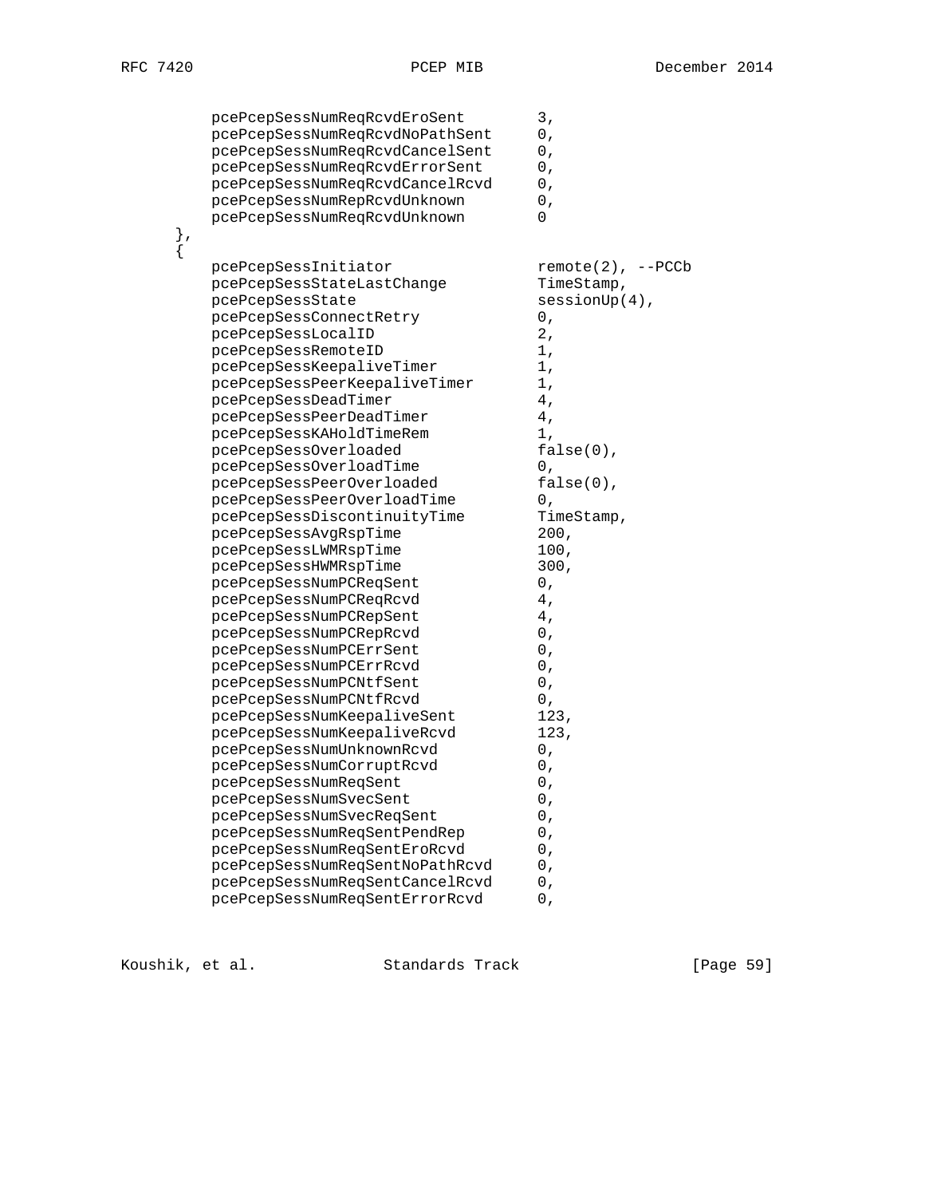```
        pcePcepSessNumReqRcvdEroSent        3,
        pcePcepSessNumReqRcvdNoPathSent     0,
        pcePcepSessNumReqRcvdCancelSent     0,
        pcePcepSessNumReqRcvdErrorSent      0,
        pcePcepSessNumReqRcvdCancelRcvd     0,
        pcePcepSessNumRepRcvdUnknown        0,
        pcePcepSessNumReqRcvdUnknown        0
    },
    {
        pcePcepSessInitiator                remote(2), --PCCb
        pcePcepSessStateLastChange          TimeStamp,
        pcePcepSessState                    sessionUp(4),
        pcePcepSessConnectRetry             0,
        pcePcepSessLocalID                  2,
        pcePcepSessRemoteID                 1,
        pcePcepSessKeepaliveTimer           1,
        pcePcepSessPeerKeepaliveTimer       1,
        pcePcepSessDeadTimer                4,
        pcePcepSessPeerDeadTimer            4,
        pcePcepSessKAHoldTimeRem            1,
        pcePcepSessOverloaded               false(0),
        pcePcepSessOverloadTime             0,
        pcePcepSessPeerOverloaded           false(0),
        pcePcepSessPeerOverloadTime         0,
        pcePcepSessDiscontinuityTime        TimeStamp,
        pcePcepSessAvgRspTime               200,
        pcePcepSessLWMRspTime               100,
        pcePcepSessHWMRspTime               300,
        pcePcepSessNumPCReqSent             0,
        pcePcepSessNumPCReqRcvd             4,
        pcePcepSessNumPCRepSent             4,
        pcePcepSessNumPCRepRcvd             0,
        pcePcepSessNumPCErrSent             0,
        pcePcepSessNumPCErrRcvd             0,
        pcePcepSessNumPCNtfSent             0,
        pcePcepSessNumPCNtfRcvd             0,
        pcePcepSessNumKeepaliveSent         123,
        pcePcepSessNumKeepaliveRcvd         123,
        pcePcepSessNumUnknownRcvd           0,
        pcePcepSessNumCorruptRcvd           0,
        pcePcepSessNumReqSent               0,
        pcePcepSessNumSvecSent              0,
        pcePcepSessNumSvecReqSent           0,
        pcePcepSessNumReqSentPendRep        0,
        pcePcepSessNumReqSentEroRcvd        0,
        pcePcepSessNumReqSentNoPathRcvd     0,
        pcePcepSessNumReqSentCancelRcvd     0,
        pcePcepSessNumReqSentErrorRcvd      0,
```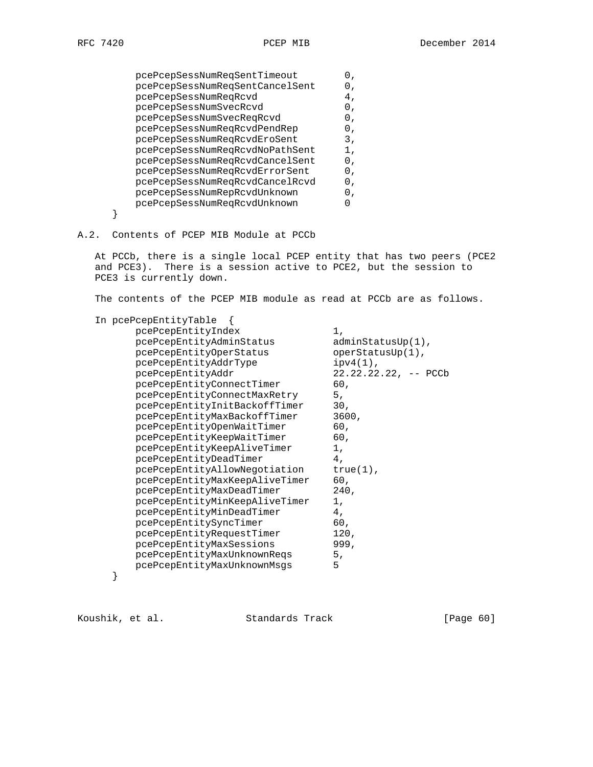```
        pcePcepSessNumReqSentTimeout        0,
        pcePcepSessNumReqSentCancelSent     0,
        pcePcepSessNumReqRcvd               4,
        pcePcepSessNumSvecRcvd              0,
        pcePcepSessNumSvecReqRcvd           0,
        pcePcepSessNumReqRcvdPendRep        0,
        pcePcepSessNumReqRcvdEroSent        3,
        pcePcepSessNumReqRcvdNoPathSent     1,
        pcePcepSessNumReqRcvdCancelSent     0,
        pcePcepSessNumReqRcvdErrorSent      0,
        pcePcepSessNumReqRcvdCancelRcvd     0,
        pcePcepSessNumRepRcvdUnknown        0,
        pcePcepSessNumReqRcvdUnknown        0
    }
```

## A.2. Contents of PCEP MIB Module at PCCb

At PCCb, there is a single local PCEP entity that has two peers (PCE2 and PCE3). There is a session active to PCE2, but the session to PCE3 is currently down.

The contents of the PCEP MIB module as read at PCCb are as follows.

```
In pcePcepEntityTable  {
        pcePcepEntityIndex               1,
        pcePcepEntityAdminStatus         adminStatusUp(1),
        pcePcepEntityOperStatus          operStatusUp(1),
        pcePcepEntityAddrType            ipv4(1),
        pcePcepEntityAddr                22.22.22.22, -- PCCb
        pcePcepEntityConnectTimer        60,
        pcePcepEntityConnectMaxRetry     5,
        pcePcepEntityInitBackoffTimer    30,
        pcePcepEntityMaxBackoffTimer     3600,
        pcePcepEntityOpenWaitTimer       60,
        pcePcepEntityKeepWaitTimer       60,
        pcePcepEntityKeepAliveTimer      1,
        pcePcepEntityDeadTimer           4,
        pcePcepEntityAllowNegotiation    true(1),
        pcePcepEntityMaxKeepAliveTimer   60,
        pcePcepEntityMaxDeadTimer        240,
        pcePcepEntityMinKeepAliveTimer   1,
        pcePcepEntityMinDeadTimer        4,
        pcePcepEntitySyncTimer           60,
        pcePcepEntityRequestTimer        120,
        pcePcepEntityMaxSessions         999,
        pcePcepEntityMaxUnknownReqs      5,
        pcePcepEntityMaxUnknownMsgs      5
    }
```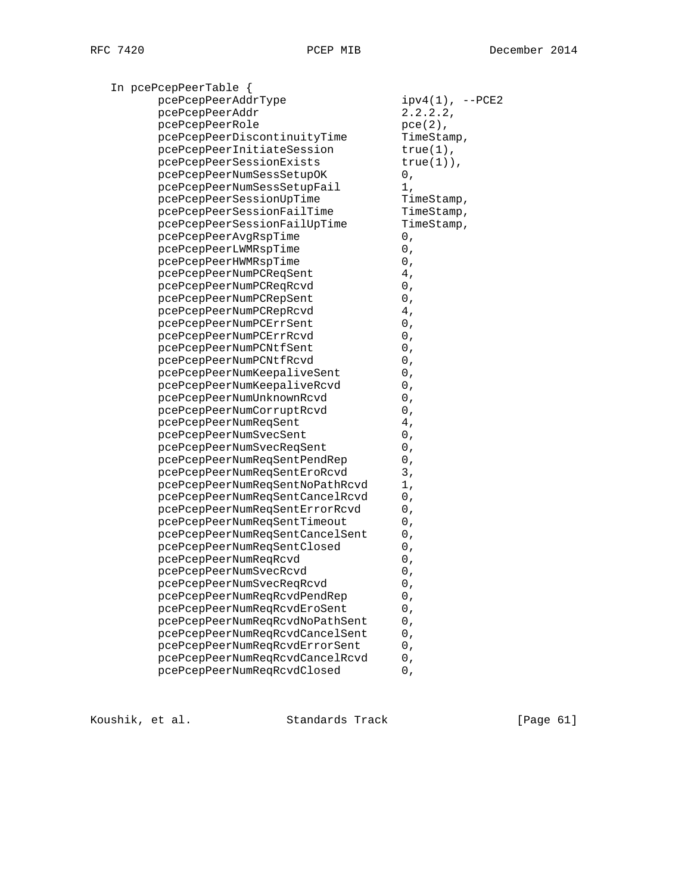```
   In pcePcepPeerTable {
          pcePcepPeerAddrType               ipv4(1), --PCE2
          pcePcepPeerAddr                   2.2.2.2,
          pcePcepPeerRole                   pce(2),
          pcePcepPeerDiscontinuityTime      TimeStamp,
          pcePcepPeerInitiateSession        true(1),
          pcePcepPeerSessionExists          true(1)),
          pcePcepPeerNumSessSetupOK         0,
          pcePcepPeerNumSessSetupFail       1,
          pcePcepPeerSessionUpTime          TimeStamp,
          pcePcepPeerSessionFailTime        TimeStamp,
          pcePcepPeerSessionFailUpTime      TimeStamp,
          pcePcepPeerAvgRspTime             0,
          pcePcepPeerLWMRspTime             0,
          pcePcepPeerHWMRspTime             0,
          pcePcepPeerNumPCReqSent           4,
          pcePcepPeerNumPCReqRcvd           0,
          pcePcepPeerNumPCRepSent           0,
          pcePcepPeerNumPCRepRcvd           4,
          pcePcepPeerNumPCErrSent           0,
          pcePcepPeerNumPCErrRcvd           0,
          pcePcepPeerNumPCNtfSent           0,
          pcePcepPeerNumPCNtfRcvd           0,
          pcePcepPeerNumKeepaliveSent       0,
          pcePcepPeerNumKeepaliveRcvd       0,
          pcePcepPeerNumUnknownRcvd         0,
          pcePcepPeerNumCorruptRcvd         0,
          pcePcepPeerNumReqSent             4,
          pcePcepPeerNumSvecSent            0,
          pcePcepPeerNumSvecReqSent         0,
          pcePcepPeerNumReqSentPendRep      0,
          pcePcepPeerNumReqSentEroRcvd      3,
          pcePcepPeerNumReqSentNoPathRcvd   1,
          pcePcepPeerNumReqSentCancelRcvd   0,
          pcePcepPeerNumReqSentErrorRcvd    0,
          pcePcepPeerNumReqSentTimeout      0,
          pcePcepPeerNumReqSentCancelSent   0,
          pcePcepPeerNumReqSentClosed       0,
          pcePcepPeerNumReqRcvd             0,
          pcePcepPeerNumSvecRcvd            0,
          pcePcepPeerNumSvecReqRcvd         0,
          pcePcepPeerNumReqRcvdPendRep      0,
          pcePcepPeerNumReqRcvdEroSent      0,
          pcePcepPeerNumReqRcvdNoPathSent   0,
          pcePcepPeerNumReqRcvdCancelSent   0,
          pcePcepPeerNumReqRcvdErrorSent    0,
          pcePcepPeerNumReqRcvdCancelRcvd   0,
          pcePcepPeerNumReqRcvdClosed       0,
```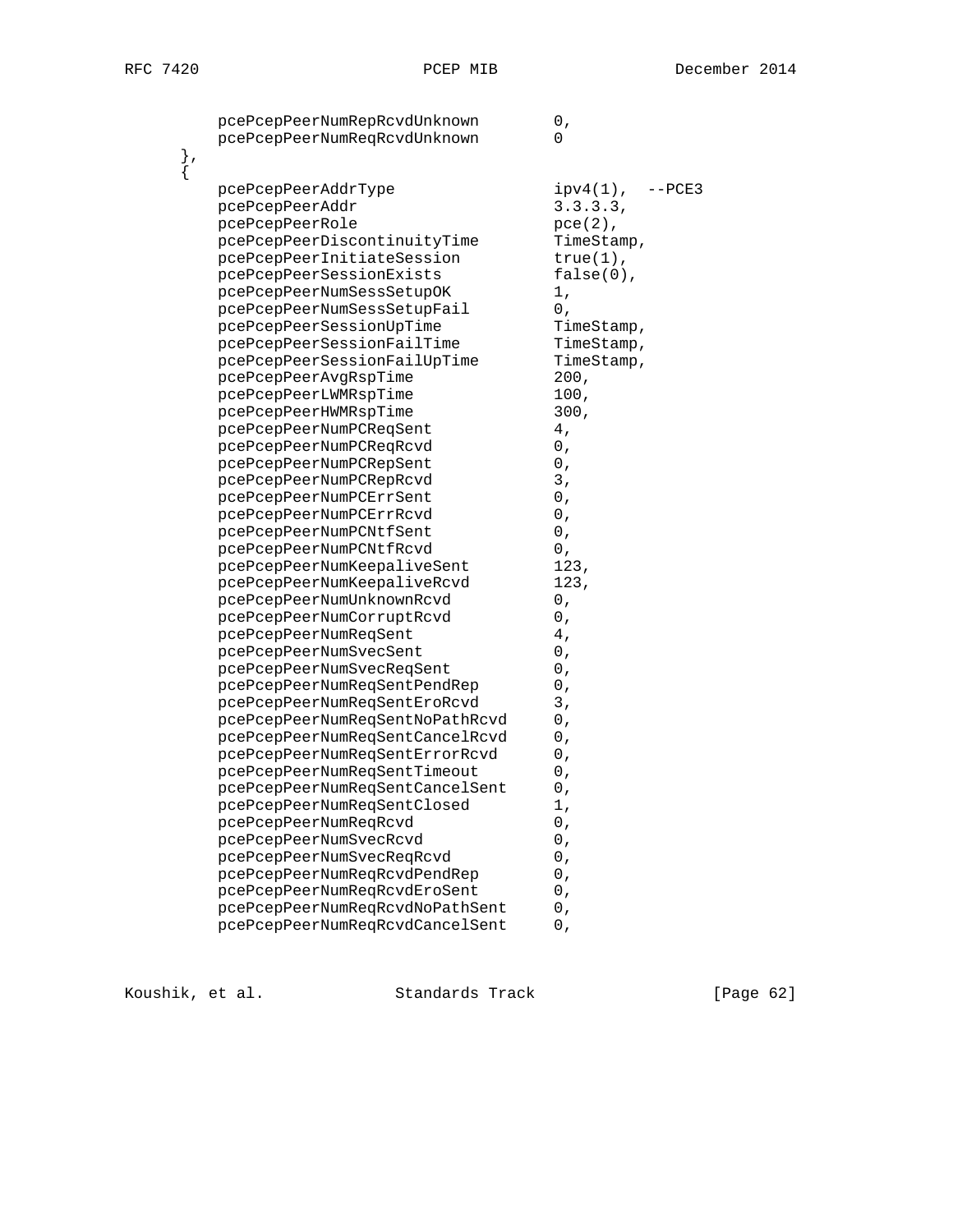```
            pcePcepPeerNumRepRcvdUnknown        0,
            pcePcepPeerNumReqRcvdUnknown        0
        },
        {
            pcePcepPeerAddrType                 ipv4(1),  --PCE3
            pcePcepPeerAddr                     3.3.3.3,
            pcePcepPeerRole                     pce(2),
            pcePcepPeerDiscontinuityTime        TimeStamp,
            pcePcepPeerInitiateSession          true(1),
            pcePcepPeerSessionExists            false(0),
            pcePcepPeerNumSessSetupOK           1,
            pcePcepPeerNumSessSetupFail         0,
            pcePcepPeerSessionUpTime            TimeStamp,
            pcePcepPeerSessionFailTime          TimeStamp,
            pcePcepPeerSessionFailUpTime        TimeStamp,
            pcePcepPeerAvgRspTime               200,
            pcePcepPeerLWMRspTime               100,
            pcePcepPeerHWMRspTime               300,
            pcePcepPeerNumPCReqSent             4,
            pcePcepPeerNumPCReqRcvd             0,
            pcePcepPeerNumPCRepSent             0,
            pcePcepPeerNumPCRepRcvd             3,
            pcePcepPeerNumPCErrSent             0,
            pcePcepPeerNumPCErrRcvd             0,
            pcePcepPeerNumPCNtfSent             0,
            pcePcepPeerNumPCNtfRcvd             0,
            pcePcepPeerNumKeepaliveSent         123,
            pcePcepPeerNumKeepaliveRcvd         123,
            pcePcepPeerNumUnknownRcvd           0,
            pcePcepPeerNumCorruptRcvd           0,
            pcePcepPeerNumReqSent               4,
            pcePcepPeerNumSvecSent              0,
            pcePcepPeerNumSvecReqSent           0,
            pcePcepPeerNumReqSentPendRep        0,
            pcePcepPeerNumReqSentEroRcvd        3,
            pcePcepPeerNumReqSentNoPathRcvd     0,
            pcePcepPeerNumReqSentCancelRcvd     0,
            pcePcepPeerNumReqSentErrorRcvd      0,
            pcePcepPeerNumReqSentTimeout        0,
            pcePcepPeerNumReqSentCancelSent     0,
            pcePcepPeerNumReqSentClosed         1,
            pcePcepPeerNumReqRcvd               0,
            pcePcepPeerNumSvecRcvd              0,
            pcePcepPeerNumSvecReqRcvd           0,
            pcePcepPeerNumReqRcvdPendRep        0,
            pcePcepPeerNumReqRcvdEroSent        0,
            pcePcepPeerNumReqRcvdNoPathSent     0,
            pcePcepPeerNumReqRcvdCancelSent     0,
```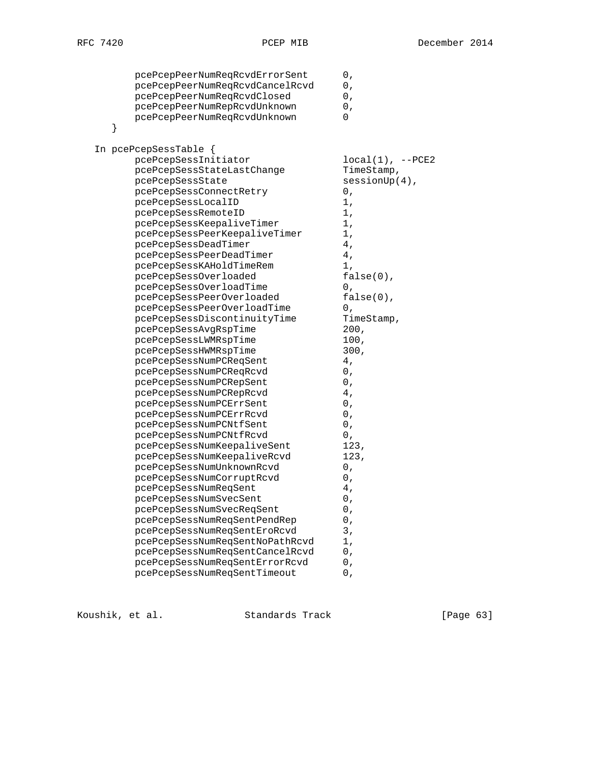```
          pcePcepPeerNumReqRcvdErrorSent      0,
          pcePcepPeerNumReqRcvdCancelRcvd     0,
          pcePcepPeerNumReqRcvdClosed         0,
          pcePcepPeerNumRepRcvdUnknown        0,
          pcePcepPeerNumReqRcvdUnknown        0
      }

   In pcePcepSessTable {
          pcePcepSessInitiator                local(1), --PCE2
          pcePcepSessStateLastChange          TimeStamp,
          pcePcepSessState                    sessionUp(4),
          pcePcepSessConnectRetry             0,
          pcePcepSessLocalID                  1,
          pcePcepSessRemoteID                 1,
          pcePcepSessKeepaliveTimer           1,
          pcePcepSessPeerKeepaliveTimer       1,
          pcePcepSessDeadTimer                4,
          pcePcepSessPeerDeadTimer            4,
          pcePcepSessKAHoldTimeRem            1,
          pcePcepSessOverloaded               false(0),
          pcePcepSessOverloadTime             0,
          pcePcepSessPeerOverloaded           false(0),
          pcePcepSessPeerOverloadTime         0,
          pcePcepSessDiscontinuityTime        TimeStamp,
          pcePcepSessAvgRspTime               200,
          pcePcepSessLWMRspTime               100,
          pcePcepSessHWMRspTime               300,
          pcePcepSessNumPCReqSent             4,
          pcePcepSessNumPCReqRcvd             0,
          pcePcepSessNumPCRepSent             0,
          pcePcepSessNumPCRepRcvd             4,
          pcePcepSessNumPCErrSent             0,
          pcePcepSessNumPCErrRcvd             0,
          pcePcepSessNumPCNtfSent             0,
          pcePcepSessNumPCNtfRcvd             0,
          pcePcepSessNumKeepaliveSent         123,
          pcePcepSessNumKeepaliveRcvd         123,
          pcePcepSessNumUnknownRcvd           0,
          pcePcepSessNumCorruptRcvd           0,
          pcePcepSessNumReqSent               4,
          pcePcepSessNumSvecSent              0,
          pcePcepSessNumSvecReqSent           0,
          pcePcepSessNumReqSentPendRep        0,
          pcePcepSessNumReqSentEroRcvd        3,
          pcePcepSessNumReqSentNoPathRcvd     1,
          pcePcepSessNumReqSentCancelRcvd     0,
          pcePcepSessNumReqSentErrorRcvd      0,
          pcePcepSessNumReqSentTimeout        0,
```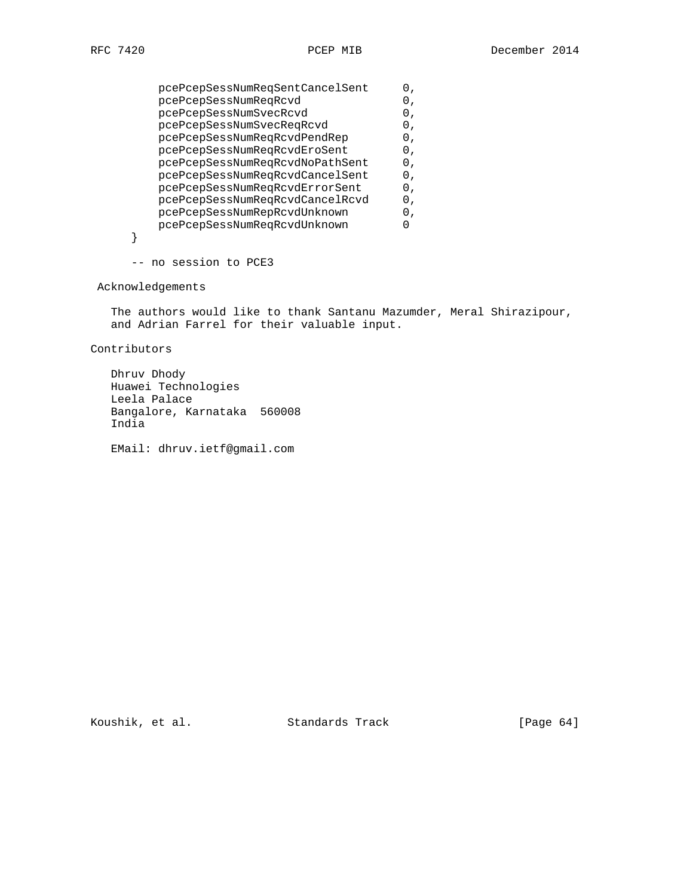```
        pcePcepSessNumReqSentCancelSent     0,
        pcePcepSessNumReqRcvd               0,
        pcePcepSessNumSvecRcvd              0,
        pcePcepSessNumSvecReqRcvd           0,
        pcePcepSessNumReqRcvdPendRep        0,
        pcePcepSessNumReqRcvdEroSent        0,
        pcePcepSessNumReqRcvdNoPathSent     0,
        pcePcepSessNumReqRcvdCancelSent     0,
        pcePcepSessNumReqRcvdErrorSent      0,
        pcePcepSessNumReqRcvdCancelRcvd     0,
        pcePcepSessNumRepRcvdUnknown        0,
        pcePcepSessNumReqRcvdUnknown        0
    }

    -- no session to PCE3
```

## Acknowledgements

The authors would like to thank Santanu Mazumder, Meral Shirazipour, and Adrian Farrel for their valuable input.

## Contributors

Dhruv Dhody
Huawei Technologies
Leela Palace
Bangalore, Karnataka 560008
India

EMail: dhruv.ietf@gmail.com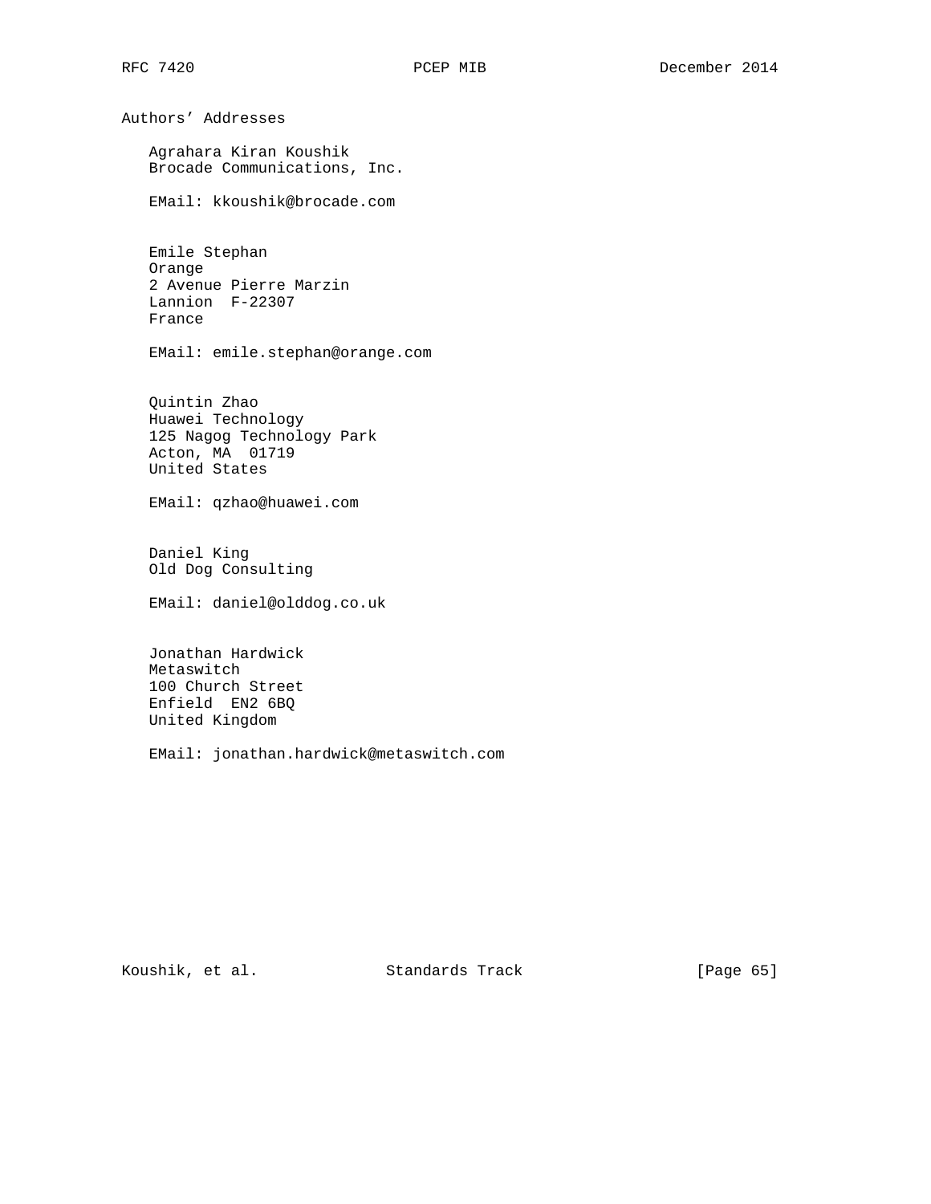## Authors' Addresses

Agrahara Kiran Koushik
Brocade Communications, Inc.

EMail: kkoushik@brocade.com

Emile Stephan
Orange
2 Avenue Pierre Marzin
Lannion  F-22307
France

EMail: emile.stephan@orange.com

Quintin Zhao
Huawei Technology
125 Nagog Technology Park
Acton, MA  01719
United States

EMail: qzhao@huawei.com

Daniel King
Old Dog Consulting

EMail: daniel@olddog.co.uk

Jonathan Hardwick
Metaswitch
100 Church Street
Enfield  EN2 6BQ
United Kingdom

EMail: jonathan.hardwick@metaswitch.com